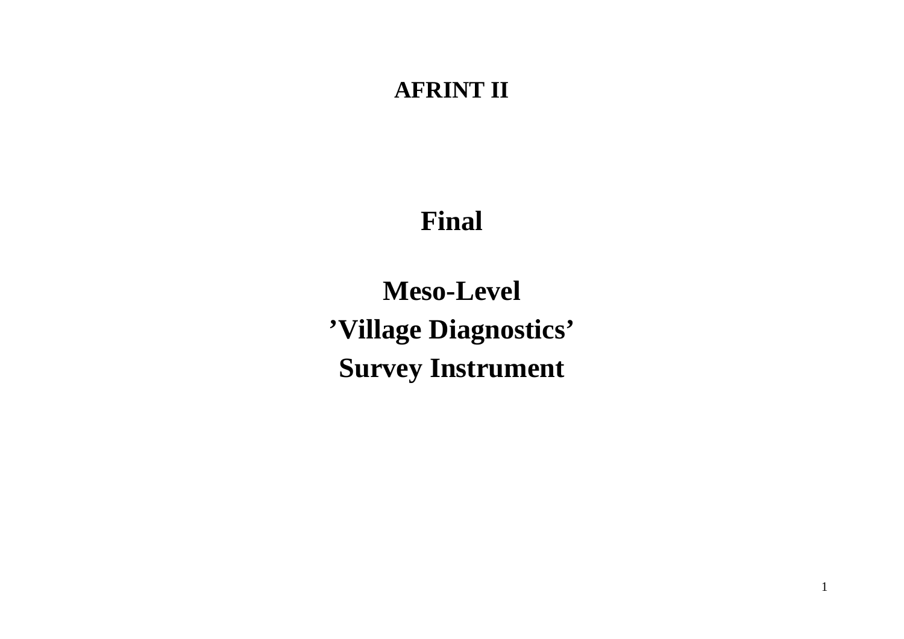# AFRINT II

## Final

## Meso-Level
## ’Village Diagnostics’
## Survey Instrument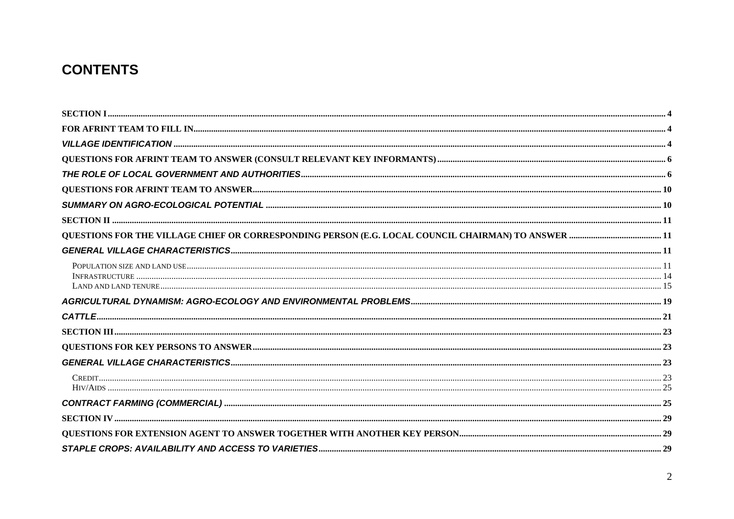# CONTENTS

**SECTION I** .......... 4

**FOR AFRINT TEAM TO FILL IN** .......... 4

***VILLAGE IDENTIFICATION*** .......... 4

**QUESTIONS FOR AFRINT TEAM TO ANSWER (CONSULT RELEVANT KEY INFORMANTS)** .......... 6

***THE ROLE OF LOCAL GOVERNMENT AND AUTHORITIES*** .......... 6

**QUESTIONS FOR AFRINT TEAM TO ANSWER** .......... 10

***SUMMARY ON AGRO-ECOLOGICAL POTENTIAL*** .......... 10

**SECTION II** .......... 11

**QUESTIONS FOR THE VILLAGE CHIEF OR CORRESPONDING PERSON (E.G. LOCAL COUNCIL CHAIRMAN) TO ANSWER** .......... 11

***GENERAL VILLAGE CHARACTERISTICS*** .......... 11

- POPULATION SIZE AND LAND USE .......... 11
- INFRASTRUCTURE .......... 14
- LAND AND LAND TENURE .......... 15

***AGRICULTURAL DYNAMISM: AGRO-ECOLOGY AND ENVIRONMENTAL PROBLEMS*** .......... 19

***CATTLE*** .......... 21

**SECTION III** .......... 23

**QUESTIONS FOR KEY PERSONS TO ANSWER** .......... 23

***GENERAL VILLAGE CHARACTERISTICS*** .......... 23

- CREDIT .......... 23
- HIV/AIDS .......... 25

***CONTRACT FARMING (COMMERCIAL)*** .......... 25

**SECTION IV** .......... 29

**QUESTIONS FOR EXTENSION AGENT TO ANSWER TOGETHER WITH ANOTHER KEY PERSON** .......... 29

***STAPLE CROPS: AVAILABILITY AND ACCESS TO VARIETIES*** .......... 29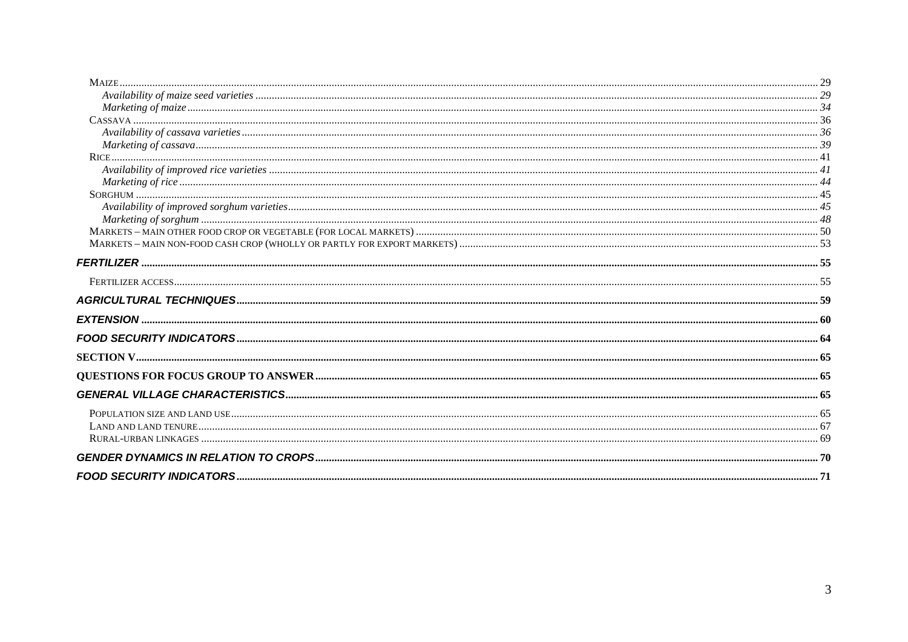MAIZE ........ 29

*Availability of maize seed varieties* ........ 29

*Marketing of maize* ........ 34

CASSAVA ........ 36

*Availability of cassava varieties* ........ 36

*Marketing of cassava* ........ 39

RICE ........ 41

*Availability of improved rice varieties* ........ 41

*Marketing of rice* ........ 44

SORGHUM ........ 45

*Availability of improved sorghum varieties* ........ 45

*Marketing of sorghum* ........ 48

MARKETS – MAIN OTHER FOOD CROP OR VEGETABLE (FOR LOCAL MARKETS) ........ 50

MARKETS – MAIN NON-FOOD CASH CROP (WHOLLY OR PARTLY FOR EXPORT MARKETS) ........ 53

***FERTILIZER*** ........ 55

FERTILIZER ACCESS ........ 55

***AGRICULTURAL TECHNIQUES*** ........ 59

***EXTENSION*** ........ 60

***FOOD SECURITY INDICATORS*** ........ 64

**SECTION V** ........ 65

**QUESTIONS FOR FOCUS GROUP TO ANSWER** ........ 65

***GENERAL VILLAGE CHARACTERISTICS*** ........ 65

POPULATION SIZE AND LAND USE ........ 65

LAND AND LAND TENURE ........ 67

RURAL-URBAN LINKAGES ........ 69

***GENDER DYNAMICS IN RELATION TO CROPS*** ........ 70

***FOOD SECURITY INDICATORS*** ........ 71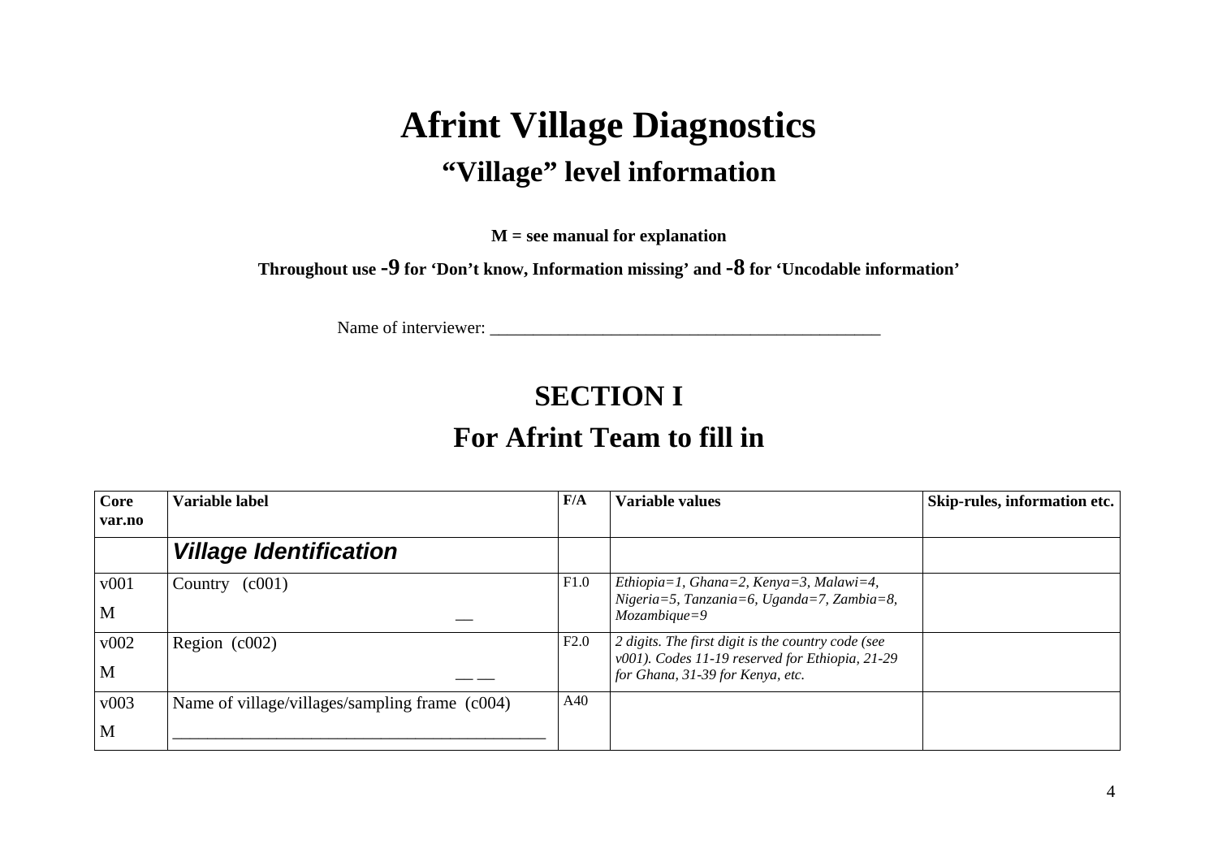# Afrint Village Diagnostics

## "Village" level information

**M = see manual for explanation**

**Throughout use -9 for 'Don't know, Information missing' and -8 for 'Uncodable information'**

Name of interviewer: _______________________________________________

## SECTION I

## For Afrint Team to fill in

| Core var.no | Variable label | F/A | Variable values | Skip-rules, information etc. |
|---|---|---|---|---|
| | ***Village Identification*** | | | |
| v001<br>M | Country (c001)<br>__ | F1.0 | *Ethiopia=1, Ghana=2, Kenya=3, Malawi=4, Nigeria=5, Tanzania=6, Uganda=7, Zambia=8, Mozambique=9* | |
| v002<br>M | Region (c002)<br>__ __ | F2.0 | *2 digits. The first digit is the country code (see v001). Codes 11-19 reserved for Ethiopia, 21-29 for Ghana, 31-39 for Kenya, etc.* | |
| v003<br>M | Name of village/villages/sampling frame (c004)<br>_________________________________________ | A40 | | |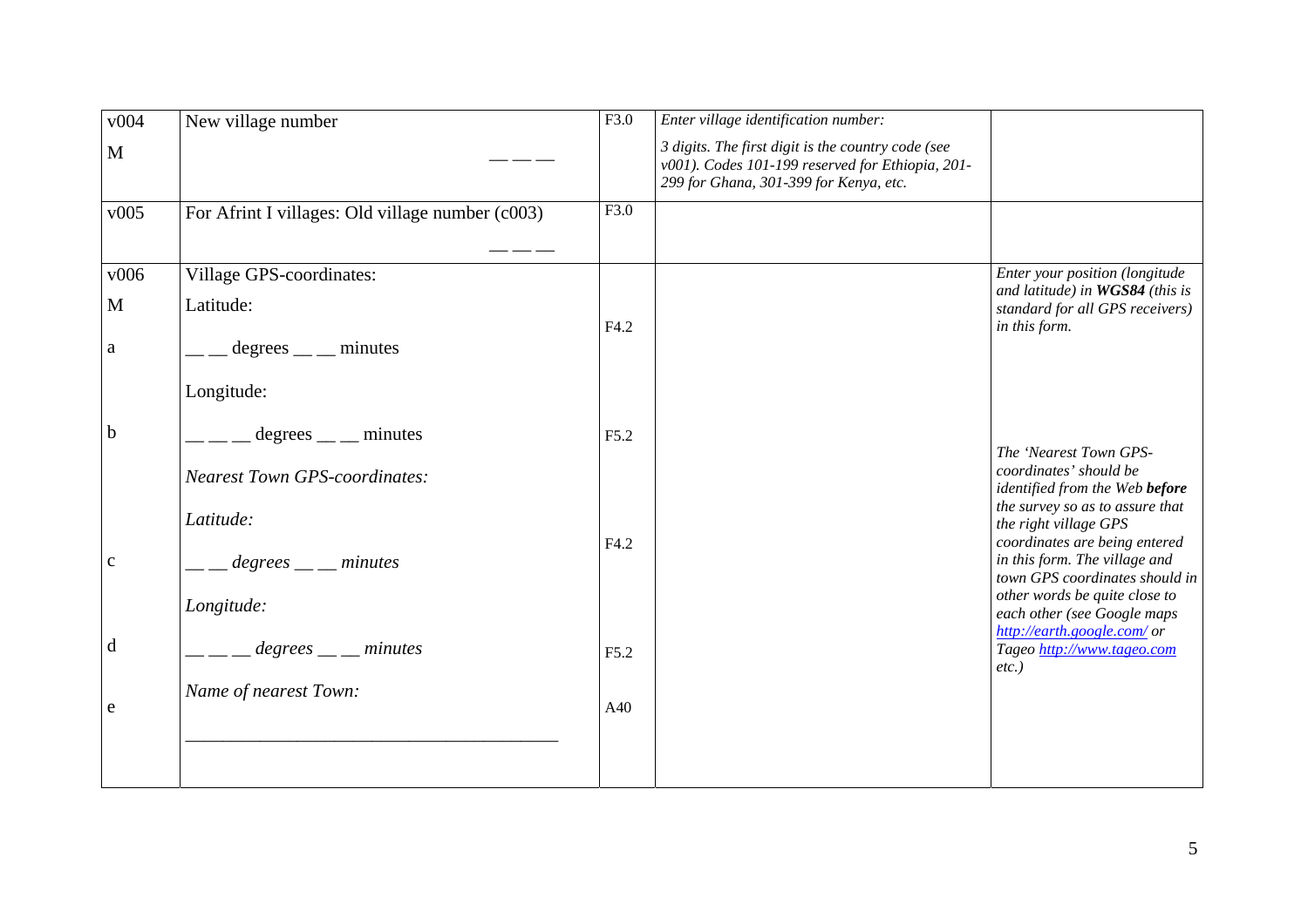| | | | | |
|---|---|---|---|---|
| v004<br>M | New village number<br><br>— — — | F3.0 | *Enter village identification number:*<br><br>*3 digits. The first digit is the country code (see v001). Codes 101-199 reserved for Ethiopia, 201-299 for Ghana, 301-399 for Kenya, etc.* | |
| v005 | For Afrint I villages: Old village number (c003)<br><br>— — — | F3.0 | | |
| v006<br>M | Village GPS-coordinates:<br>Latitude: | | | *Enter your position (longitude and latitude) in **WGS84** (this is standard for all GPS receivers) in this form.* |
| a | __ __ degrees __ __ minutes | F4.2 | | |
| | Longitude: | | | |
| b | __ __ __ degrees __ __ minutes | F5.2 | | *The 'Nearest Town GPS-coordinates' should be identified from the Web **before** the survey so as to assure that the right village GPS coordinates are being entered in this form. The village and town GPS coordinates should in other words be quite close to each other (see Google maps http://earth.google.com/ or Tageo http://www.tageo.com etc.)* |
| | *Nearest Town GPS-coordinates:*<br>*Latitude:* | | | |
| c | *__ __ degrees __ __ minutes* | F4.2 | | |
| | *Longitude:* | | | |
| d | *__ __ __ degrees __ __ minutes* | F5.2 | | |
| e | *Name of nearest Town:*<br><br>________________________________________ | A40 | | |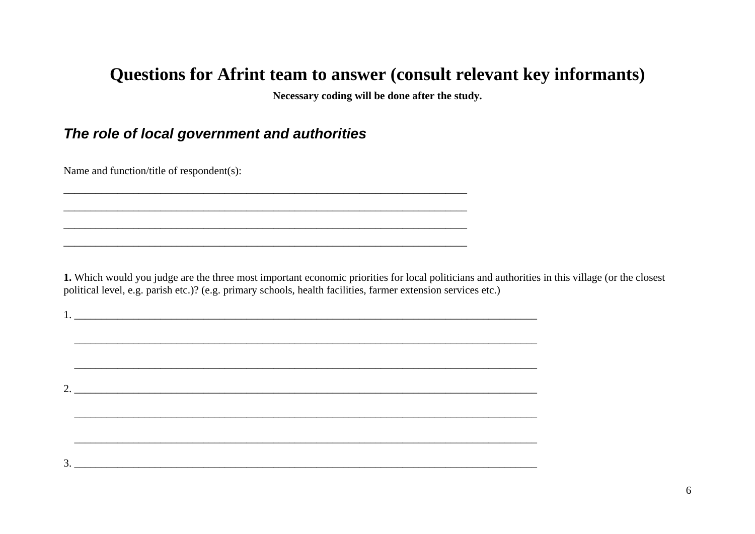# Questions for Afrint team to answer (consult relevant key informants)

**Necessary coding will be done after the study.**

## *The role of local government and authorities*

Name and function/title of respondent(s):

______________________________________________________________________________

______________________________________________________________________________

______________________________________________________________________________

______________________________________________________________________________

**1.** Which would you judge are the three most important economic priorities for local politicians and authorities in this village (or the closest political level, e.g. parish etc.)? (e.g. primary schools, health facilities, farmer extension services etc.)

1. ______________________________________________________________________________

   ______________________________________________________________________________

   ______________________________________________________________________________

2. ______________________________________________________________________________

   ______________________________________________________________________________

   ______________________________________________________________________________

3. ______________________________________________________________________________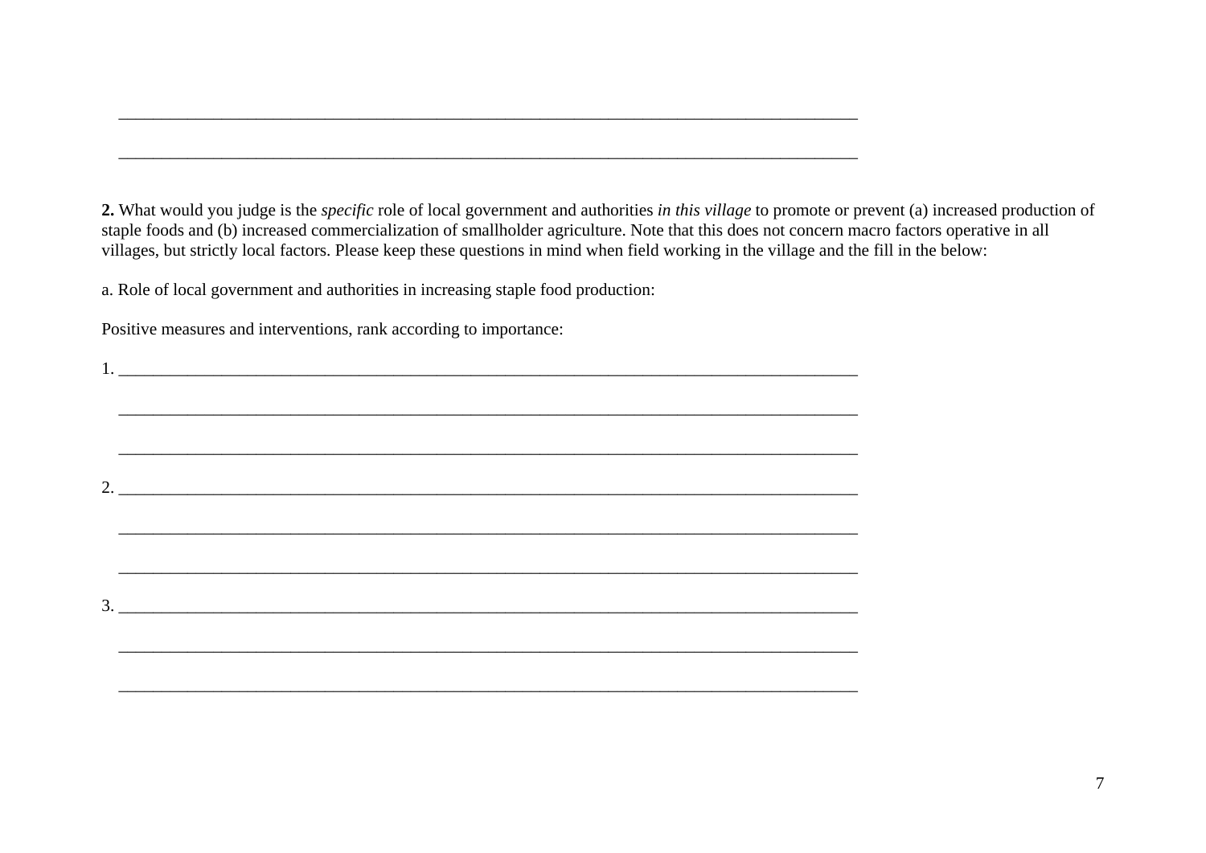\_\_\_\_\_\_\_\_\_\_\_\_\_\_\_\_\_\_\_\_\_\_\_\_\_\_\_\_\_\_\_\_\_\_\_\_\_\_\_\_\_\_\_\_\_\_\_\_\_\_\_\_\_\_\_\_\_\_\_\_\_\_\_\_\_\_\_\_\_\_\_\_\_\_\_\_\_\_\_\_\_\_\_\_\_\_

\_\_\_\_\_\_\_\_\_\_\_\_\_\_\_\_\_\_\_\_\_\_\_\_\_\_\_\_\_\_\_\_\_\_\_\_\_\_\_\_\_\_\_\_\_\_\_\_\_\_\_\_\_\_\_\_\_\_\_\_\_\_\_\_\_\_\_\_\_\_\_\_\_\_\_\_\_\_\_\_\_\_\_\_\_\_

**2.** What would you judge is the *specific* role of local government and authorities *in this village* to promote or prevent (a) increased production of staple foods and (b) increased commercialization of smallholder agriculture. Note that this does not concern macro factors operative in all villages, but strictly local factors. Please keep these questions in mind when field working in the village and the fill in the below:

a. Role of local government and authorities in increasing staple food production:

Positive measures and interventions, rank according to importance:

1. \_\_\_\_\_\_\_\_\_\_\_\_\_\_\_\_\_\_\_\_\_\_\_\_\_\_\_\_\_\_\_\_\_\_\_\_\_\_\_\_\_\_\_\_\_\_\_\_\_\_\_\_\_\_\_\_\_\_\_\_\_\_\_\_\_\_\_\_\_\_\_\_\_\_\_\_\_\_\_\_\_\_\_\_\_\_

\_\_\_\_\_\_\_\_\_\_\_\_\_\_\_\_\_\_\_\_\_\_\_\_\_\_\_\_\_\_\_\_\_\_\_\_\_\_\_\_\_\_\_\_\_\_\_\_\_\_\_\_\_\_\_\_\_\_\_\_\_\_\_\_\_\_\_\_\_\_\_\_\_\_\_\_\_\_\_\_\_\_\_\_\_\_

\_\_\_\_\_\_\_\_\_\_\_\_\_\_\_\_\_\_\_\_\_\_\_\_\_\_\_\_\_\_\_\_\_\_\_\_\_\_\_\_\_\_\_\_\_\_\_\_\_\_\_\_\_\_\_\_\_\_\_\_\_\_\_\_\_\_\_\_\_\_\_\_\_\_\_\_\_\_\_\_\_\_\_\_\_\_

2. \_\_\_\_\_\_\_\_\_\_\_\_\_\_\_\_\_\_\_\_\_\_\_\_\_\_\_\_\_\_\_\_\_\_\_\_\_\_\_\_\_\_\_\_\_\_\_\_\_\_\_\_\_\_\_\_\_\_\_\_\_\_\_\_\_\_\_\_\_\_\_\_\_\_\_\_\_\_\_\_\_\_\_\_\_\_

\_\_\_\_\_\_\_\_\_\_\_\_\_\_\_\_\_\_\_\_\_\_\_\_\_\_\_\_\_\_\_\_\_\_\_\_\_\_\_\_\_\_\_\_\_\_\_\_\_\_\_\_\_\_\_\_\_\_\_\_\_\_\_\_\_\_\_\_\_\_\_\_\_\_\_\_\_\_\_\_\_\_\_\_\_\_

\_\_\_\_\_\_\_\_\_\_\_\_\_\_\_\_\_\_\_\_\_\_\_\_\_\_\_\_\_\_\_\_\_\_\_\_\_\_\_\_\_\_\_\_\_\_\_\_\_\_\_\_\_\_\_\_\_\_\_\_\_\_\_\_\_\_\_\_\_\_\_\_\_\_\_\_\_\_\_\_\_\_\_\_\_\_

3. \_\_\_\_\_\_\_\_\_\_\_\_\_\_\_\_\_\_\_\_\_\_\_\_\_\_\_\_\_\_\_\_\_\_\_\_\_\_\_\_\_\_\_\_\_\_\_\_\_\_\_\_\_\_\_\_\_\_\_\_\_\_\_\_\_\_\_\_\_\_\_\_\_\_\_\_\_\_\_\_\_\_\_\_\_\_

\_\_\_\_\_\_\_\_\_\_\_\_\_\_\_\_\_\_\_\_\_\_\_\_\_\_\_\_\_\_\_\_\_\_\_\_\_\_\_\_\_\_\_\_\_\_\_\_\_\_\_\_\_\_\_\_\_\_\_\_\_\_\_\_\_\_\_\_\_\_\_\_\_\_\_\_\_\_\_\_\_\_\_\_\_\_

\_\_\_\_\_\_\_\_\_\_\_\_\_\_\_\_\_\_\_\_\_\_\_\_\_\_\_\_\_\_\_\_\_\_\_\_\_\_\_\_\_\_\_\_\_\_\_\_\_\_\_\_\_\_\_\_\_\_\_\_\_\_\_\_\_\_\_\_\_\_\_\_\_\_\_\_\_\_\_\_\_\_\_\_\_\_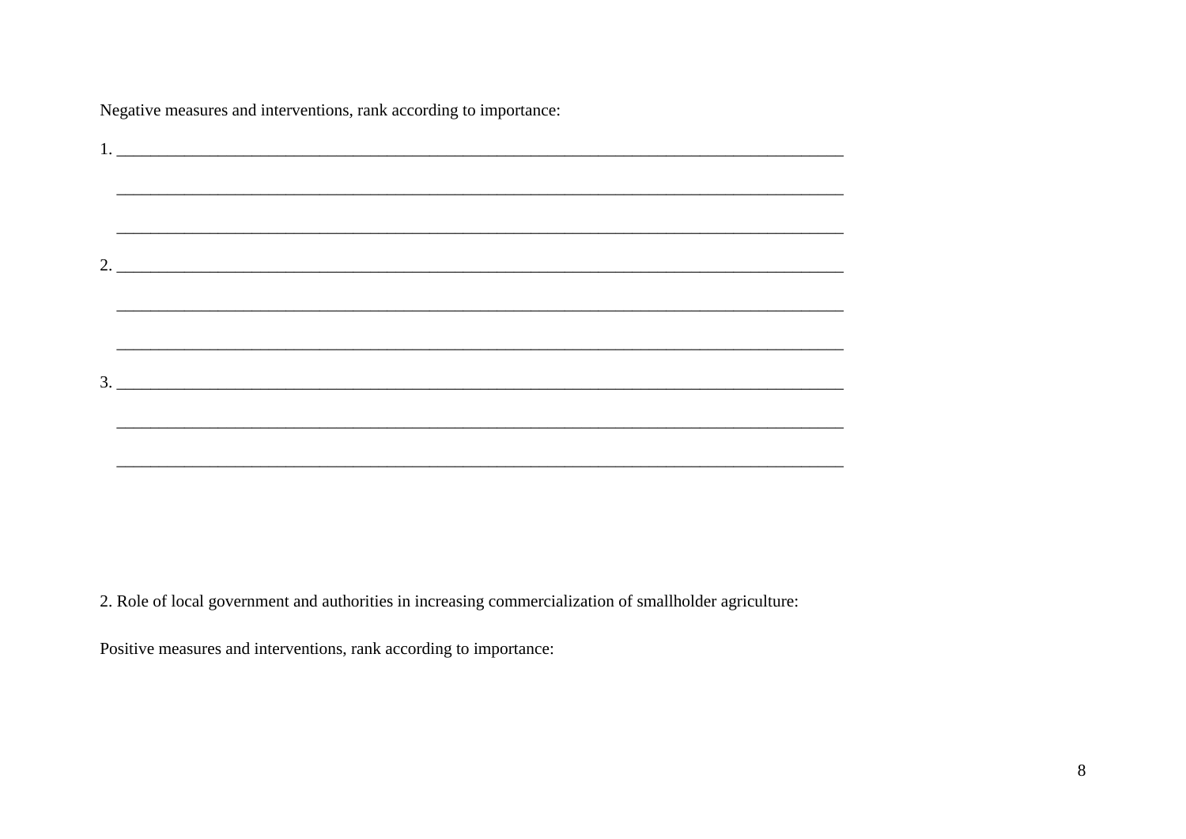Negative measures and interventions, rank according to importance:

1. ______________________________________________________________________________

   ______________________________________________________________________________

   ______________________________________________________________________________

2. ______________________________________________________________________________

   ______________________________________________________________________________

   ______________________________________________________________________________

3. ______________________________________________________________________________

   ______________________________________________________________________________

   ______________________________________________________________________________

2. Role of local government and authorities in increasing commercialization of smallholder agriculture:

Positive measures and interventions, rank according to importance: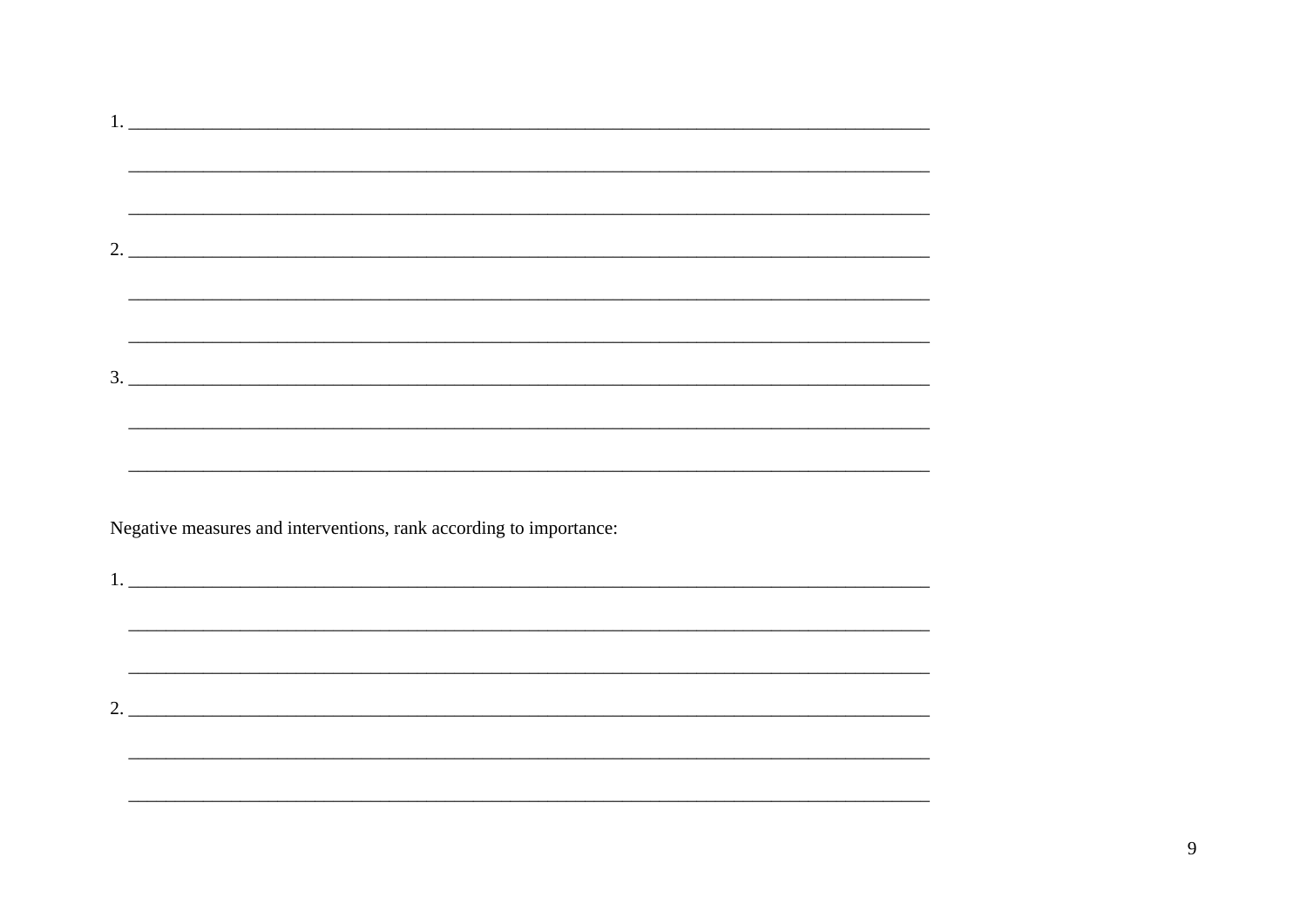1. ______________________________________________________________________________

   ______________________________________________________________________________

   ______________________________________________________________________________

2. ______________________________________________________________________________

   ______________________________________________________________________________

   ______________________________________________________________________________

3. ______________________________________________________________________________

   ______________________________________________________________________________

   ______________________________________________________________________________

Negative measures and interventions, rank according to importance:

1. ______________________________________________________________________________

   ______________________________________________________________________________

   ______________________________________________________________________________

2. ______________________________________________________________________________

   ______________________________________________________________________________

   ______________________________________________________________________________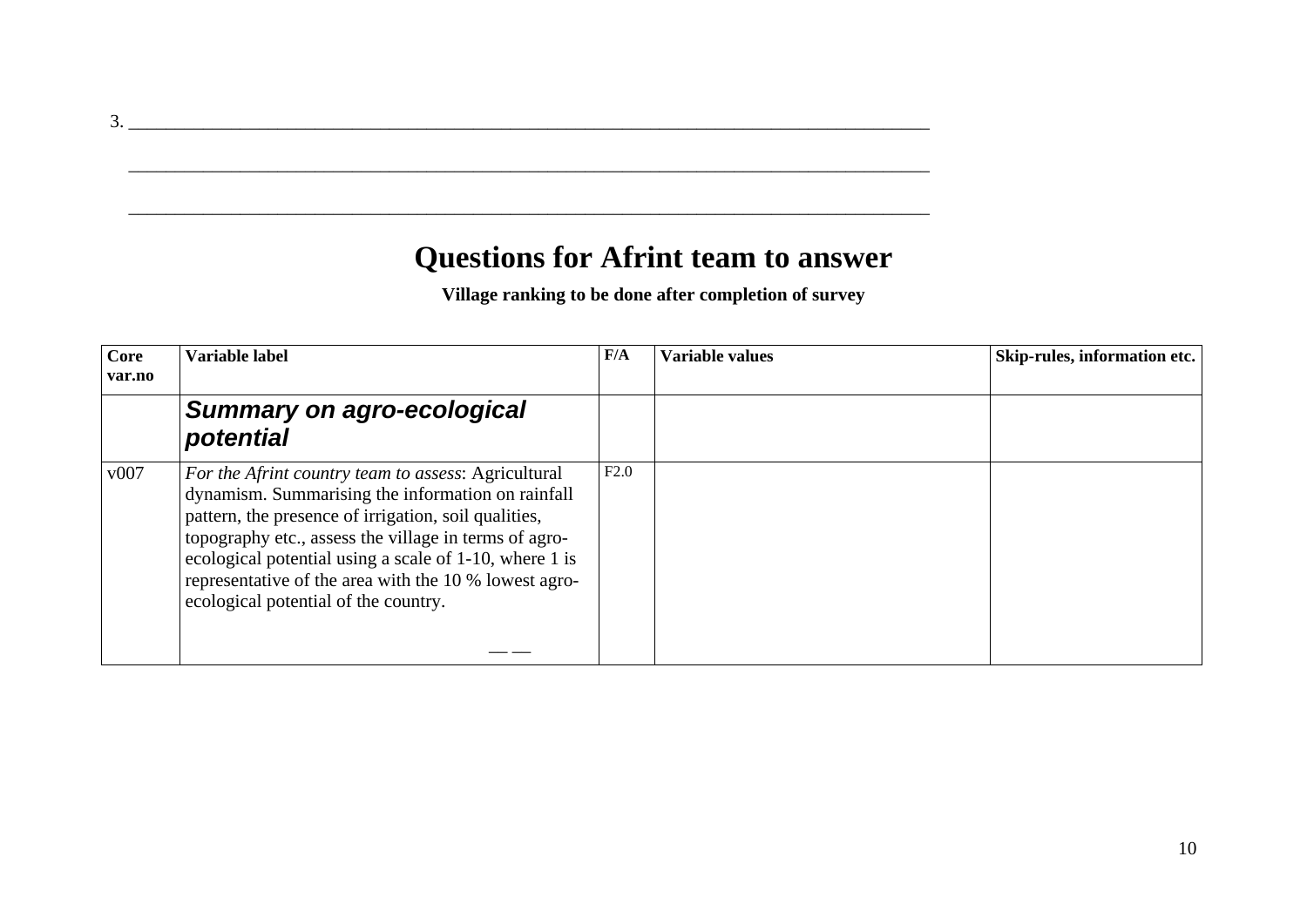3. ________________________________________________________________________________

________________________________________________________________________________

________________________________________________________________________________

# Questions for Afrint team to answer

**Village ranking to be done after completion of survey**

| Core var.no | Variable label | F/A | Variable values | Skip-rules, information etc. |
|---|---|---|---|---|
| | ***Summary on agro-ecological potential*** | | | |
| v007 | *For the Afrint country team to assess*: Agricultural dynamism. Summarising the information on rainfall pattern, the presence of irrigation, soil qualities, topography etc., assess the village in terms of agro-ecological potential using a scale of 1-10, where 1 is representative of the area with the 10 % lowest agro-ecological potential of the country. __ __ | F2.0 | | |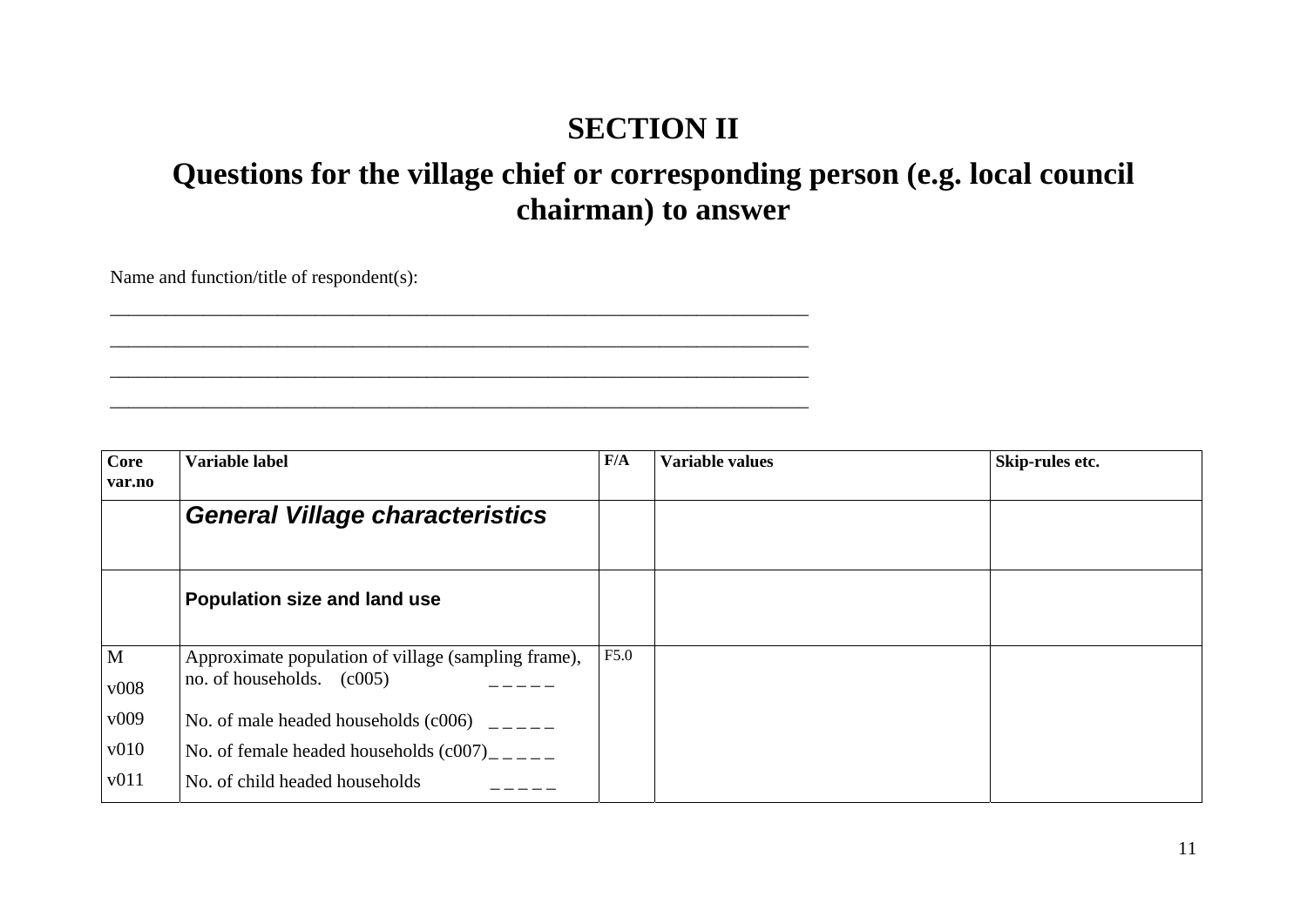# SECTION II

## Questions for the village chief or corresponding person (e.g. local council chairman) to answer

Name and function/title of respondent(s):

\_\_\_\_\_\_\_\_\_\_\_\_\_\_\_\_\_\_\_\_\_\_\_\_\_\_\_\_\_\_\_\_\_\_\_\_\_\_\_\_\_\_\_\_\_\_\_\_\_\_\_\_\_\_\_\_\_\_\_\_\_\_\_\_\_\_\_\_\_\_\_\_\_\_

\_\_\_\_\_\_\_\_\_\_\_\_\_\_\_\_\_\_\_\_\_\_\_\_\_\_\_\_\_\_\_\_\_\_\_\_\_\_\_\_\_\_\_\_\_\_\_\_\_\_\_\_\_\_\_\_\_\_\_\_\_\_\_\_\_\_\_\_\_\_\_\_\_\_

\_\_\_\_\_\_\_\_\_\_\_\_\_\_\_\_\_\_\_\_\_\_\_\_\_\_\_\_\_\_\_\_\_\_\_\_\_\_\_\_\_\_\_\_\_\_\_\_\_\_\_\_\_\_\_\_\_\_\_\_\_\_\_\_\_\_\_\_\_\_\_\_\_\_

\_\_\_\_\_\_\_\_\_\_\_\_\_\_\_\_\_\_\_\_\_\_\_\_\_\_\_\_\_\_\_\_\_\_\_\_\_\_\_\_\_\_\_\_\_\_\_\_\_\_\_\_\_\_\_\_\_\_\_\_\_\_\_\_\_\_\_\_\_\_\_\_\_\_

| Core var.no | Variable label | F/A | Variable values | Skip-rules etc. |
|---|---|---|---|---|
| | ***General Village characteristics*** | | | |
| | **Population size and land use** | | | |
| M<br>v008 | Approximate population of village (sampling frame), no. of households. (c005) _ _ _ _ _ | F5.0 | | |
| v009 | No. of male headed households (c006) _ _ _ _ _ | | | |
| v010 | No. of female headed households (c007)_ _ _ _ _ | | | |
| v011 | No. of child headed households _ _ _ _ _ | | | |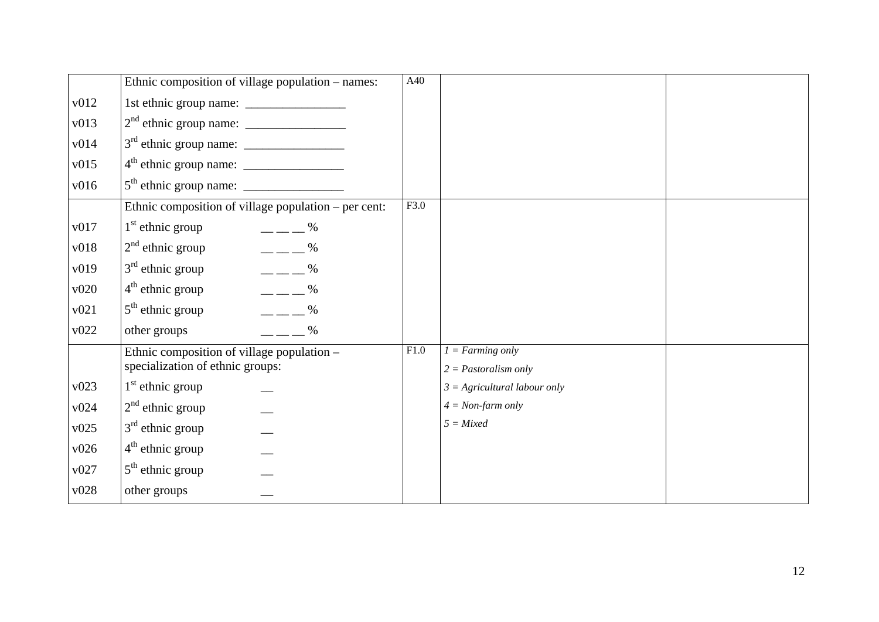| | | | | |
|---|---|---|---|---|
| | Ethnic composition of village population – names: | A40 | | |
| v012 | 1st ethnic group name: ________________ | | | |
| v013 | 2nd ethnic group name: ________________ | | | |
| v014 | 3rd ethnic group name: ________________ | | | |
| v015 | 4th ethnic group name: ________________ | | | |
| v016 | 5th ethnic group name: ________________ | | | |
| | Ethnic composition of village population – per cent: | F3.0 | | |
| v017 | 1st ethnic group __ __ __ % | | | |
| v018 | 2nd ethnic group __ __ __ % | | | |
| v019 | 3rd ethnic group __ __ __ % | | | |
| v020 | 4th ethnic group __ __ __ % | | | |
| v021 | 5th ethnic group __ __ __ % | | | |
| v022 | other groups __ __ __ % | | | |
| | Ethnic composition of village population – specialization of ethnic groups: | F1.0 | *1 = Farming only*<br>*2 = Pastoralism only* | |
| v023 | 1st ethnic group __ | | *3 = Agricultural labour only* | |
| v024 | 2nd ethnic group __ | | *4 = Non-farm only* | |
| v025 | 3rd ethnic group __ | | *5 = Mixed* | |
| v026 | 4th ethnic group __ | | | |
| v027 | 5th ethnic group __ | | | |
| v028 | other groups __ | | | |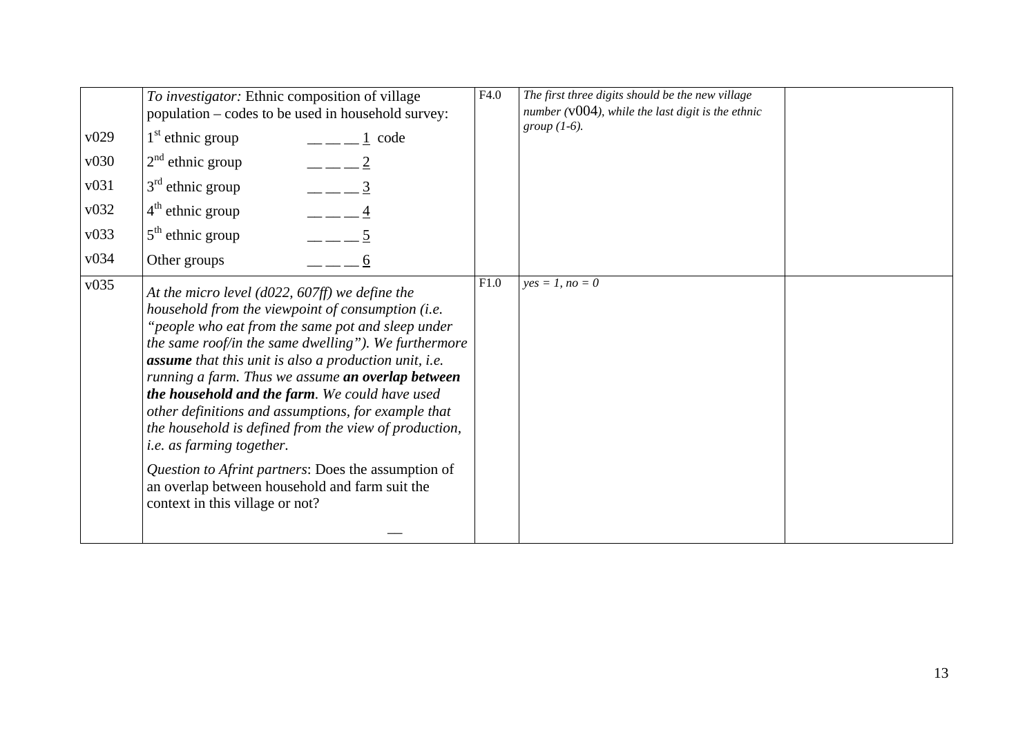| | | | | |
|---|---|---|---|---|
| | *To investigator:* Ethnic composition of village population – codes to be used in household survey: | F4.0 | *The first three digits should be the new village number (*v004*), while the last digit is the ethnic group (1-6).* | |
| v029 | 1st ethnic group — — — 1 code | | | |
| v030 | 2nd ethnic group — — — 2 | | | |
| v031 | 3rd ethnic group — — — 3 | | | |
| v032 | 4th ethnic group — — — 4 | | | |
| v033 | 5th ethnic group — — — 5 | | | |
| v034 | Other groups — — — 6 | | | |
| v035 | *At the micro level (d022, 607ff) we define the household from the viewpoint of consumption (i.e. "people who eat from the same pot and sleep under the same roof/in the same dwelling"). We furthermore* ***assume*** *that this unit is also a production unit, i.e. running a farm. Thus we assume* ***an overlap between the household and the farm****. We could have used other definitions and assumptions, for example that the household is defined from the view of production, i.e. as farming together.* <br><br> *Question to Afrint partners*: Does the assumption of an overlap between household and farm suit the context in this village or not? <br><br> — | F1.0 | *yes = 1, no = 0* | |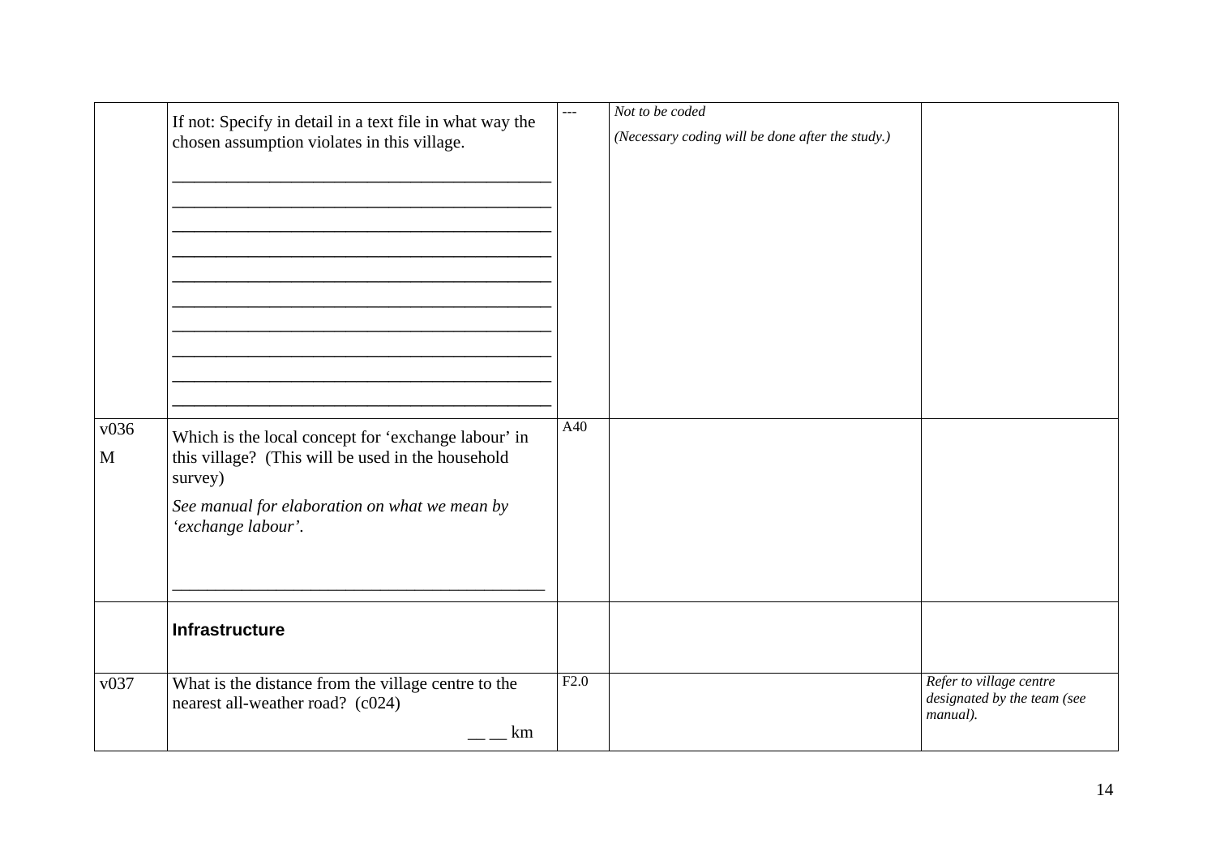| | | | | |
|---|---|---|---|---|
| | If not: Specify in detail in a text file in what way the chosen assumption violates in this village.<br><br>\_\_\_\_\_\_\_\_\_\_\_\_\_\_\_\_\_\_\_\_\_\_\_\_\_\_\_\_\_\_\_\_\_\_\_\_\_\_\_\_\_\_\_\_<br>\_\_\_\_\_\_\_\_\_\_\_\_\_\_\_\_\_\_\_\_\_\_\_\_\_\_\_\_\_\_\_\_\_\_\_\_\_\_\_\_\_\_\_\_<br>\_\_\_\_\_\_\_\_\_\_\_\_\_\_\_\_\_\_\_\_\_\_\_\_\_\_\_\_\_\_\_\_\_\_\_\_\_\_\_\_\_\_\_\_<br>\_\_\_\_\_\_\_\_\_\_\_\_\_\_\_\_\_\_\_\_\_\_\_\_\_\_\_\_\_\_\_\_\_\_\_\_\_\_\_\_\_\_\_\_<br>\_\_\_\_\_\_\_\_\_\_\_\_\_\_\_\_\_\_\_\_\_\_\_\_\_\_\_\_\_\_\_\_\_\_\_\_\_\_\_\_\_\_\_\_<br>\_\_\_\_\_\_\_\_\_\_\_\_\_\_\_\_\_\_\_\_\_\_\_\_\_\_\_\_\_\_\_\_\_\_\_\_\_\_\_\_\_\_\_\_<br>\_\_\_\_\_\_\_\_\_\_\_\_\_\_\_\_\_\_\_\_\_\_\_\_\_\_\_\_\_\_\_\_\_\_\_\_\_\_\_\_\_\_\_\_<br>\_\_\_\_\_\_\_\_\_\_\_\_\_\_\_\_\_\_\_\_\_\_\_\_\_\_\_\_\_\_\_\_\_\_\_\_\_\_\_\_\_\_\_\_<br>\_\_\_\_\_\_\_\_\_\_\_\_\_\_\_\_\_\_\_\_\_\_\_\_\_\_\_\_\_\_\_\_\_\_\_\_\_\_\_\_\_\_\_\_<br>\_\_\_\_\_\_\_\_\_\_\_\_\_\_\_\_\_\_\_\_\_\_\_\_\_\_\_\_\_\_\_\_\_\_\_\_\_\_\_\_\_\_\_\_ | --- | *Not to be coded*<br>*(Necessary coding will be done after the study.)* | |
| v036<br>M | Which is the local concept for 'exchange labour' in this village? (This will be used in the household survey)<br>*See manual for elaboration on what we mean by 'exchange labour'.*<br><br>\_\_\_\_\_\_\_\_\_\_\_\_\_\_\_\_\_\_\_\_\_\_\_\_\_\_\_\_\_\_\_\_\_\_\_\_\_\_\_\_\_\_\_\_ | A40 | | |
| | **Infrastructure** | | | |
| v037 | What is the distance from the village centre to the nearest all-weather road? (c024)<br>\_\_ \_\_ km | F2.0 | | *Refer to village centre designated by the team (see manual).* |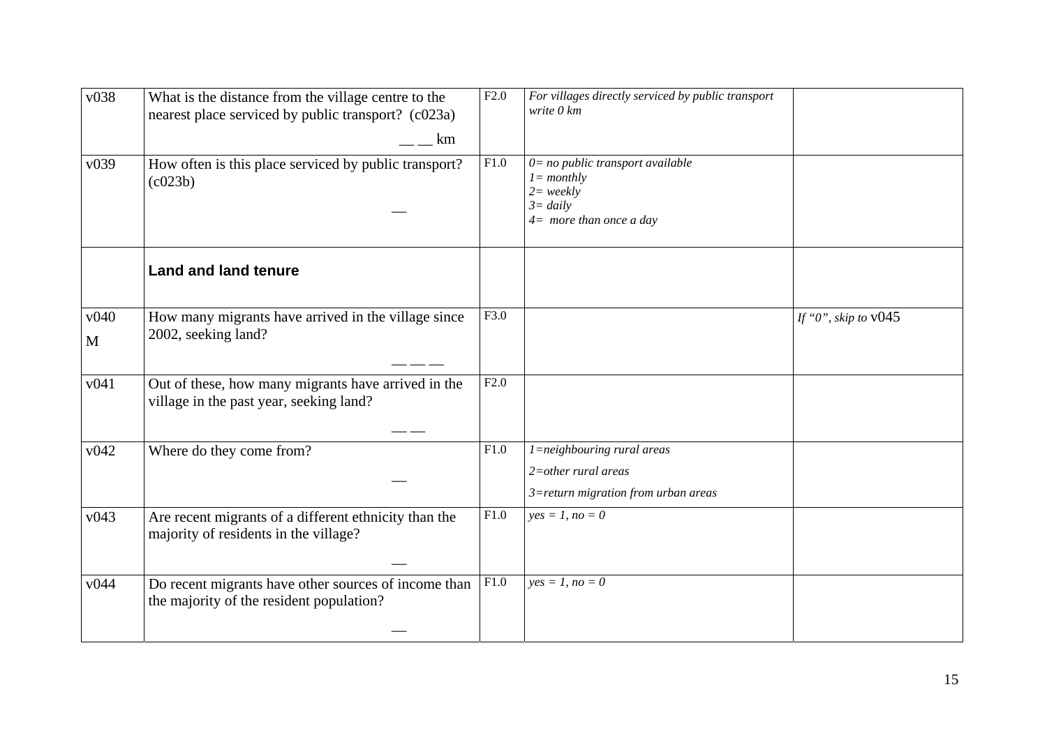| | | | | |
|---|---|---|---|---|
| v038 | What is the distance from the village centre to the nearest place serviced by public transport? (c023a)<br><br>__ __ km | F2.0 | *For villages directly serviced by public transport write 0 km* | |
| v039 | How often is this place serviced by public transport? (c023b)<br><br>__ | F1.0 | *0= no public transport available*<br>*1= monthly*<br>*2= weekly*<br>*3= daily*<br>*4= more than once a day* | |
| | **Land and land tenure** | | | |
| v040<br>M | How many migrants have arrived in the village since 2002, seeking land?<br><br>__ __ __ | F3.0 | | *If "0", skip to* v045 |
| v041 | Out of these, how many migrants have arrived in the village in the past year, seeking land?<br><br>__ __ | F2.0 | | |
| v042 | Where do they come from?<br><br>__ | F1.0 | *1=neighbouring rural areas*<br>*2=other rural areas*<br>*3=return migration from urban areas* | |
| v043 | Are recent migrants of a different ethnicity than the majority of residents in the village?<br><br>__ | F1.0 | *yes = 1, no = 0* | |
| v044 | Do recent migrants have other sources of income than the majority of the resident population?<br><br>__ | F1.0 | *yes = 1, no = 0* | |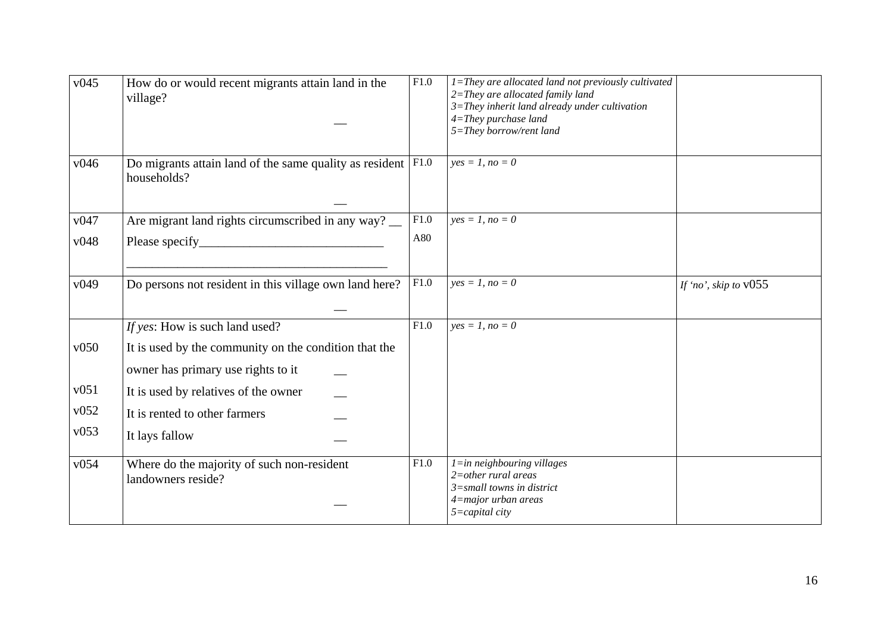| | | | | |
|---|---|---|---|---|
| v045 | How do or would recent migrants attain land in the village? __ | F1.0 | *1=They are allocated land not previously cultivated*<br>*2=They are allocated family land*<br>*3=They inherit land already under cultivation*<br>*4=They purchase land*<br>*5=They borrow/rent land* | |
| v046 | Do migrants attain land of the same quality as resident households? __ | F1.0 | *yes = 1, no = 0* | |
| v047<br>v048 | Are migrant land rights circumscribed in any way? __<br>Please specify_____________________________<br>_________________________________________ | F1.0<br>A80 | *yes = 1, no = 0* | |
| v049 | Do persons not resident in this village own land here? __ | F1.0 | *yes = 1, no = 0* | *If 'no', skip to* v055 |
| <br>v050<br><br>v051<br>v052<br>v053 | *If yes*: How is such land used?<br>It is used by the community on the condition that the<br>owner has primary use rights to it __<br>It is used by relatives of the owner __<br>It is rented to other farmers __<br>It lays fallow __ | F1.0 | *yes = 1, no = 0* | |
| v054 | Where do the majority of such non-resident landowners reside? __ | F1.0 | *1=in neighbouring villages*<br>*2=other rural areas*<br>*3=small towns in district*<br>*4=major urban areas*<br>*5=capital city* | |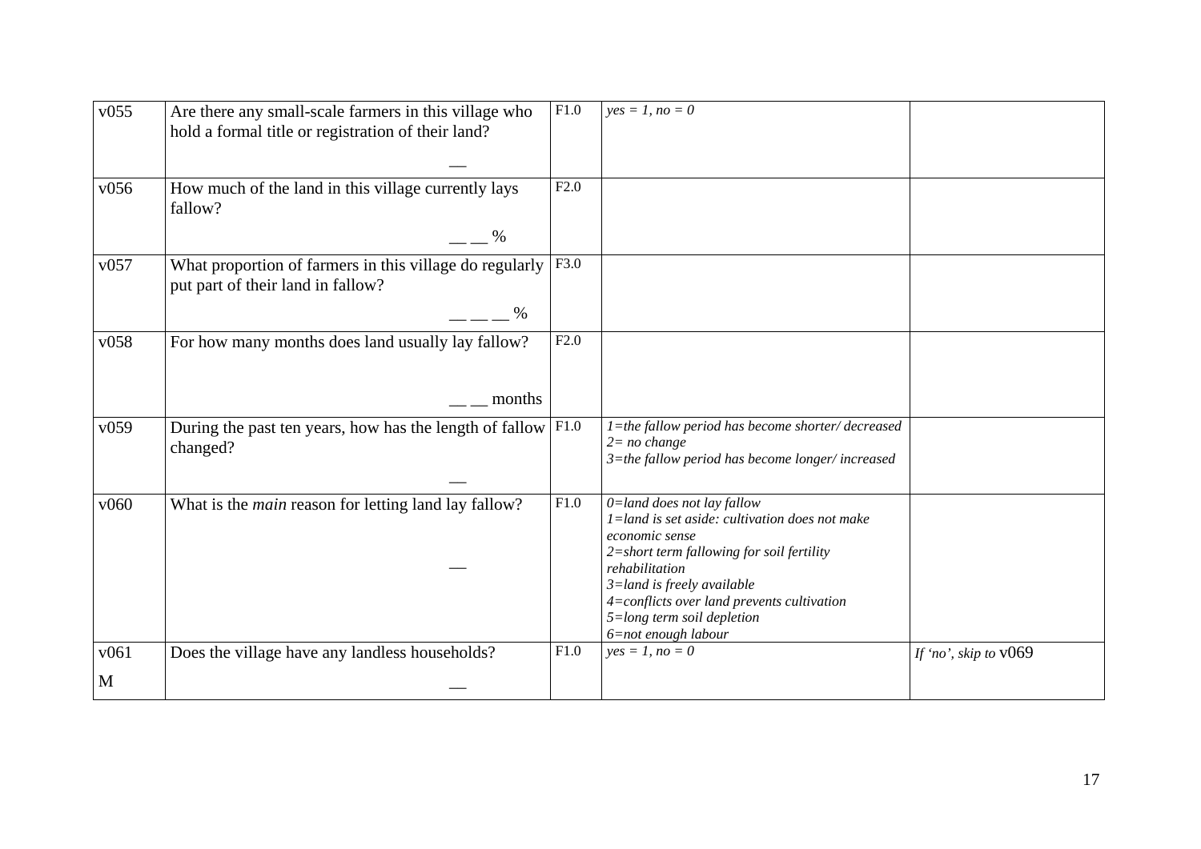| | | | | |
|---|---|---|---|---|
| v055 | Are there any small-scale farmers in this village who hold a formal title or registration of their land? __ | F1.0 | *yes = 1, no = 0* | |
| v056 | How much of the land in this village currently lays fallow? __ __ % | F2.0 | | |
| v057 | What proportion of farmers in this village do regularly put part of their land in fallow? __ __ __ % | F3.0 | | |
| v058 | For how many months does land usually lay fallow? __ __ months | F2.0 | | |
| v059 | During the past ten years, how has the length of fallow changed? __ | F1.0 | *1=the fallow period has become shorter/ decreased*<br>*2= no change*<br>*3=the fallow period has become longer/ increased* | |
| v060 | What is the *main* reason for letting land lay fallow? __ | F1.0 | *0=land does not lay fallow*<br>*1=land is set aside: cultivation does not make economic sense*<br>*2=short term fallowing for soil fertility rehabilitation*<br>*3=land is freely available*<br>*4=conflicts over land prevents cultivation*<br>*5=long term soil depletion*<br>*6=not enough labour* | |
| v061<br>M | Does the village have any landless households? __ | F1.0 | *yes = 1, no = 0* | *If 'no', skip to* v069 |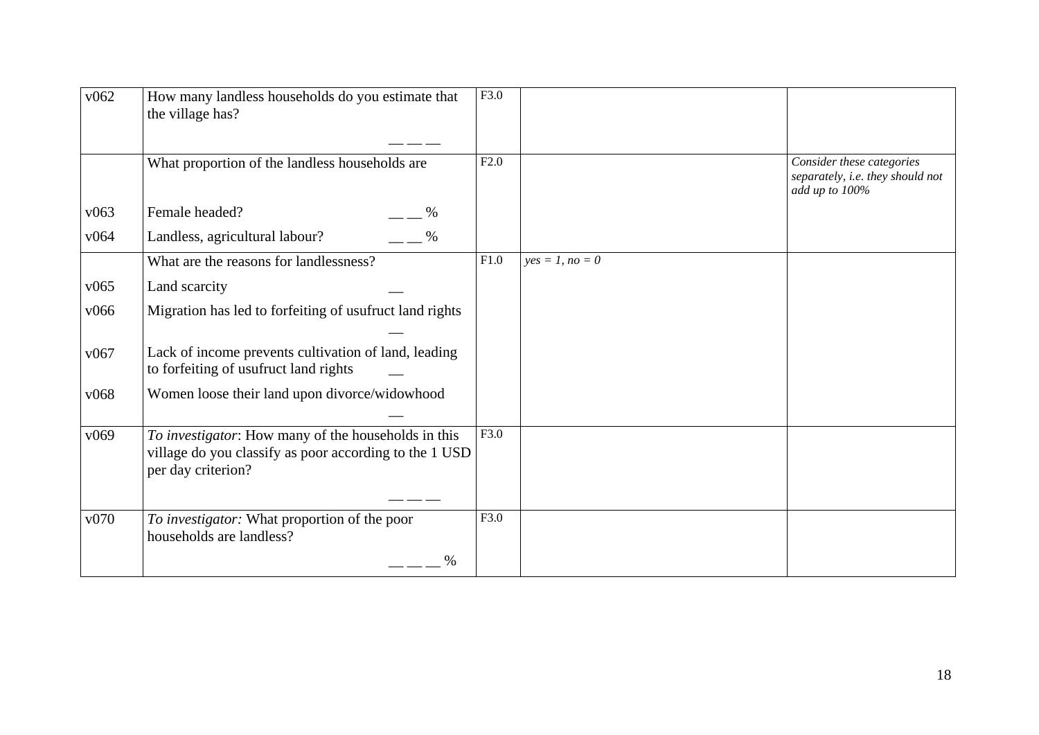| | | | | |
|---|---|---|---|---|
| v062 | How many landless households do you estimate that the village has?<br><br>\_\_ \_\_ \_\_ | F3.0 | | |
| | What proportion of the landless households are | F2.0 | | *Consider these categories separately, i.e. they should not add up to 100%* |
| v063 | Female headed? \_\_ \_\_ % | | | |
| v064 | Landless, agricultural labour? \_\_ \_\_ % | | | |
| | What are the reasons for landlessness? | F1.0 | *yes = 1, no = 0* | |
| v065 | Land scarcity \_\_ | | | |
| v066 | Migration has led to forfeiting of usufruct land rights \_\_ | | | |
| v067 | Lack of income prevents cultivation of land, leading to forfeiting of usufruct land rights \_\_ | | | |
| v068 | Women loose their land upon divorce/widowhood \_\_ | | | |
| v069 | *To investigator*: How many of the households in this village do you classify as poor according to the 1 USD per day criterion?<br><br>\_\_ \_\_ \_\_ | F3.0 | | |
| v070 | *To investigator:* What proportion of the poor households are landless?<br><br>\_\_ \_\_ \_\_ % | F3.0 | | |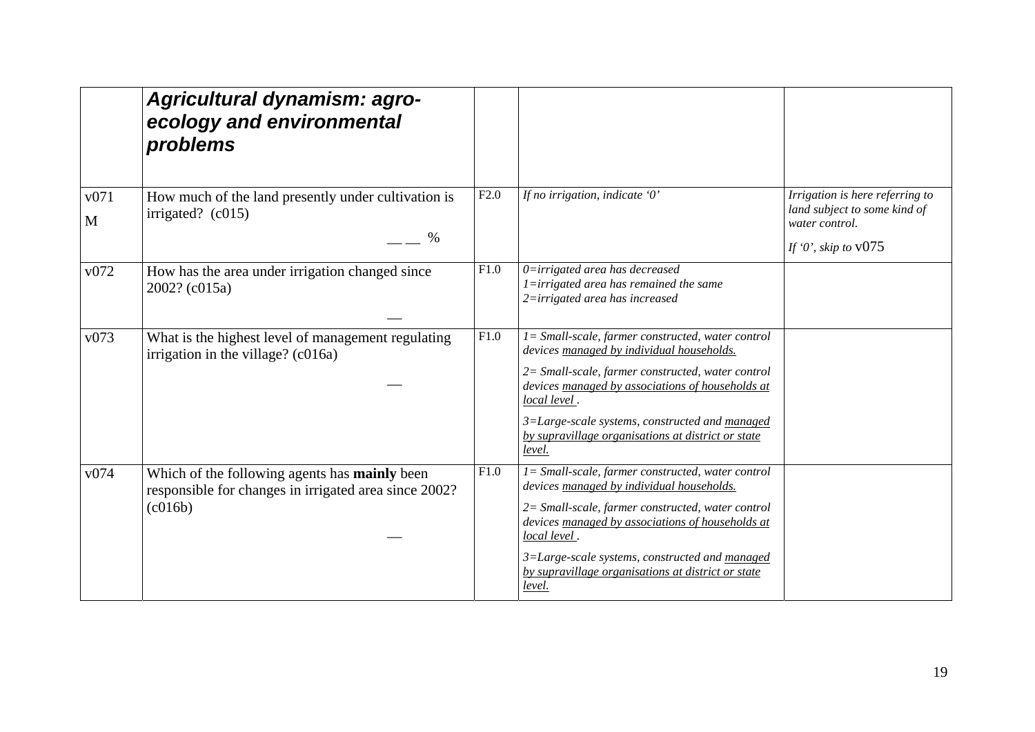| | ***Agricultural dynamism: agro-ecology and environmental problems*** | | | |
|---|---|---|---|---|
| v071<br>M | How much of the land presently under cultivation is irrigated? (c015)<br>__ __ % | F2.0 | *If no irrigation, indicate '0'* | *Irrigation is here referring to land subject to some kind of water control.*<br>*If '0', skip to* v075 |
| v072 | How has the area under irrigation changed since 2002? (c015a)<br>__ | F1.0 | *0=irrigated area has decreased*<br>*1=irrigated area has remained the same*<br>*2=irrigated area has increased* | |
| v073 | What is the highest level of management regulating irrigation in the village? (c016a)<br>__ | F1.0 | *1= Small-scale, farmer constructed, water control devices managed by individual households.*<br>*2= Small-scale, farmer constructed, water control devices managed by associations of households at local level .*<br>*3=Large-scale systems, constructed and managed by supravillage organisations at district or state level.* | |
| v074 | Which of the following agents has **mainly** been responsible for changes in irrigated area since 2002? (c016b)<br>__ | F1.0 | *1= Small-scale, farmer constructed, water control devices managed by individual households.*<br>*2= Small-scale, farmer constructed, water control devices managed by associations of households at local level .*<br>*3=Large-scale systems, constructed and managed by supravillage organisations at district or state level.* | |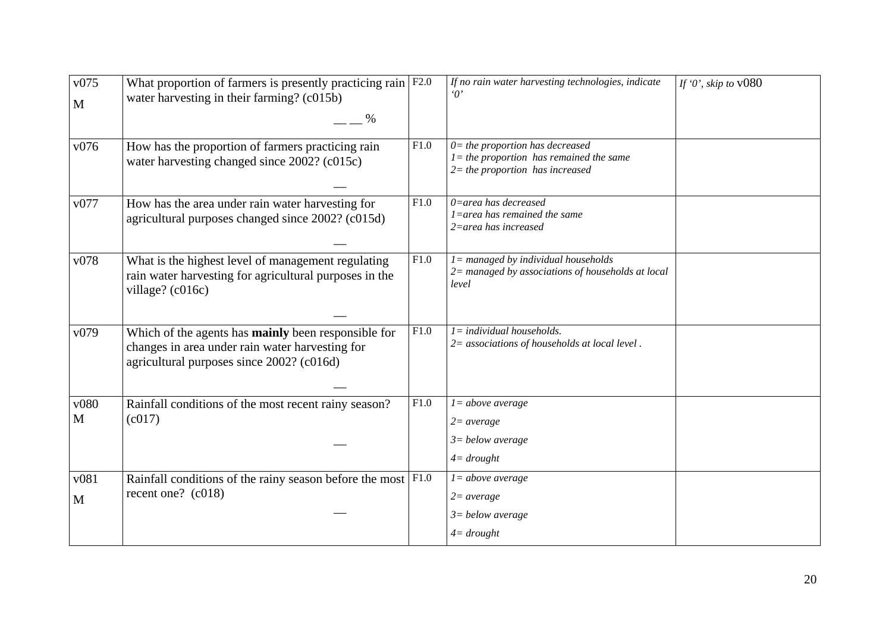| | | | | |
|---|---|---|---|---|
| v075<br>M | What proportion of farmers is presently practicing rain water harvesting in their farming? (c015b)<br>__ __ % | F2.0 | *If no rain water harvesting technologies, indicate '0'* | *If '0', skip to* v080 |
| v076 | How has the proportion of farmers practicing rain water harvesting changed since 2002? (c015c)<br>__ | F1.0 | *0= the proportion has decreased*<br>*1= the proportion has remained the same*<br>*2= the proportion has increased* | |
| v077 | How has the area under rain water harvesting for agricultural purposes changed since 2002? (c015d)<br>__ | F1.0 | *0=area has decreased*<br>*1=area has remained the same*<br>*2=area has increased* | |
| v078 | What is the highest level of management regulating rain water harvesting for agricultural purposes in the village? (c016c)<br>__ | F1.0 | *1= managed by individual households*<br>*2= managed by associations of households at local level* | |
| v079 | Which of the agents has **mainly** been responsible for changes in area under rain water harvesting for agricultural purposes since 2002? (c016d)<br>__ | F1.0 | *1= individual households.*<br>*2= associations of households at local level .* | |
| v080<br>M | Rainfall conditions of the most recent rainy season? (c017)<br>__ | F1.0 | *1= above average*<br>*2= average*<br>*3= below average*<br>*4= drought* | |
| v081<br>M | Rainfall conditions of the rainy season before the most recent one? (c018)<br>__ | F1.0 | *1= above average*<br>*2= average*<br>*3= below average*<br>*4= drought* | |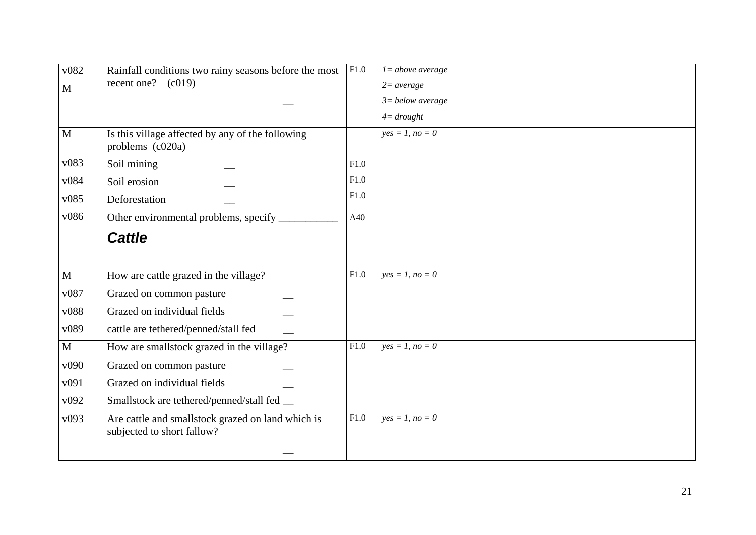| | | | | |
|---|---|---|---|---|
| v082<br>M | Rainfall conditions two rainy seasons before the most recent one? (c019)<br>__ | F1.0 | *1= above average*<br>*2= average*<br>*3= below average*<br>*4= drought* | |
| M | Is this village affected by any of the following problems (c020a) | | *yes = 1, no = 0* | |
| v083 | Soil mining __ | F1.0 | | |
| v084 | Soil erosion __ | F1.0 | | |
| v085 | Deforestation __ | F1.0 | | |
| v086 | Other environmental problems, specify ___________ | A40 | | |
| | ***Cattle*** | | | |
| M | How are cattle grazed in the village? | F1.0 | *yes = 1, no = 0* | |
| v087 | Grazed on common pasture __ | | | |
| v088 | Grazed on individual fields __ | | | |
| v089 | cattle are tethered/penned/stall fed __ | | | |
| M | How are smallstock grazed in the village? | F1.0 | *yes = 1, no = 0* | |
| v090 | Grazed on common pasture __ | | | |
| v091 | Grazed on individual fields __ | | | |
| v092 | Smallstock are tethered/penned/stall fed __ | | | |
| v093 | Are cattle and smallstock grazed on land which is subjected to short fallow?<br>__ | F1.0 | *yes = 1, no = 0* | |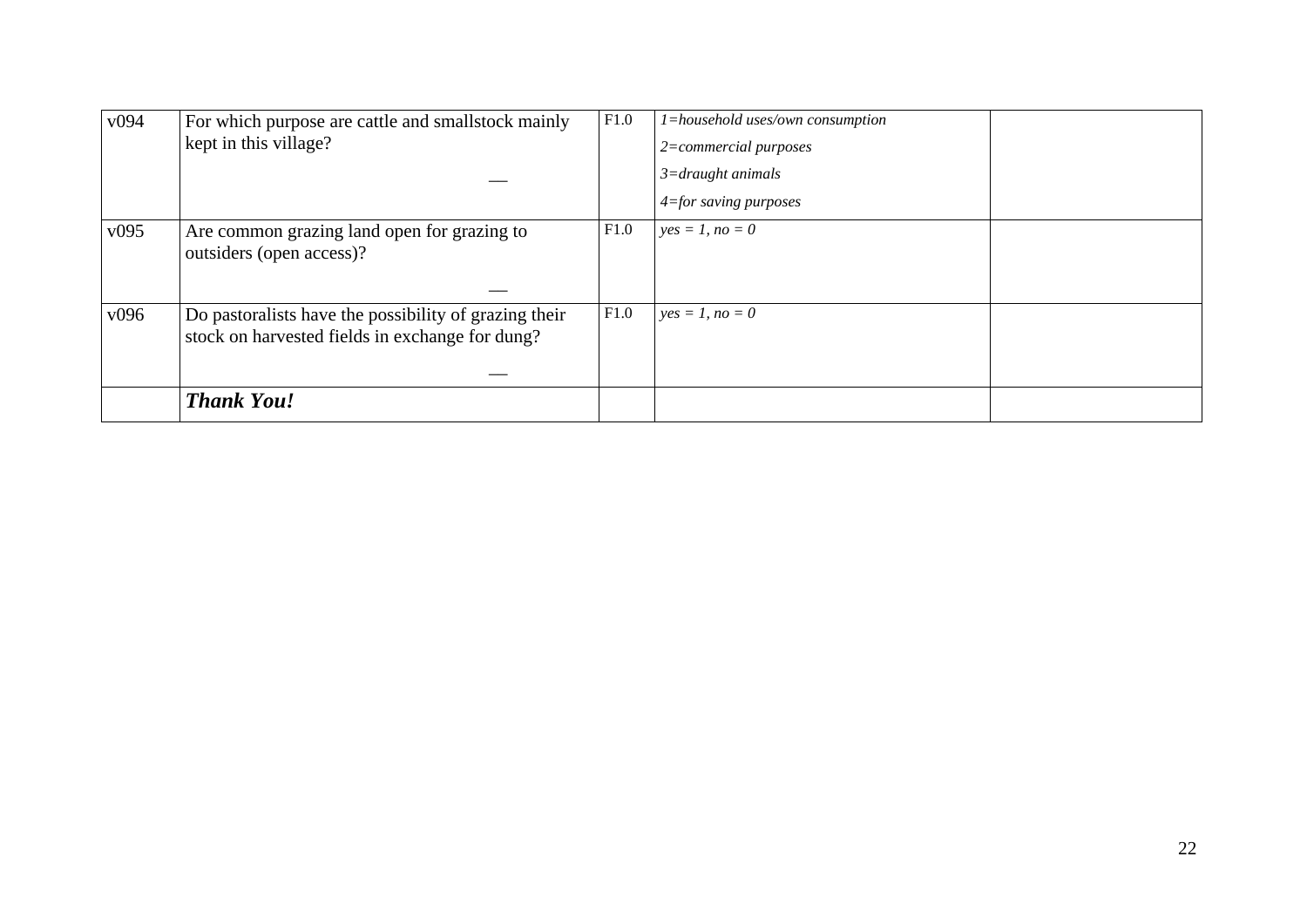| v094 | For which purpose are cattle and smallstock mainly kept in this village? \_\_ | F1.0 | *1=household uses/own consumption*<br>*2=commercial purposes*<br>*3=draught animals*<br>*4=for saving purposes* | |
|---|---|---|---|---|
| v095 | Are common grazing land open for grazing to outsiders (open access)? \_\_ | F1.0 | *yes = 1, no = 0* | |
| v096 | Do pastoralists have the possibility of grazing their stock on harvested fields in exchange for dung? \_\_ | F1.0 | *yes = 1, no = 0* | |
| | ***Thank You!*** | | | |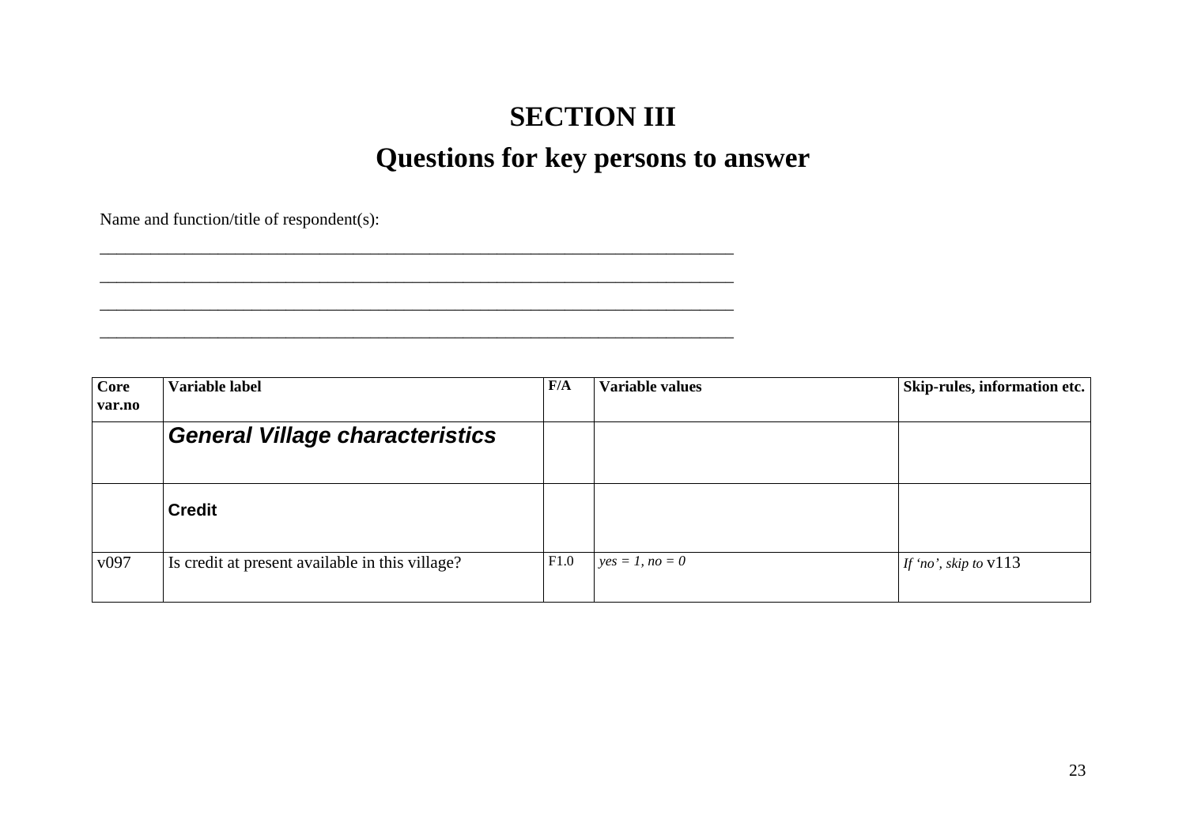# SECTION III

## Questions for key persons to answer

Name and function/title of respondent(s):

\_\_\_\_\_\_\_\_\_\_\_\_\_\_\_\_\_\_\_\_\_\_\_\_\_\_\_\_\_\_\_\_\_\_\_\_\_\_\_\_\_\_\_\_\_\_\_\_\_\_\_\_\_\_\_\_\_\_\_\_\_\_\_\_\_\_\_\_\_\_\_\_\_\_\_\_

\_\_\_\_\_\_\_\_\_\_\_\_\_\_\_\_\_\_\_\_\_\_\_\_\_\_\_\_\_\_\_\_\_\_\_\_\_\_\_\_\_\_\_\_\_\_\_\_\_\_\_\_\_\_\_\_\_\_\_\_\_\_\_\_\_\_\_\_\_\_\_\_\_\_\_\_

\_\_\_\_\_\_\_\_\_\_\_\_\_\_\_\_\_\_\_\_\_\_\_\_\_\_\_\_\_\_\_\_\_\_\_\_\_\_\_\_\_\_\_\_\_\_\_\_\_\_\_\_\_\_\_\_\_\_\_\_\_\_\_\_\_\_\_\_\_\_\_\_\_\_\_\_

\_\_\_\_\_\_\_\_\_\_\_\_\_\_\_\_\_\_\_\_\_\_\_\_\_\_\_\_\_\_\_\_\_\_\_\_\_\_\_\_\_\_\_\_\_\_\_\_\_\_\_\_\_\_\_\_\_\_\_\_\_\_\_\_\_\_\_\_\_\_\_\_\_\_\_\_

| Core var.no | Variable label | F/A | Variable values | Skip-rules, information etc. |
|---|---|---|---|---|
| | ***General Village characteristics*** | | | |
| | **Credit** | | | |
| v097 | Is credit at present available in this village? | F1.0 | *yes = 1, no = 0* | *If 'no', skip to* v113 |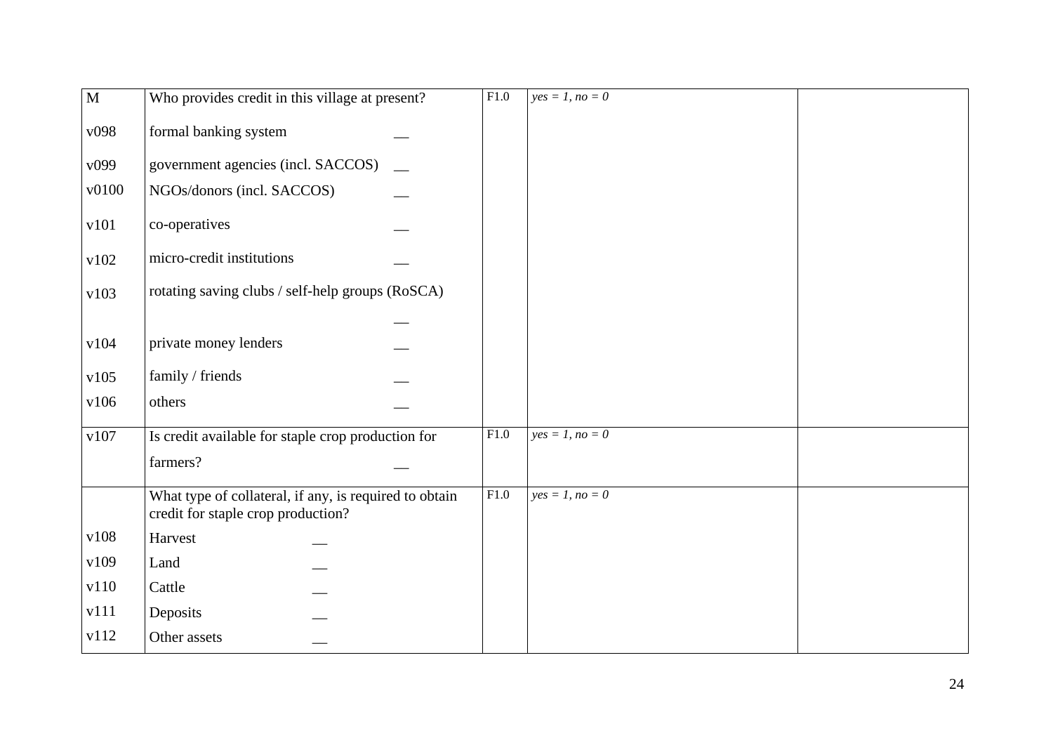| M | Who provides credit in this village at present? | F1.0 | *yes = 1, no = 0* | |
|---|---|---|---|---|
| v098 | formal banking system __ | | | |
| v099 | government agencies (incl. SACCOS) __ | | | |
| v0100 | NGOs/donors (incl. SACCOS) __ | | | |
| v101 | co-operatives __ | | | |
| v102 | micro-credit institutions __ | | | |
| v103 | rotating saving clubs / self-help groups (RoSCA) __ | | | |
| v104 | private money lenders __ | | | |
| v105 | family / friends __ | | | |
| v106 | others __ | | | |
| v107 | Is credit available for staple crop production for farmers? __ | F1.0 | *yes = 1, no = 0* | |
| | What type of collateral, if any, is required to obtain credit for staple crop production? | F1.0 | *yes = 1, no = 0* | |
| v108 | Harvest __ | | | |
| v109 | Land __ | | | |
| v110 | Cattle __ | | | |
| v111 | Deposits __ | | | |
| v112 | Other assets __ | | | |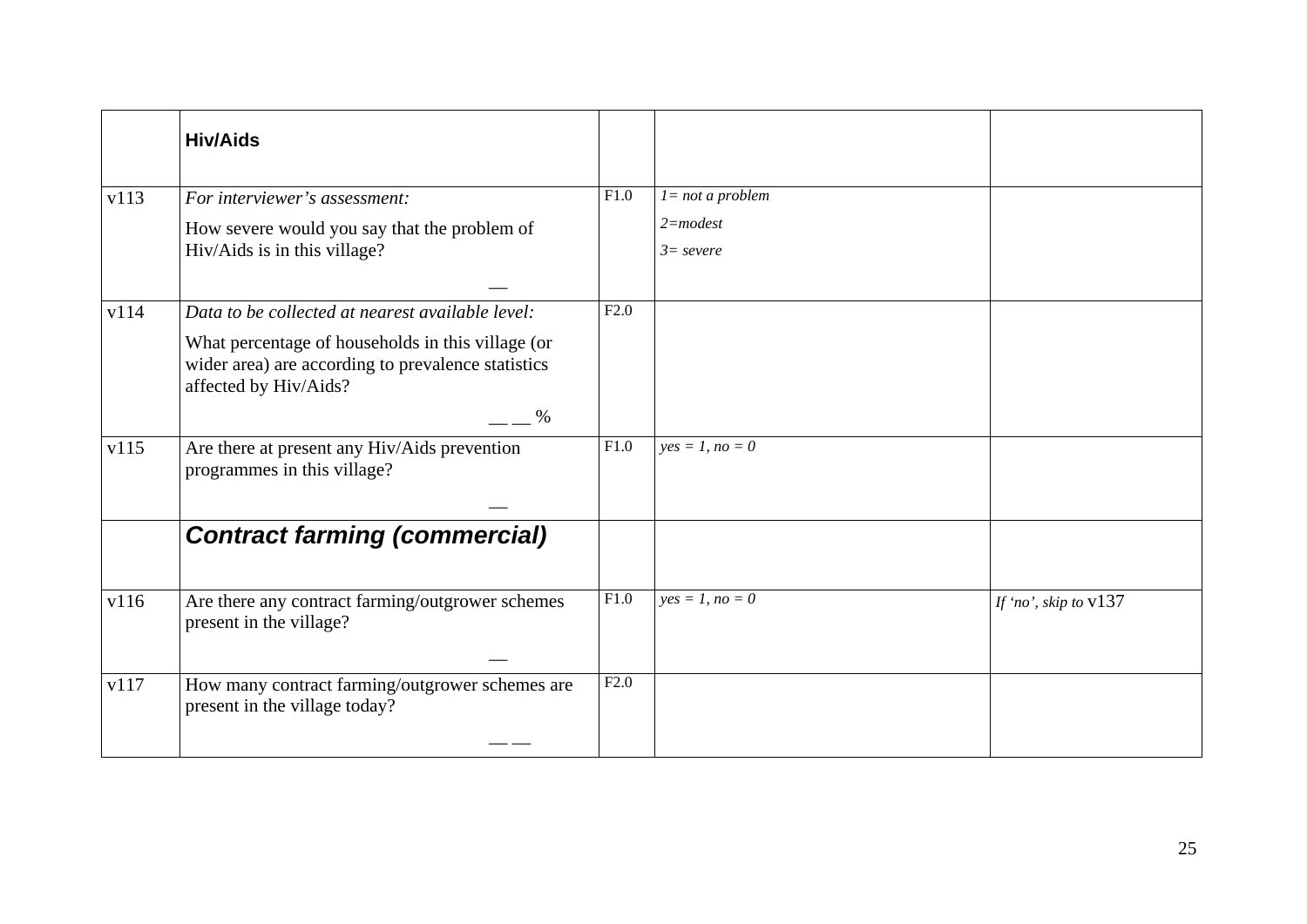|  |  |  |  |  |
| --- | --- | --- | --- | --- |
|  | **Hiv/Aids** |  |  |  |
| v113 | *For interviewer's assessment:*<br>How severe would you say that the problem of Hiv/Aids is in this village?<br>__ | F1.0 | *1= not a problem*<br>*2=modest*<br>*3= severe* |  |
| v114 | *Data to be collected at nearest available level:*<br>What percentage of households in this village (or wider area) are according to prevalence statistics affected by Hiv/Aids?<br>__ __ % | F2.0 |  |  |
| v115 | Are there at present any Hiv/Aids prevention programmes in this village?<br>__ | F1.0 | *yes = 1, no = 0* |  |
|  | ***Contract farming (commercial)*** |  |  |  |
| v116 | Are there any contract farming/outgrower schemes present in the village?<br>__ | F1.0 | *yes = 1, no = 0* | *If 'no', skip to* v137 |
| v117 | How many contract farming/outgrower schemes are present in the village today?<br>__ __ | F2.0 |  |  |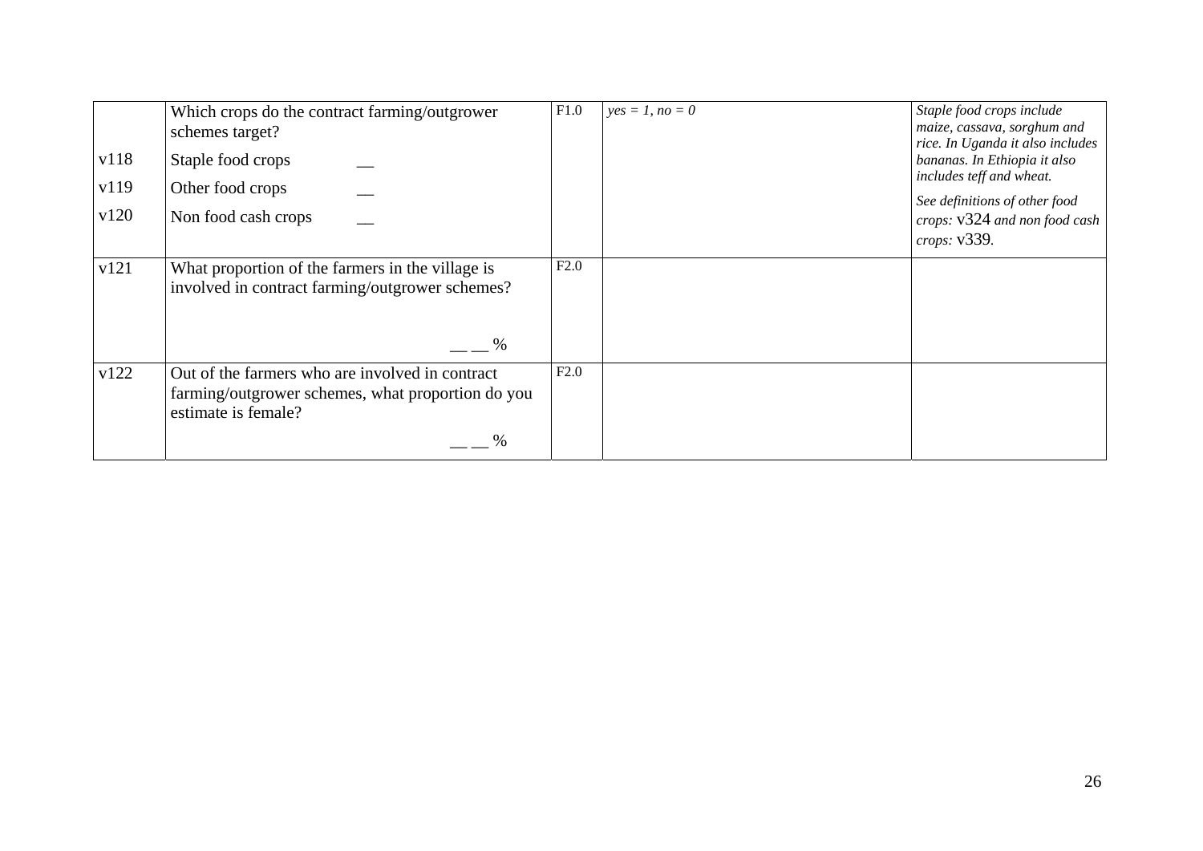| | | | | |
|---|---|---|---|---|
| <br>v118<br>v119<br>v120 | Which crops do the contract farming/outgrower schemes target?<br>Staple food crops __<br>Other food crops __<br>Non food cash crops __ | F1.0 | *yes = 1, no = 0* | *Staple food crops include maize, cassava, sorghum and rice. In Uganda it also includes bananas. In Ethiopia it also includes teff and wheat.*<br>*See definitions of other food crops:* v324 *and non food cash crops:* v339. |
| v121 | What proportion of the farmers in the village is involved in contract farming/outgrower schemes?<br>__ __ % | F2.0 | | |
| v122 | Out of the farmers who are involved in contract farming/outgrower schemes, what proportion do you estimate is female?<br>__ __ % | F2.0 | | |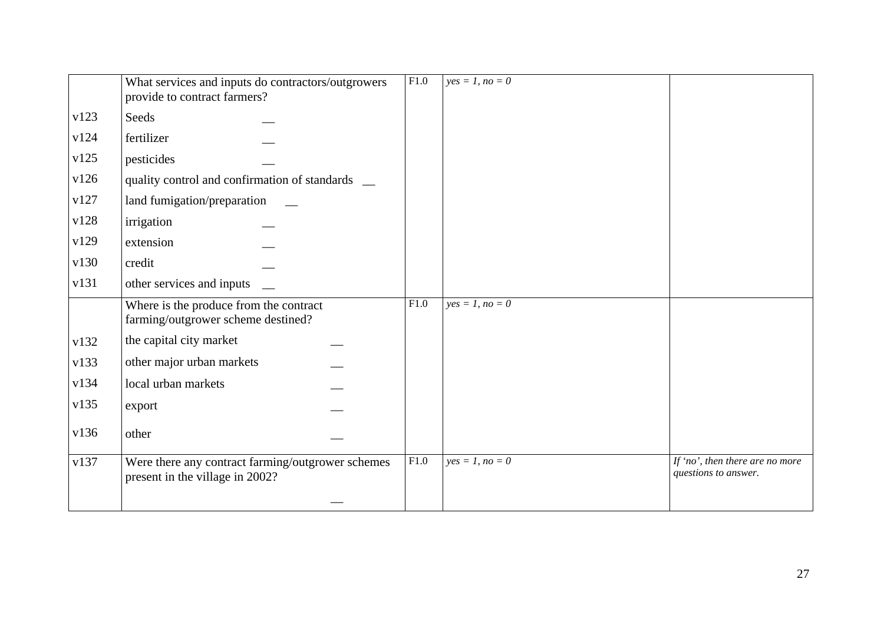| | | | | |
|---|---|---|---|---|
| | What services and inputs do contractors/outgrowers provide to contract farmers? | F1.0 | *yes = 1, no = 0* | |
| v123 | Seeds __ | | | |
| v124 | fertilizer __ | | | |
| v125 | pesticides __ | | | |
| v126 | quality control and confirmation of standards __ | | | |
| v127 | land fumigation/preparation __ | | | |
| v128 | irrigation __ | | | |
| v129 | extension __ | | | |
| v130 | credit __ | | | |
| v131 | other services and inputs __ | | | |
| | Where is the produce from the contract farming/outgrower scheme destined? | F1.0 | *yes = 1, no = 0* | |
| v132 | the capital city market __ | | | |
| v133 | other major urban markets __ | | | |
| v134 | local urban markets __ | | | |
| v135 | export __ | | | |
| v136 | other __ | | | |
| v137 | Were there any contract farming/outgrower schemes present in the village in 2002? __ | F1.0 | *yes = 1, no = 0* | *If 'no', then there are no more questions to answer.* |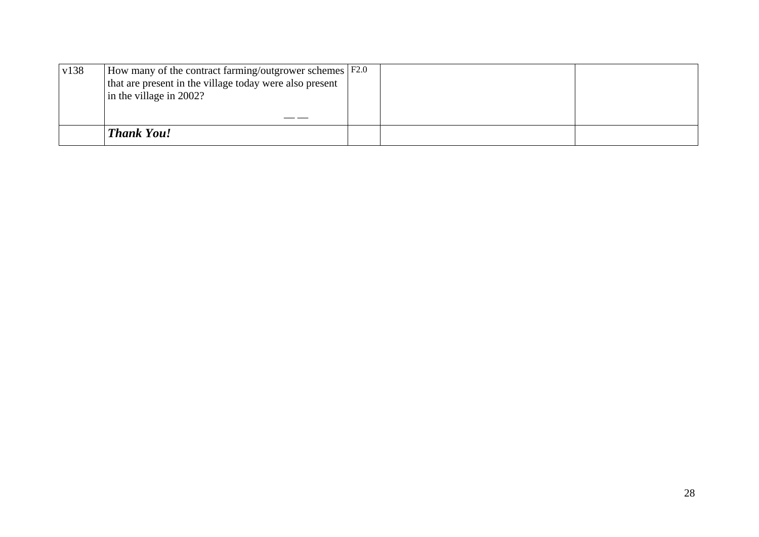| v138 | How many of the contract farming/outgrower schemes that are present in the village today were also present in the village in 2002?<br><br>— — | F2.0 | | |
|---|---|---|---|---|
| | ***Thank You!*** | | | |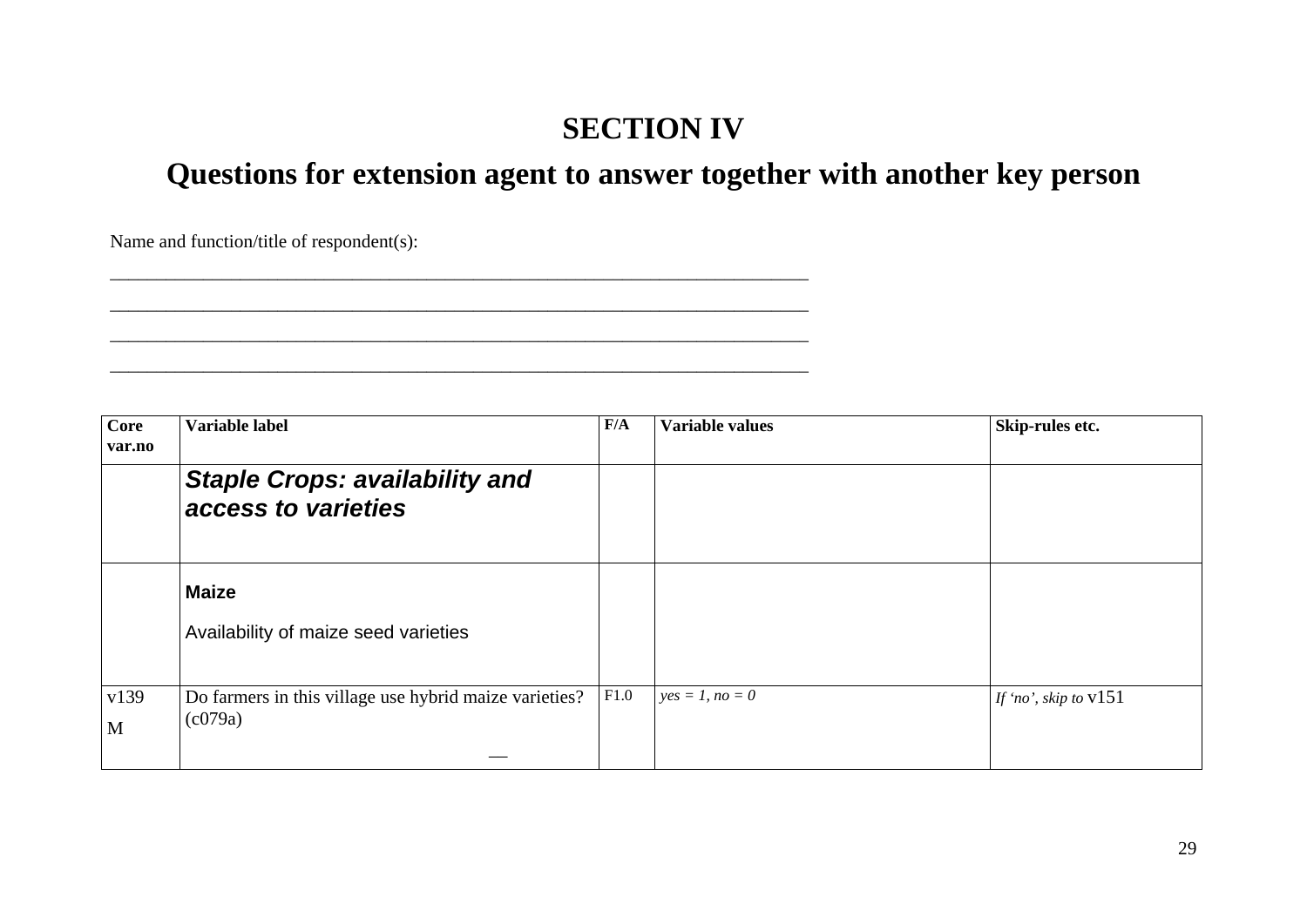# SECTION IV

## Questions for extension agent to answer together with another key person

Name and function/title of respondent(s):

\_\_\_\_\_\_\_\_\_\_\_\_\_\_\_\_\_\_\_\_\_\_\_\_\_\_\_\_\_\_\_\_\_\_\_\_\_\_\_\_\_\_\_\_\_\_\_\_\_\_\_\_\_\_\_\_\_\_\_\_\_\_\_\_\_\_\_\_\_\_\_\_\_\_\_\_\_\_

\_\_\_\_\_\_\_\_\_\_\_\_\_\_\_\_\_\_\_\_\_\_\_\_\_\_\_\_\_\_\_\_\_\_\_\_\_\_\_\_\_\_\_\_\_\_\_\_\_\_\_\_\_\_\_\_\_\_\_\_\_\_\_\_\_\_\_\_\_\_\_\_\_\_\_\_\_\_

\_\_\_\_\_\_\_\_\_\_\_\_\_\_\_\_\_\_\_\_\_\_\_\_\_\_\_\_\_\_\_\_\_\_\_\_\_\_\_\_\_\_\_\_\_\_\_\_\_\_\_\_\_\_\_\_\_\_\_\_\_\_\_\_\_\_\_\_\_\_\_\_\_\_\_\_\_\_

\_\_\_\_\_\_\_\_\_\_\_\_\_\_\_\_\_\_\_\_\_\_\_\_\_\_\_\_\_\_\_\_\_\_\_\_\_\_\_\_\_\_\_\_\_\_\_\_\_\_\_\_\_\_\_\_\_\_\_\_\_\_\_\_\_\_\_\_\_\_\_\_\_\_\_\_\_\_

| Core var.no | Variable label | F/A | Variable values | Skip-rules etc. |
|---|---|---|---|---|
| | ***Staple Crops: availability and access to varieties*** | | | |
| | **Maize**<br>Availability of maize seed varieties | | | |
| v139<br>M | Do farmers in this village use hybrid maize varieties? (c079a)<br>— | F1.0 | *yes = 1, no = 0* | *If 'no', skip to* v151 |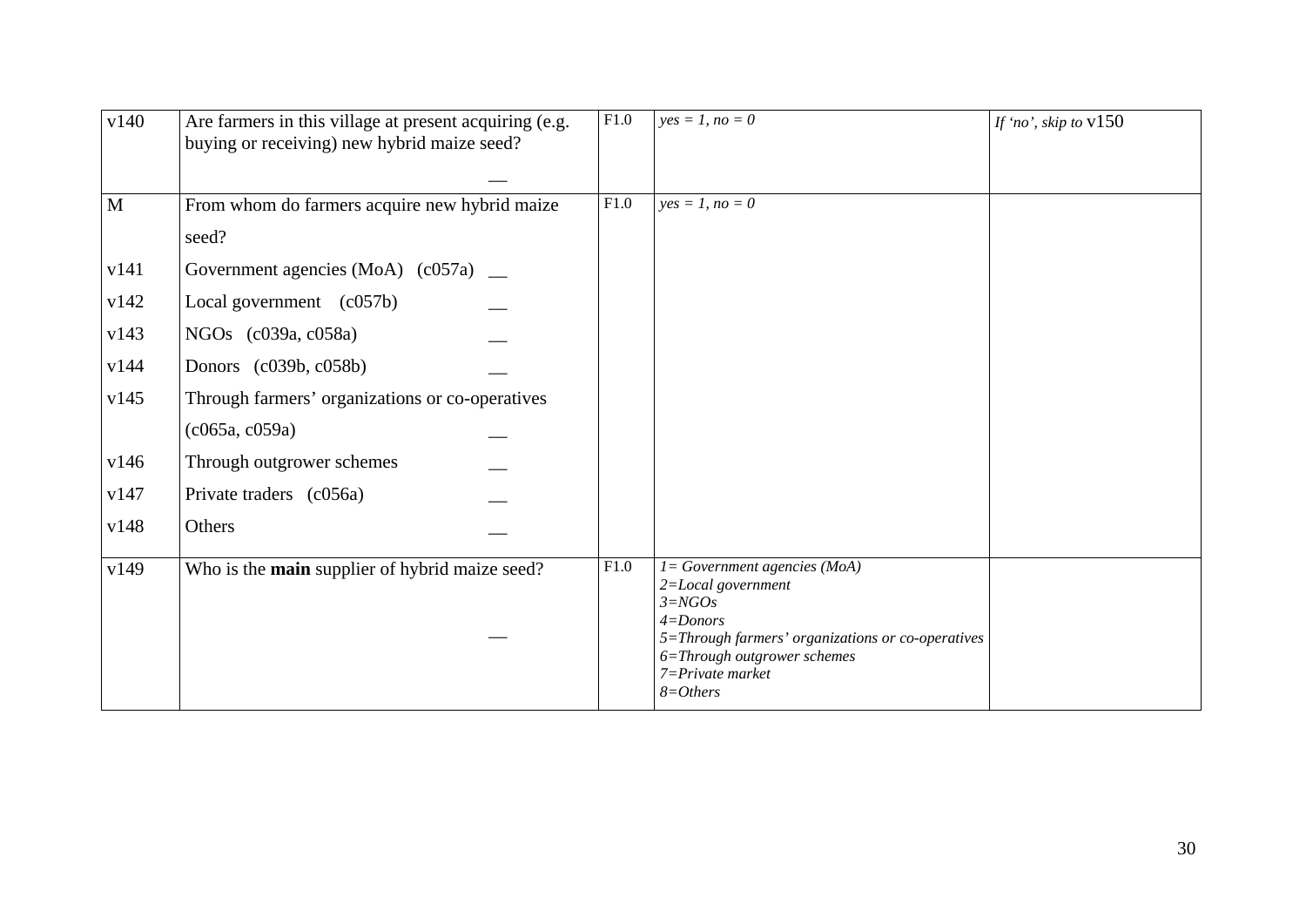| | | | | |
|---|---|---|---|---|
| v140 | Are farmers in this village at present acquiring (e.g. buying or receiving) new hybrid maize seed? __ | F1.0 | *yes = 1, no = 0* | *If 'no', skip to* v150 |
| M | From whom do farmers acquire new hybrid maize seed? | F1.0 | *yes = 1, no = 0* | |
| v141 | Government agencies (MoA) (c057a) __ | | | |
| v142 | Local government (c057b) __ | | | |
| v143 | NGOs (c039a, c058a) __ | | | |
| v144 | Donors (c039b, c058b) __ | | | |
| v145 | Through farmers' organizations or co-operatives (c065a, c059a) __ | | | |
| v146 | Through outgrower schemes __ | | | |
| v147 | Private traders (c056a) __ | | | |
| v148 | Others __ | | | |
| v149 | Who is the **main** supplier of hybrid maize seed? __ | F1.0 | *1= Government agencies (MoA)*<br>*2=Local government*<br>*3=NGOs*<br>*4=Donors*<br>*5=Through farmers' organizations or co-operatives*<br>*6=Through outgrower schemes*<br>*7=Private market*<br>*8=Others* | |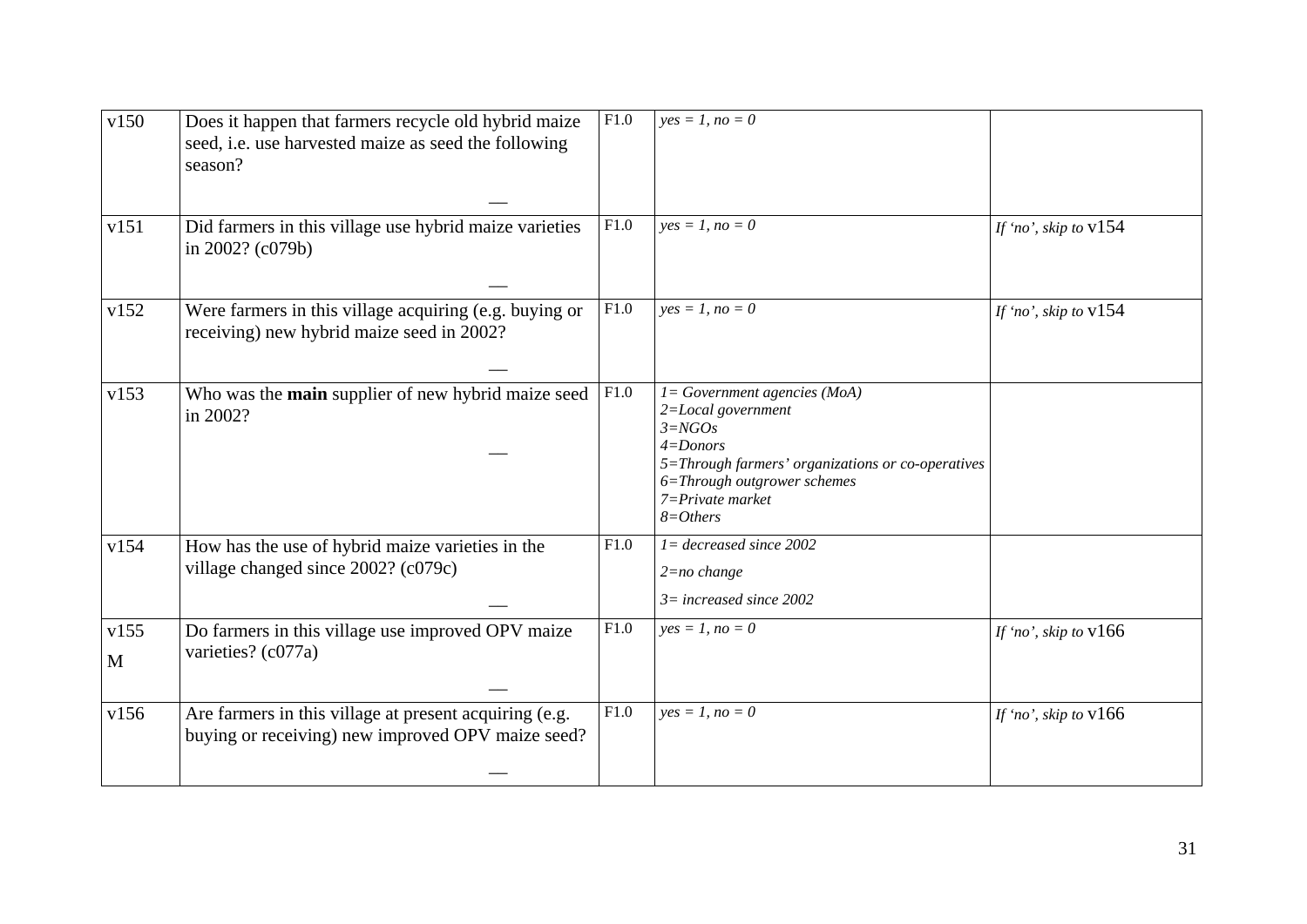| v150 | Does it happen that farmers recycle old hybrid maize seed, i.e. use harvested maize as seed the following season? <br><br> __ | F1.0 | *yes = 1, no = 0* | |
|---|---|---|---|---|
| v151 | Did farmers in this village use hybrid maize varieties in 2002? (c079b) <br><br> __ | F1.0 | *yes = 1, no = 0* | *If 'no', skip to* v154 |
| v152 | Were farmers in this village acquiring (e.g. buying or receiving) new hybrid maize seed in 2002? <br><br> __ | F1.0 | *yes = 1, no = 0* | *If 'no', skip to* v154 |
| v153 | Who was the **main** supplier of new hybrid maize seed in 2002? <br><br> __ | F1.0 | *1= Government agencies (MoA)* <br> *2=Local government* <br> *3=NGOs* <br> *4=Donors* <br> *5=Through farmers' organizations or co-operatives* <br> *6=Through outgrower schemes* <br> *7=Private market* <br> *8=Others* | |
| v154 | How has the use of hybrid maize varieties in the village changed since 2002? (c079c) <br><br> __ | F1.0 | *1= decreased since 2002* <br> *2=no change* <br> *3= increased since 2002* | |
| v155 <br> M | Do farmers in this village use improved OPV maize varieties? (c077a) <br><br> __ | F1.0 | *yes = 1, no = 0* | *If 'no', skip to* v166 |
| v156 | Are farmers in this village at present acquiring (e.g. buying or receiving) new improved OPV maize seed? <br><br> __ | F1.0 | *yes = 1, no = 0* | *If 'no', skip to* v166 |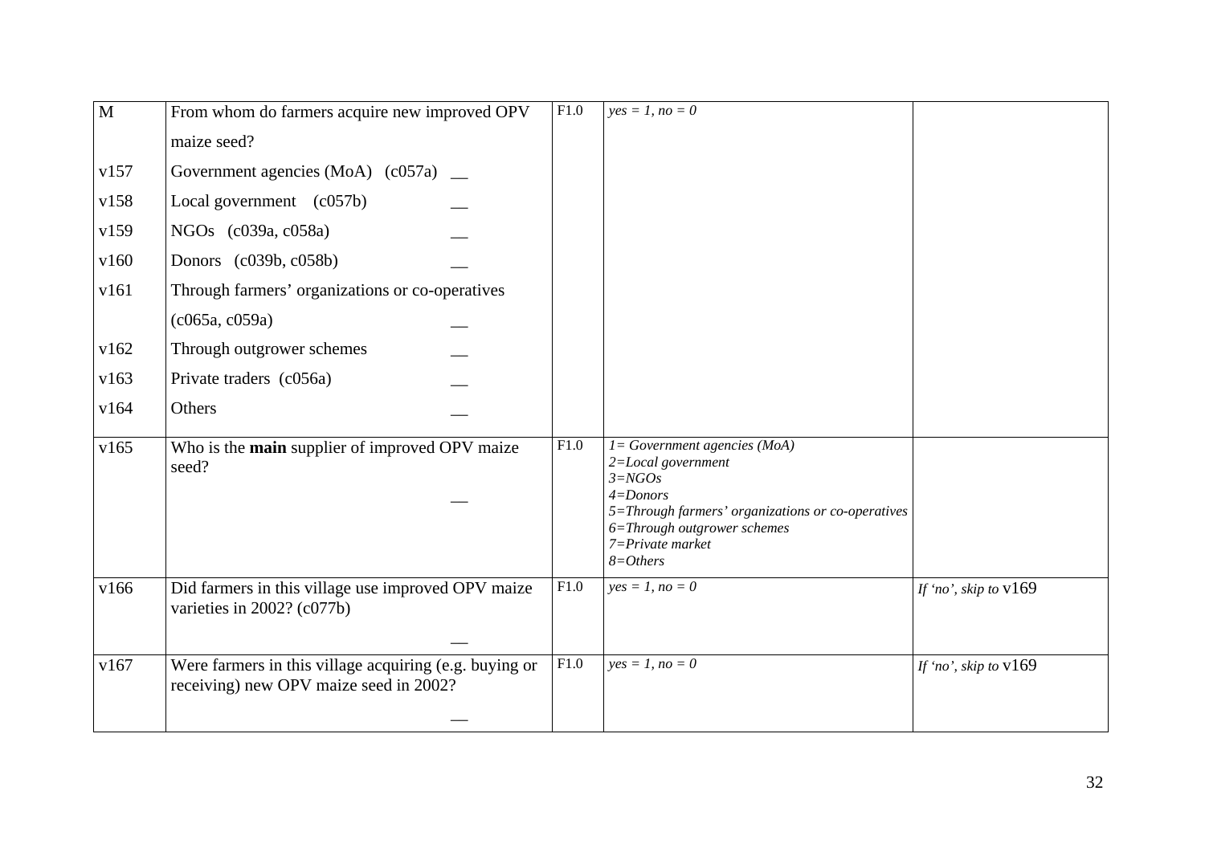| M | From whom do farmers acquire new improved OPV maize seed? | F1.0 | *yes = 1, no = 0* | |
|---|---|---|---|---|
| v157 | Government agencies (MoA) (c057a) __ | | | |
| v158 | Local government (c057b) __ | | | |
| v159 | NGOs (c039a, c058a) __ | | | |
| v160 | Donors (c039b, c058b) __ | | | |
| v161 | Through farmers' organizations or co-operatives (c065a, c059a) __ | | | |
| v162 | Through outgrower schemes __ | | | |
| v163 | Private traders (c056a) __ | | | |
| v164 | Others __ | | | |
| v165 | Who is the **main** supplier of improved OPV maize seed? __ | F1.0 | *1= Government agencies (MoA)*<br>*2=Local government*<br>*3=NGOs*<br>*4=Donors*<br>*5=Through farmers' organizations or co-operatives*<br>*6=Through outgrower schemes*<br>*7=Private market*<br>*8=Others* | |
| v166 | Did farmers in this village use improved OPV maize varieties in 2002? (c077b) __ | F1.0 | *yes = 1, no = 0* | *If 'no', skip to* v169 |
| v167 | Were farmers in this village acquiring (e.g. buying or receiving) new OPV maize seed in 2002? __ | F1.0 | *yes = 1, no = 0* | *If 'no', skip to* v169 |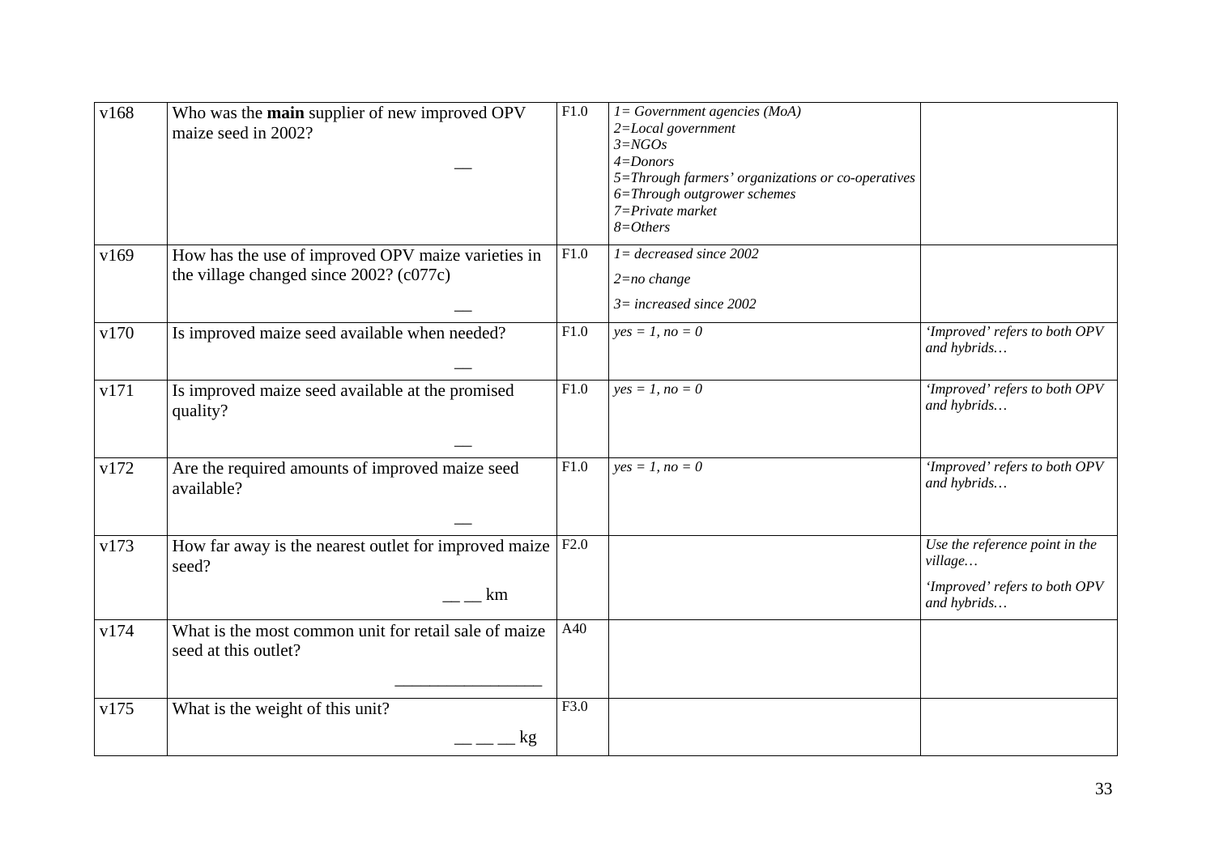| | | | | |
|---|---|---|---|---|
| v168 | Who was the **main** supplier of new improved OPV maize seed in 2002? __ | F1.0 | *1= Government agencies (MoA)*<br>*2=Local government*<br>*3=NGOs*<br>*4=Donors*<br>*5=Through farmers' organizations or co-operatives*<br>*6=Through outgrower schemes*<br>*7=Private market*<br>*8=Others* | |
| v169 | How has the use of improved OPV maize varieties in the village changed since 2002? (c077c) __ | F1.0 | *1= decreased since 2002*<br>*2=no change*<br>*3= increased since 2002* | |
| v170 | Is improved maize seed available when needed? __ | F1.0 | *yes = 1, no = 0* | *'Improved' refers to both OPV and hybrids…* |
| v171 | Is improved maize seed available at the promised quality? __ | F1.0 | *yes = 1, no = 0* | *'Improved' refers to both OPV and hybrids…* |
| v172 | Are the required amounts of improved maize seed available? __ | F1.0 | *yes = 1, no = 0* | *'Improved' refers to both OPV and hybrids…* |
| v173 | How far away is the nearest outlet for improved maize seed? __ __ km | F2.0 | | *Use the reference point in the village…*<br>*'Improved' refers to both OPV and hybrids…* |
| v174 | What is the most common unit for retail sale of maize seed at this outlet? ________________ | A40 | | |
| v175 | What is the weight of this unit? __ __ __ kg | F3.0 | | |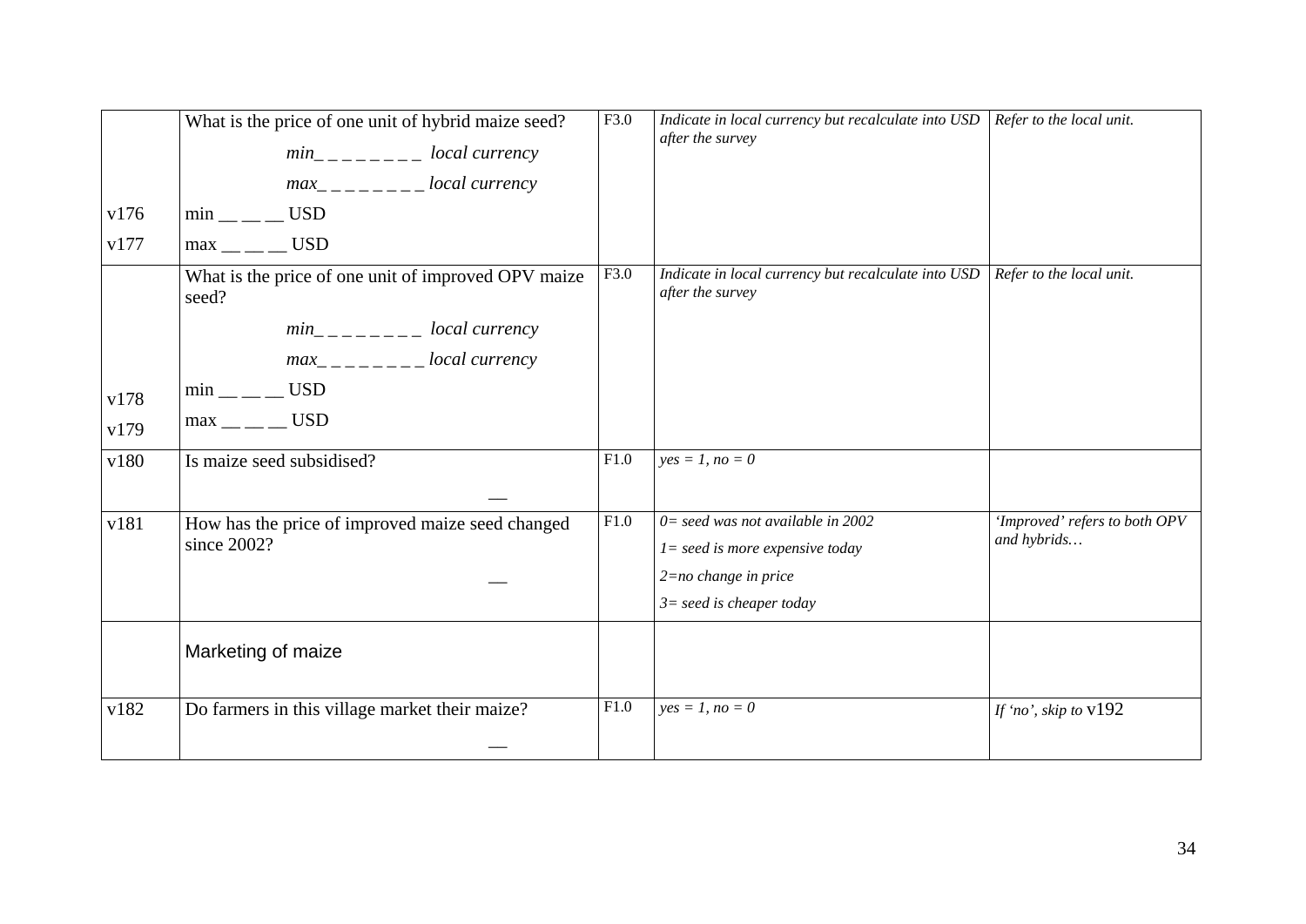| | | | | |
|---|---|---|---|---|
| | What is the price of one unit of hybrid maize seed?<br>*min_ _ _ _ _ _ _ _  local currency*<br>*max_ _ _ _ _ _ _ _ local currency* | F3.0 | *Indicate in local currency but recalculate into USD after the survey* | *Refer to the local unit.* |
| v176 | min __ __ __ USD | | | |
| v177 | max __ __ __ USD | | | |
| | What is the price of one unit of improved OPV maize seed?<br>*min_ _ _ _ _ _ _ _  local currency*<br>*max_ _ _ _ _ _ _ _ local currency* | F3.0 | *Indicate in local currency but recalculate into USD after the survey* | *Refer to the local unit.* |
| v178 | min __ __ __ USD | | | |
| v179 | max __ __ __ USD | | | |
| v180 | Is maize seed subsidised?<br>__ | F1.0 | *yes = 1, no = 0* | |
| v181 | How has the price of improved maize seed changed since 2002?<br>__ | F1.0 | *0= seed was not available in 2002*<br>*1= seed is more expensive today*<br>*2=no change in price*<br>*3= seed is cheaper today* | *'Improved' refers to both OPV and hybrids…* |
| | Marketing of maize | | | |
| v182 | Do farmers in this village market their maize?<br>__ | F1.0 | *yes = 1, no = 0* | *If 'no', skip to* v192 |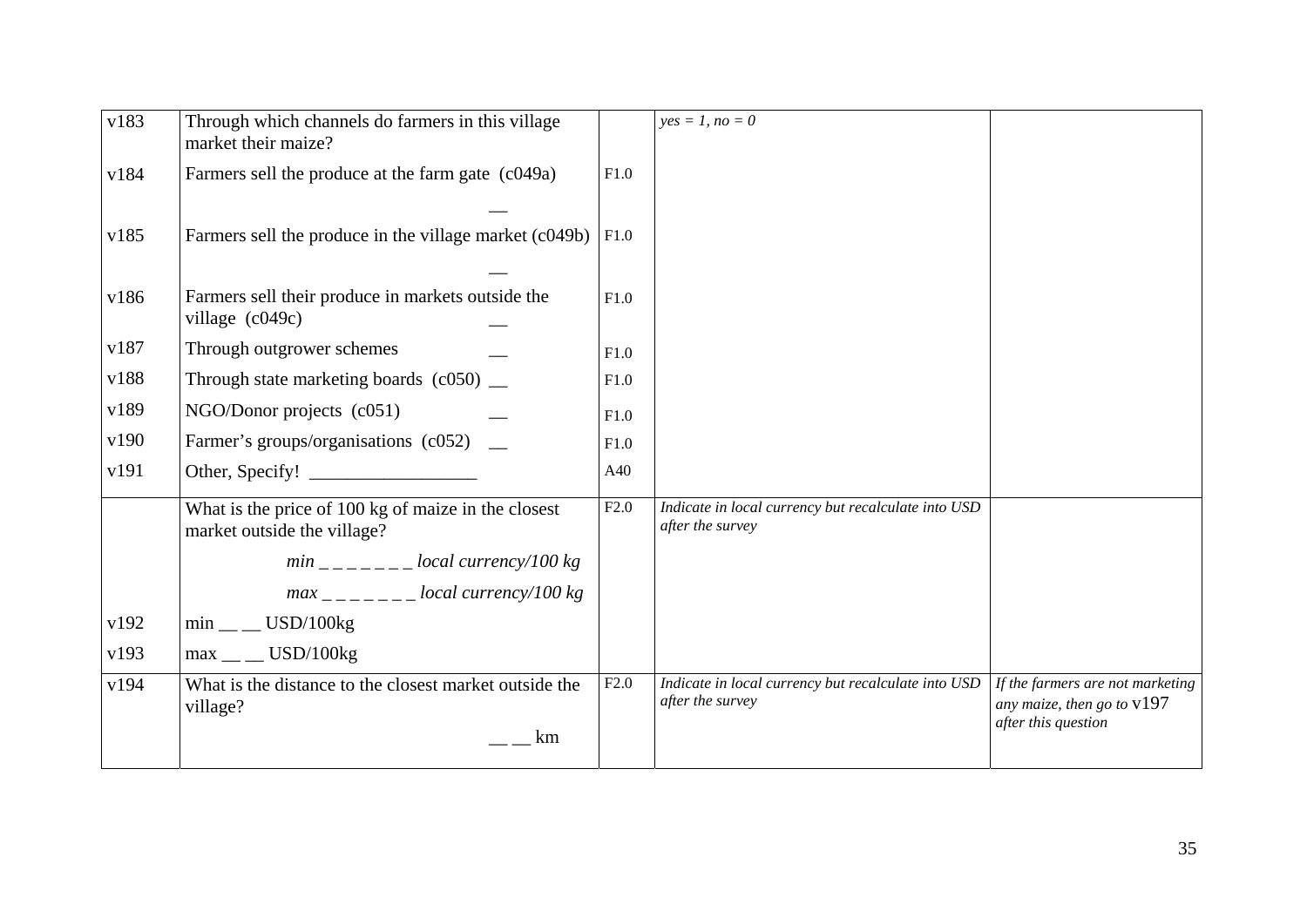| | | | | |
|---|---|---|---|---|
| v183 | Through which channels do farmers in this village market their maize? | | *yes = 1, no = 0* | |
| v184 | Farmers sell the produce at the farm gate (c049a) __ | F1.0 | | |
| v185 | Farmers sell the produce in the village market (c049b) __ | F1.0 | | |
| v186 | Farmers sell their produce in markets outside the village (c049c) __ | F1.0 | | |
| v187 | Through outgrower schemes __ | F1.0 | | |
| v188 | Through state marketing boards (c050) __ | F1.0 | | |
| v189 | NGO/Donor projects (c051) __ | F1.0 | | |
| v190 | Farmer's groups/organisations (c052) __ | F1.0 | | |
| v191 | Other, Specify! __________________ | A40 | | |
| | What is the price of 100 kg of maize in the closest market outside the village?<br>*min _ _ _ _ _ _ _ local currency/100 kg*<br>*max _ _ _ _ _ _ _ local currency/100 kg* | F2.0 | *Indicate in local currency but recalculate into USD after the survey* | |
| v192 | min __ __ USD/100kg | | | |
| v193 | max __ __ USD/100kg | | | |
| v194 | What is the distance to the closest market outside the village?<br>__ __ km | F2.0 | *Indicate in local currency but recalculate into USD after the survey* | *If the farmers are not marketing any maize, then go to* v197 *after this question* |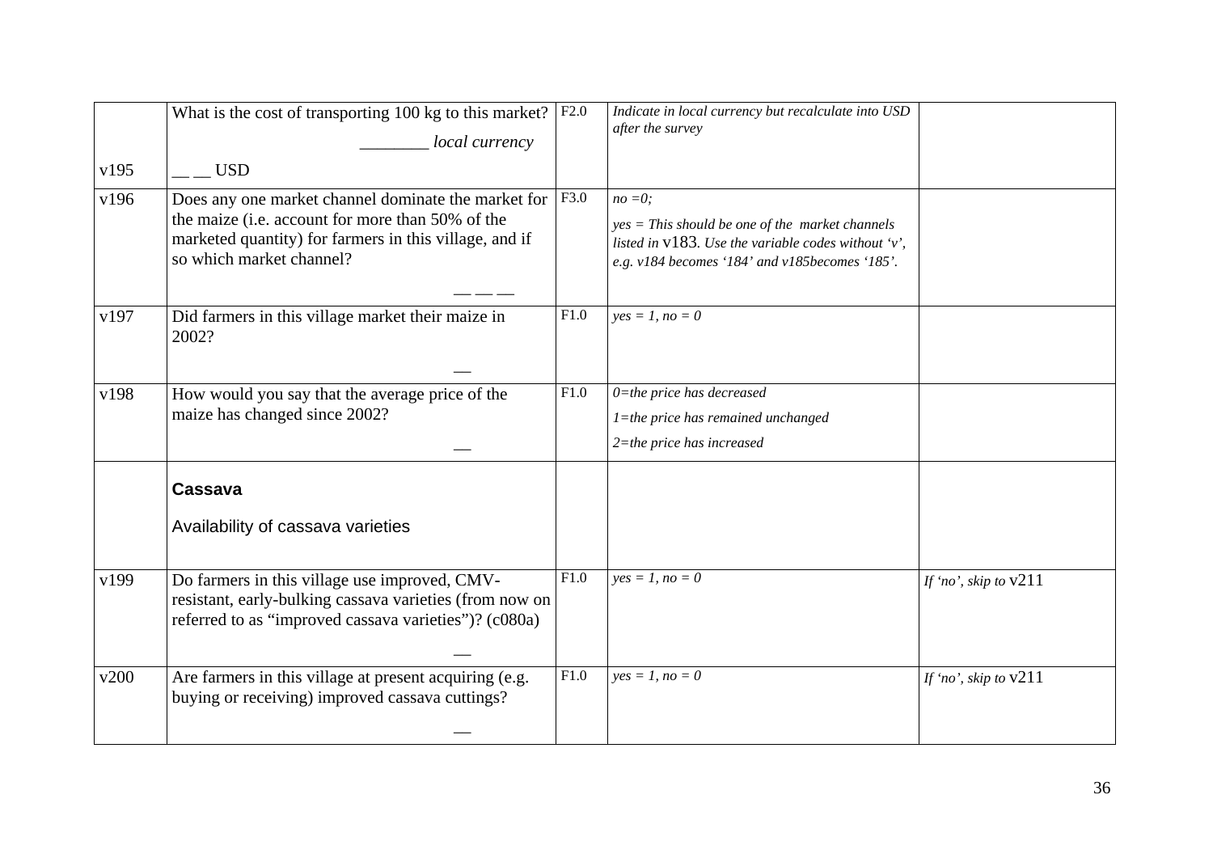| | | | | |
|---|---|---|---|---|
| v195 | What is the cost of transporting 100 kg to this market?<br>________ *local currency*<br>__ __ USD | F2.0 | *Indicate in local currency but recalculate into USD after the survey* | |
| v196 | Does any one market channel dominate the market for the maize (i.e. account for more than 50% of the marketed quantity) for farmers in this village, and if so which market channel?<br>— — — | F3.0 | *no =0;*<br>*yes = This should be one of the market channels listed in* v183*. Use the variable codes without 'v', e.g. v184 becomes '184' and v185becomes '185'.* | |
| v197 | Did farmers in this village market their maize in 2002?<br>— | F1.0 | *yes = 1, no = 0* | |
| v198 | How would you say that the average price of the maize has changed since 2002?<br>— | F1.0 | *0=the price has decreased*<br>*1=the price has remained unchanged*<br>*2=the price has increased* | |
| | **Cassava**<br>Availability of cassava varieties | | | |
| v199 | Do farmers in this village use improved, CMV-resistant, early-bulking cassava varieties (from now on referred to as "improved cassava varieties")? (c080a)<br>— | F1.0 | *yes = 1, no = 0* | *If 'no', skip to* v211 |
| v200 | Are farmers in this village at present acquiring (e.g. buying or receiving) improved cassava cuttings?<br>— | F1.0 | *yes = 1, no = 0* | *If 'no', skip to* v211 |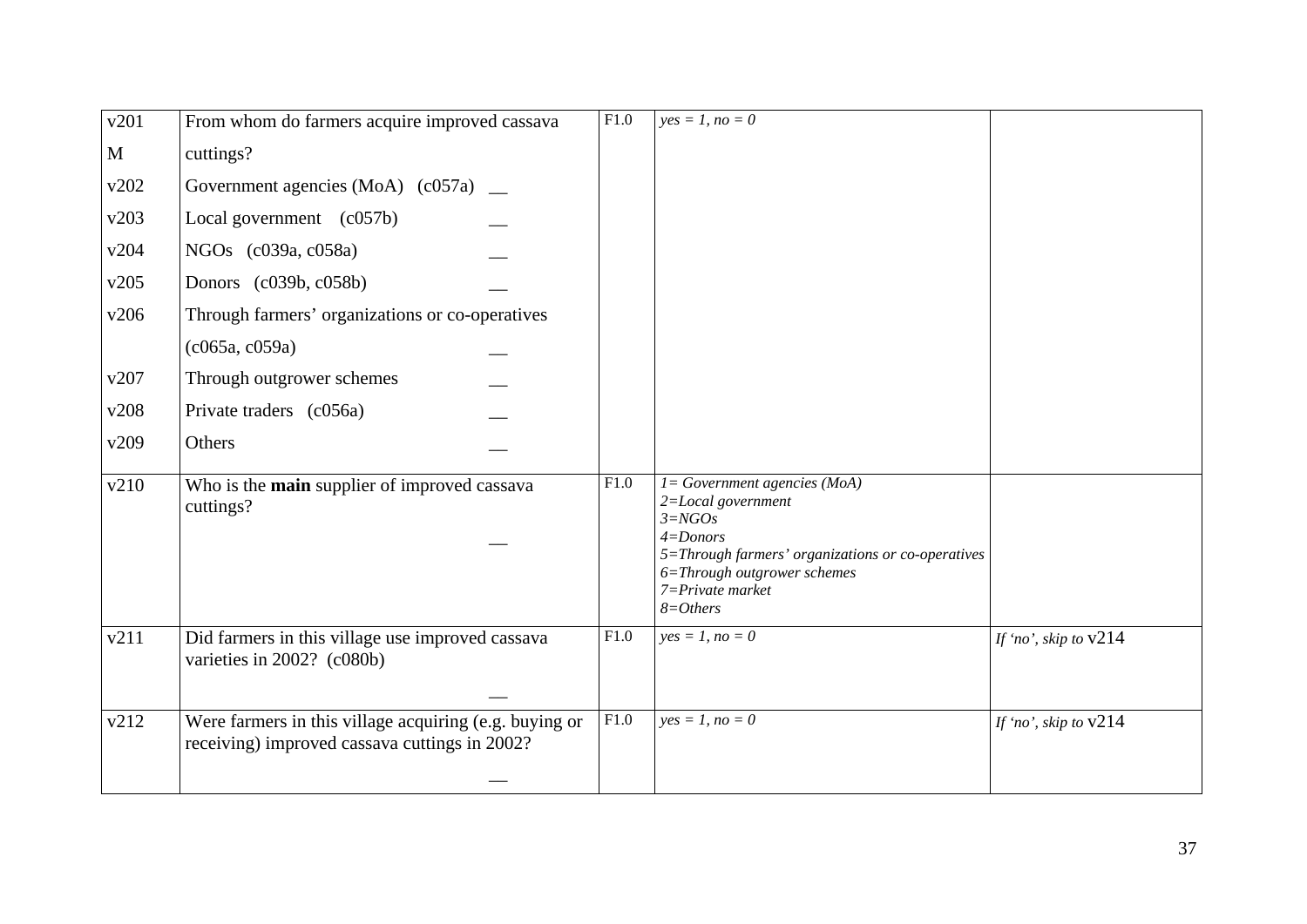| | | | | |
|---|---|---|---|---|
| v201<br>M | From whom do farmers acquire improved cassava cuttings? | F1.0 | *yes = 1, no = 0* | |
| v202 | Government agencies (MoA) (c057a) __ | | | |
| v203 | Local government (c057b) __ | | | |
| v204 | NGOs (c039a, c058a) __ | | | |
| v205 | Donors (c039b, c058b) __ | | | |
| v206 | Through farmers' organizations or co-operatives (c065a, c059a) __ | | | |
| v207 | Through outgrower schemes __ | | | |
| v208 | Private traders (c056a) __ | | | |
| v209 | Others __ | | | |
| v210 | Who is the **main** supplier of improved cassava cuttings? __ | F1.0 | *1= Government agencies (MoA)*<br>*2=Local government*<br>*3=NGOs*<br>*4=Donors*<br>*5=Through farmers' organizations or co-operatives*<br>*6=Through outgrower schemes*<br>*7=Private market*<br>*8=Others* | |
| v211 | Did farmers in this village use improved cassava varieties in 2002? (c080b) __ | F1.0 | *yes = 1, no = 0* | *If 'no', skip to* v214 |
| v212 | Were farmers in this village acquiring (e.g. buying or receiving) improved cassava cuttings in 2002? __ | F1.0 | *yes = 1, no = 0* | *If 'no', skip to* v214 |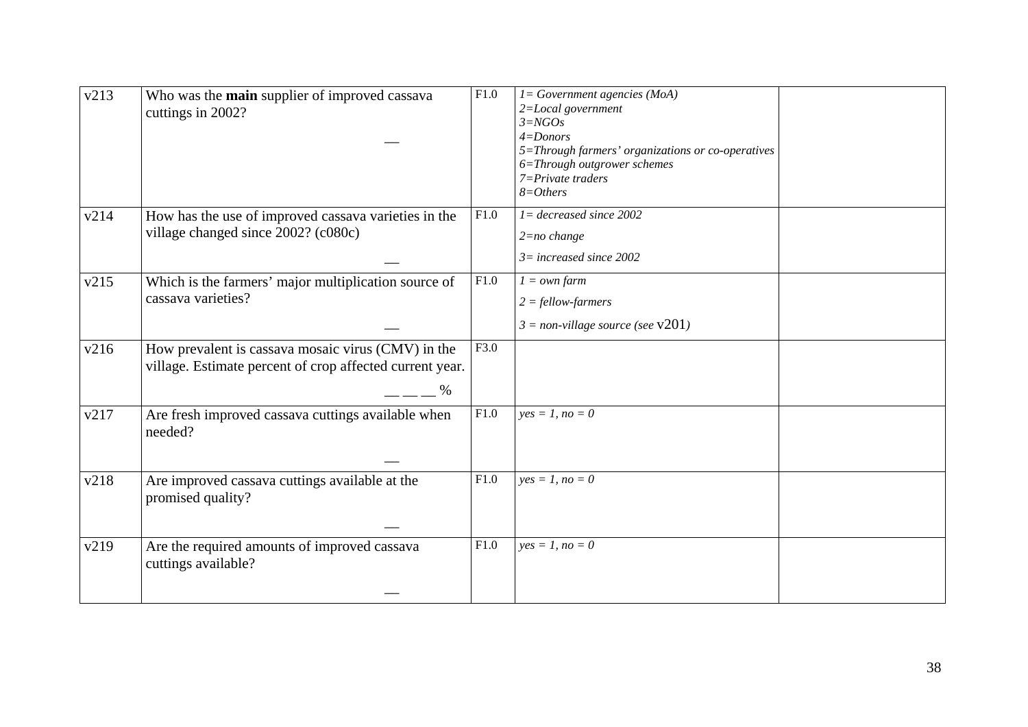| | | | | |
|---|---|---|---|---|
| v213 | Who was the **main** supplier of improved cassava cuttings in 2002? __ | F1.0 | *1= Government agencies (MoA)*<br>*2=Local government*<br>*3=NGOs*<br>*4=Donors*<br>*5=Through farmers' organizations or co-operatives*<br>*6=Through outgrower schemes*<br>*7=Private traders*<br>*8=Others* | |
| v214 | How has the use of improved cassava varieties in the village changed since 2002? (c080c) __ | F1.0 | *1= decreased since 2002*<br>*2=no change*<br>*3= increased since 2002* | |
| v215 | Which is the farmers' major multiplication source of cassava varieties? __ | F1.0 | *1 = own farm*<br>*2 = fellow-farmers*<br>*3 = non-village source (see* v201*)* | |
| v216 | How prevalent is cassava mosaic virus (CMV) in the village. Estimate percent of crop affected current year. __ __ __ % | F3.0 | | |
| v217 | Are fresh improved cassava cuttings available when needed? __ | F1.0 | *yes = 1, no = 0* | |
| v218 | Are improved cassava cuttings available at the promised quality? __ | F1.0 | *yes = 1, no = 0* | |
| v219 | Are the required amounts of improved cassava cuttings available? __ | F1.0 | *yes = 1, no = 0* | |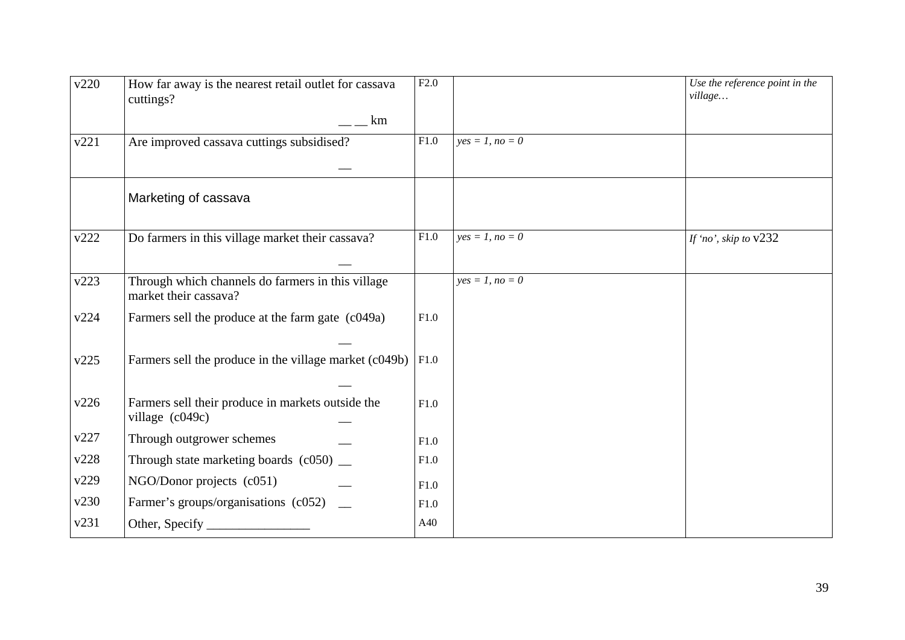| | | | | |
|---|---|---|---|---|
| v220 | How far away is the nearest retail outlet for cassava cuttings?<br><br>__ __ km | F2.0 | | *Use the reference point in the village…* |
| v221 | Are improved cassava cuttings subsidised?<br><br>__ | F1.0 | *yes = 1, no = 0* | |
| | Marketing of cassava | | | |
| v222 | Do farmers in this village market their cassava?<br><br>__ | F1.0 | *yes = 1, no = 0* | *If 'no', skip to* v232 |
| v223 | Through which channels do farmers in this village market their cassava? | | *yes = 1, no = 0* | |
| v224 | Farmers sell the produce at the farm gate (c049a)<br><br>__ | F1.0 | | |
| v225 | Farmers sell the produce in the village market (c049b)<br><br>__ | F1.0 | | |
| v226 | Farmers sell their produce in markets outside the village (c049c) __ | F1.0 | | |
| v227 | Through outgrower schemes __ | F1.0 | | |
| v228 | Through state marketing boards (c050) __ | F1.0 | | |
| v229 | NGO/Donor projects (c051) __ | F1.0 | | |
| v230 | Farmer's groups/organisations (c052) __ | F1.0 | | |
| v231 | Other, Specify ________________ | A40 | | |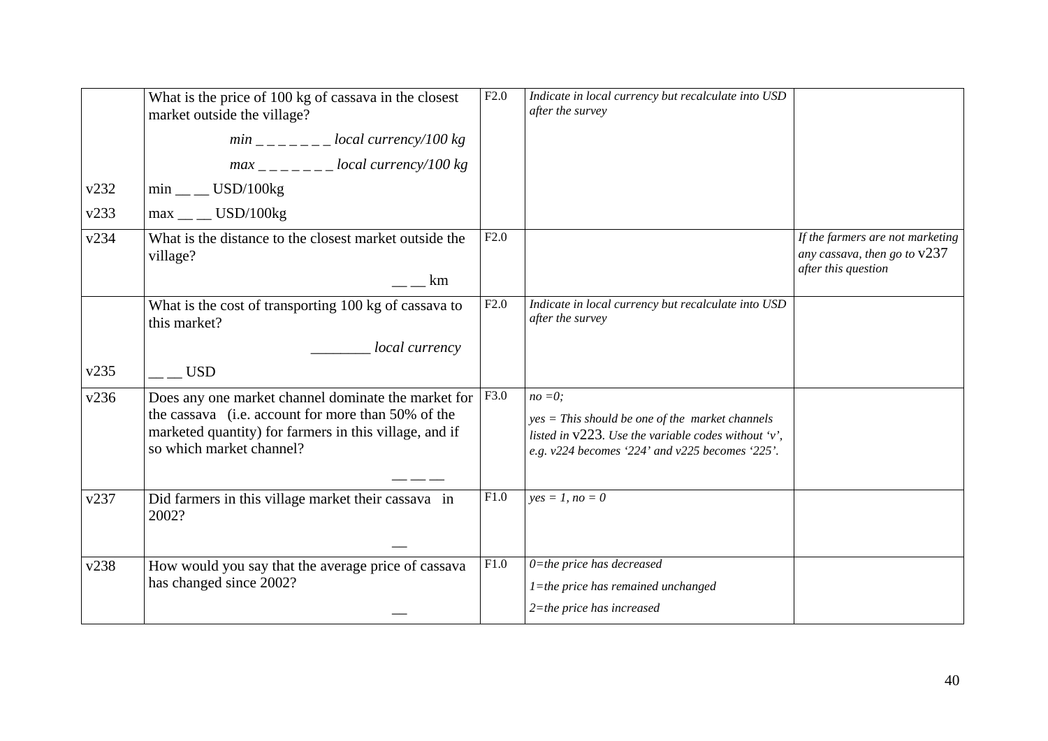| | | | | |
|---|---|---|---|---|
| | What is the price of 100 kg of cassava in the closest market outside the village?<br>*min _ _ _ _ _ _ _ local currency/100 kg*<br>*max _ _ _ _ _ _ _ local currency/100 kg* | F2.0 | *Indicate in local currency but recalculate into USD after the survey* | |
| v232 | min __ __ USD/100kg | | | |
| v233 | max __ __ USD/100kg | | | |
| v234 | What is the distance to the closest market outside the village?<br>__ __ km | F2.0 | | *If the farmers are not marketing any cassava, then go to v237 after this question* |
| | What is the cost of transporting 100 kg of cassava to this market?<br>________ *local currency* | F2.0 | *Indicate in local currency but recalculate into USD after the survey* | |
| v235 | __ __ USD | | | |
| v236 | Does any one market channel dominate the market for the cassava (i.e. account for more than 50% of the marketed quantity) for farmers in this village, and if so which market channel?<br>__ __ __ | F3.0 | *no =0;*<br>*yes = This should be one of the market channels listed in v223. Use the variable codes without 'v', e.g. v224 becomes '224' and v225 becomes '225'.* | |
| v237 | Did farmers in this village market their cassava in 2002?<br>__ | F1.0 | *yes = 1, no = 0* | |
| v238 | How would you say that the average price of cassava has changed since 2002?<br>__ | F1.0 | *0=the price has decreased*<br>*1=the price has remained unchanged*<br>*2=the price has increased* | |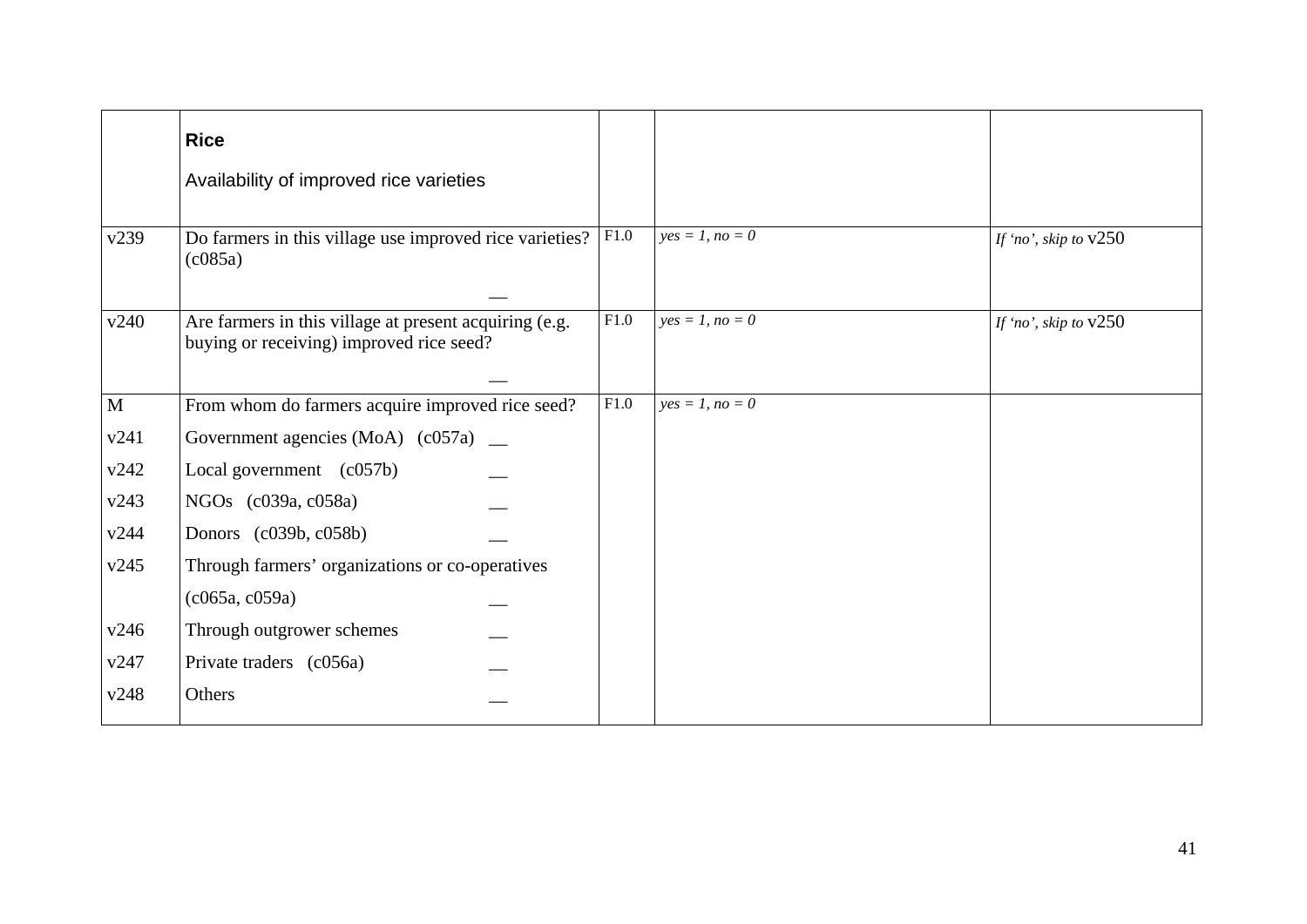|  | **Rice**<br><br>Availability of improved rice varieties |  |  |  |
|---|---|---|---|---|
| v239 | Do farmers in this village use improved rice varieties? (c085a)<br>__ | F1.0 | *yes = 1, no = 0* | *If 'no', skip to* v250 |
| v240 | Are farmers in this village at present acquiring (e.g. buying or receiving) improved rice seed?<br>__ | F1.0 | *yes = 1, no = 0* | *If 'no', skip to* v250 |
| M | From whom do farmers acquire improved rice seed? | F1.0 | *yes = 1, no = 0* |  |
| v241 | Government agencies (MoA) (c057a) __ |  |  |  |
| v242 | Local government (c057b) __ |  |  |  |
| v243 | NGOs (c039a, c058a) __ |  |  |  |
| v244 | Donors (c039b, c058b) __ |  |  |  |
| v245 | Through farmers' organizations or co-operatives (c065a, c059a) __ |  |  |  |
| v246 | Through outgrower schemes __ |  |  |  |
| v247 | Private traders (c056a) __ |  |  |  |
| v248 | Others __ |  |  |  |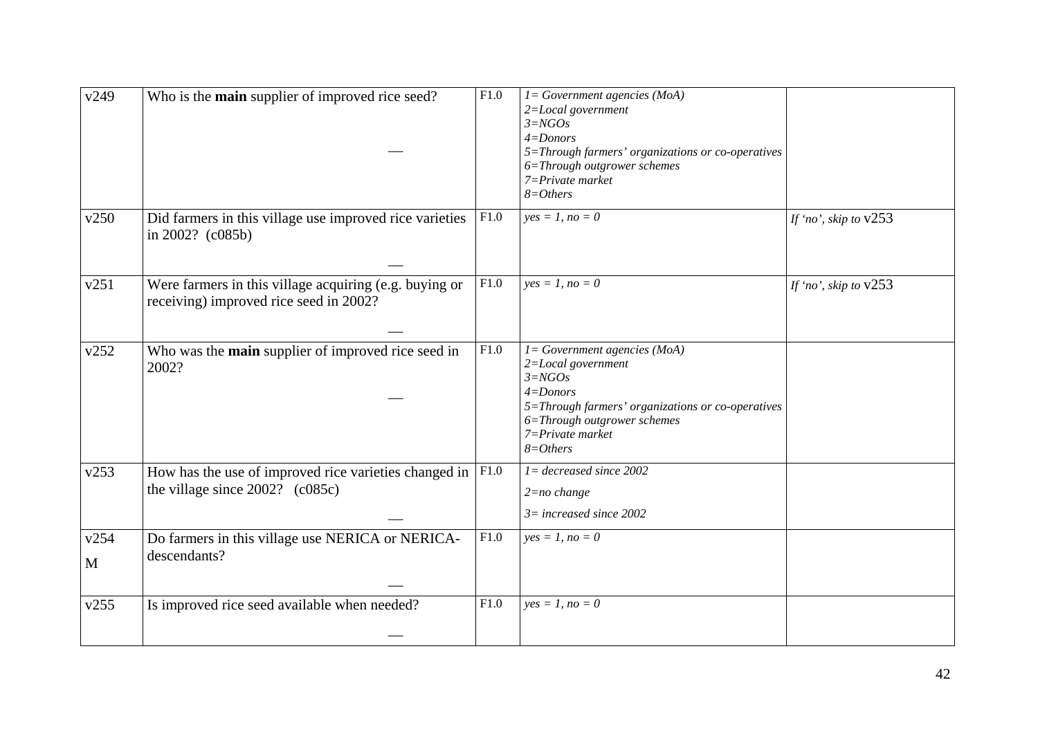| | | | | |
|---|---|---|---|---|
| v249 | Who is the **main** supplier of improved rice seed? __ | F1.0 | *1= Government agencies (MoA)*<br>*2=Local government*<br>*3=NGOs*<br>*4=Donors*<br>*5=Through farmers' organizations or co-operatives*<br>*6=Through outgrower schemes*<br>*7=Private market*<br>*8=Others* | |
| v250 | Did farmers in this village use improved rice varieties in 2002? (c085b) __ | F1.0 | *yes = 1, no = 0* | *If 'no', skip to* v253 |
| v251 | Were farmers in this village acquiring (e.g. buying or receiving) improved rice seed in 2002? __ | F1.0 | *yes = 1, no = 0* | *If 'no', skip to* v253 |
| v252 | Who was the **main** supplier of improved rice seed in 2002? __ | F1.0 | *1= Government agencies (MoA)*<br>*2=Local government*<br>*3=NGOs*<br>*4=Donors*<br>*5=Through farmers' organizations or co-operatives*<br>*6=Through outgrower schemes*<br>*7=Private market*<br>*8=Others* | |
| v253 | How has the use of improved rice varieties changed in the village since 2002? (c085c) __ | F1.0 | *1= decreased since 2002*<br>*2=no change*<br>*3= increased since 2002* | |
| v254<br>M | Do farmers in this village use NERICA or NERICA-descendants? __ | F1.0 | *yes = 1, no = 0* | |
| v255 | Is improved rice seed available when needed? __ | F1.0 | *yes = 1, no = 0* | |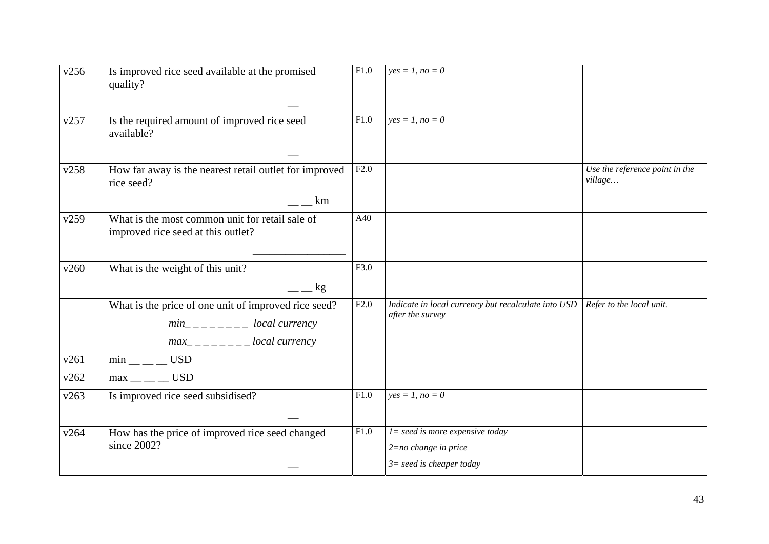| | | | | |
|---|---|---|---|---|
| v256 | Is improved rice seed available at the promised quality? __ | F1.0 | *yes = 1, no = 0* | |
| v257 | Is the required amount of improved rice seed available? __ | F1.0 | *yes = 1, no = 0* | |
| v258 | How far away is the nearest retail outlet for improved rice seed? __ __ km | F2.0 | | *Use the reference point in the village…* |
| v259 | What is the most common unit for retail sale of improved rice seed at this outlet? ________________ | A40 | | |
| v260 | What is the weight of this unit? __ __ kg | F3.0 | | |
| | What is the price of one unit of improved rice seed? *min_ _ _ _ _ _ _ _ local currency* *max_ _ _ _ _ _ _ _ local currency* | F2.0 | *Indicate in local currency but recalculate into USD after the survey* | *Refer to the local unit.* |
| v261 | min __ __ __ USD | | | |
| v262 | max __ __ __ USD | | | |
| v263 | Is improved rice seed subsidised? __ | F1.0 | *yes = 1, no = 0* | |
| v264 | How has the price of improved rice seed changed since 2002? __ | F1.0 | *1= seed is more expensive today* *2=no change in price* *3= seed is cheaper today* | |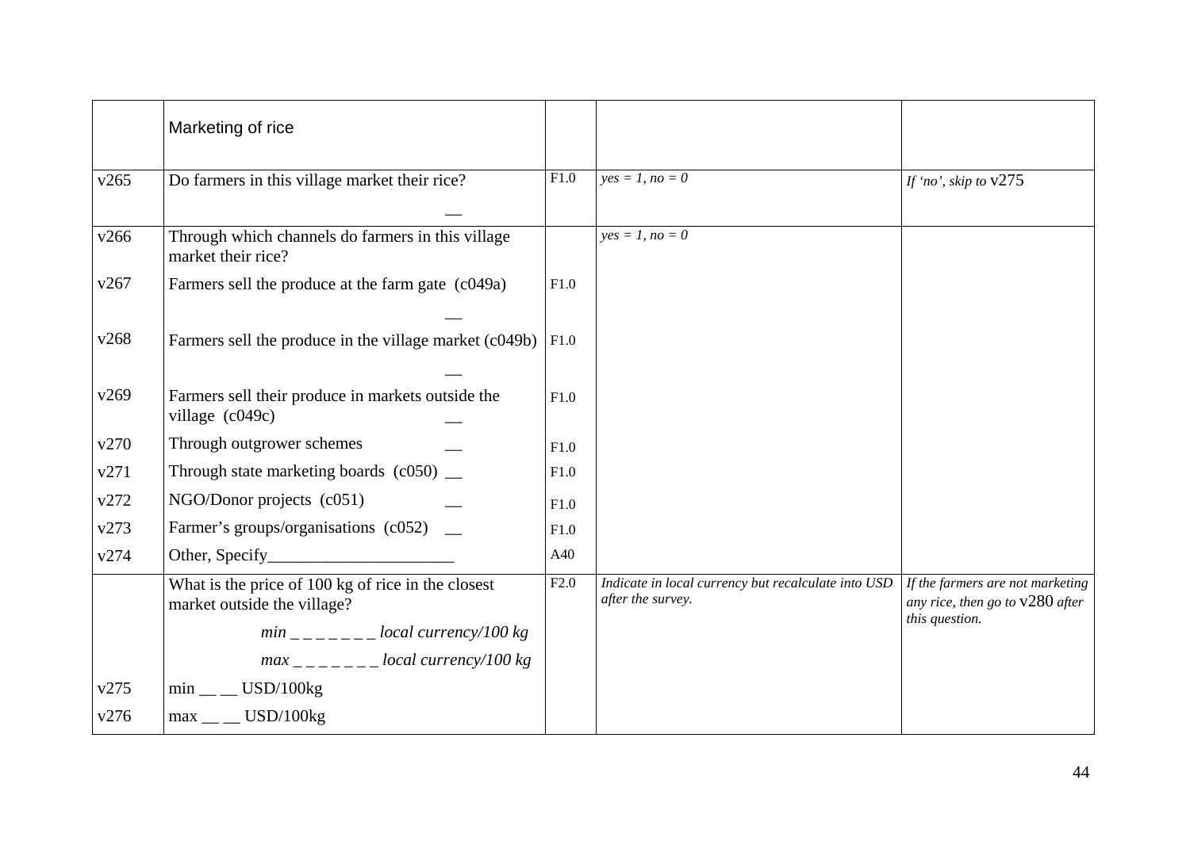|  | Marketing of rice |  |  |  |
|---|---|---|---|---|
| v265 | Do farmers in this village market their rice? __ | F1.0 | *yes = 1, no = 0* | *If 'no', skip to* v275 |
| v266 | Through which channels do farmers in this village market their rice? |  | *yes = 1, no = 0* |  |
| v267 | Farmers sell the produce at the farm gate (c049a) __ | F1.0 |  |  |
| v268 | Farmers sell the produce in the village market (c049b) __ | F1.0 |  |  |
| v269 | Farmers sell their produce in markets outside the village (c049c) __ | F1.0 |  |  |
| v270 | Through outgrower schemes __ | F1.0 |  |  |
| v271 | Through state marketing boards (c050) __ | F1.0 |  |  |
| v272 | NGO/Donor projects (c051) __ | F1.0 |  |  |
| v273 | Farmer's groups/organisations (c052) __ | F1.0 |  |  |
| v274 | Other, Specify______________________ | A40 |  |  |
|  | What is the price of 100 kg of rice in the closest market outside the village? <br> *min _ _ _ _ _ _ _ local currency/100 kg* <br> *max _ _ _ _ _ _ _ local currency/100 kg* | F2.0 | *Indicate in local currency but recalculate into USD after the survey.* | *If the farmers are not marketing any rice, then go to* v280 *after this question.* |
| v275 | min __ __ USD/100kg |  |  |  |
| v276 | max __ __ USD/100kg |  |  |  |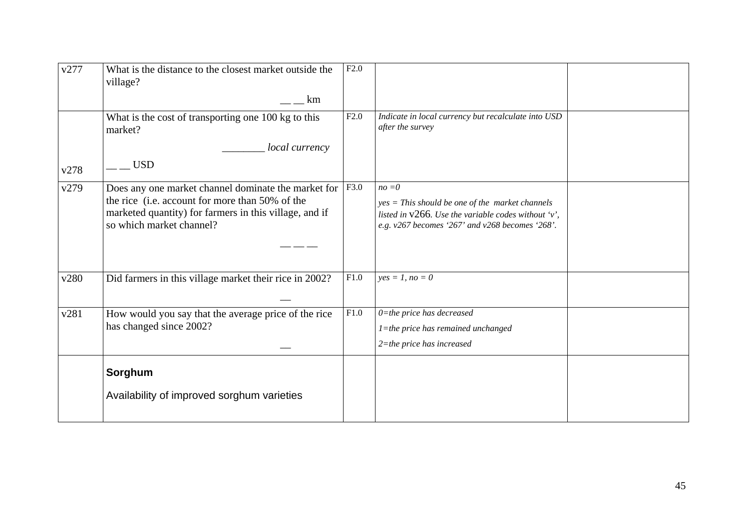| v277 | What is the distance to the closest market outside the village?<br><br>__ __ km | F2.0 | | |
|---|---|---|---|---|
| v278 | What is the cost of transporting one 100 kg to this market?<br><br>________ *local currency*<br><br>__ __ USD | F2.0 | *Indicate in local currency but recalculate into USD after the survey* | |
| v279 | Does any one market channel dominate the market for the rice (i.e. account for more than 50% of the marketed quantity) for farmers in this village, and if so which market channel?<br><br>__ __ __ | F3.0 | *no =0*<br><br>*yes = This should be one of the market channels listed in* v266. *Use the variable codes without 'v', e.g. v267 becomes '267' and v268 becomes '268'.* | |
| v280 | Did farmers in this village market their rice in 2002?<br><br>__ | F1.0 | *yes = 1, no = 0* | |
| v281 | How would you say that the average price of the rice has changed since 2002?<br><br>__ | F1.0 | *0=the price has decreased*<br><br>*1=the price has remained unchanged*<br><br>*2=the price has increased* | |
| | **Sorghum**<br><br>Availability of improved sorghum varieties | | | |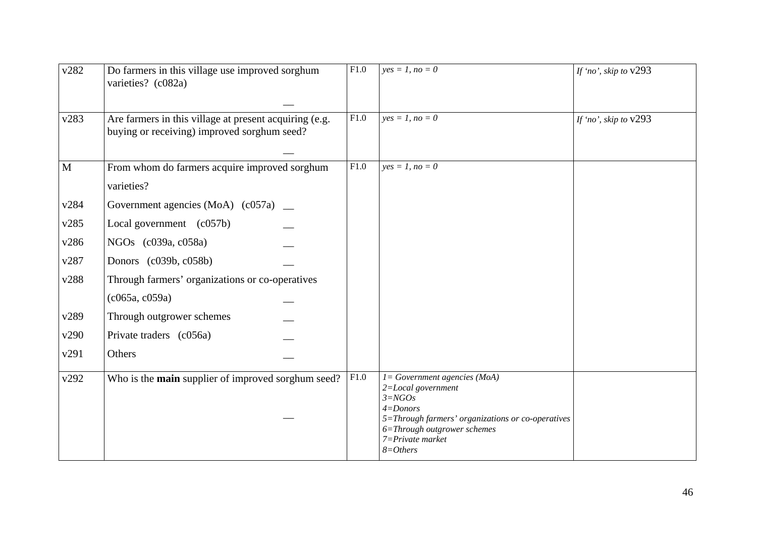| v282 | Do farmers in this village use improved sorghum varieties? (c082a) __ | F1.0 | *yes = 1, no = 0* | *If 'no', skip to* v293 |
|---|---|---|---|---|
| v283 | Are farmers in this village at present acquiring (e.g. buying or receiving) improved sorghum seed? __ | F1.0 | *yes = 1, no = 0* | *If 'no', skip to* v293 |
| M | From whom do farmers acquire improved sorghum varieties? | F1.0 | *yes = 1, no = 0* | |
| v284 | Government agencies (MoA) (c057a) __ | | | |
| v285 | Local government (c057b) __ | | | |
| v286 | NGOs (c039a, c058a) __ | | | |
| v287 | Donors (c039b, c058b) __ | | | |
| v288 | Through farmers' organizations or co-operatives (c065a, c059a) __ | | | |
| v289 | Through outgrower schemes __ | | | |
| v290 | Private traders (c056a) __ | | | |
| v291 | Others __ | | | |
| v292 | Who is the **main** supplier of improved sorghum seed? __ | F1.0 | *1= Government agencies (MoA)*<br>*2=Local government*<br>*3=NGOs*<br>*4=Donors*<br>*5=Through farmers' organizations or co-operatives*<br>*6=Through outgrower schemes*<br>*7=Private market*<br>*8=Others* | |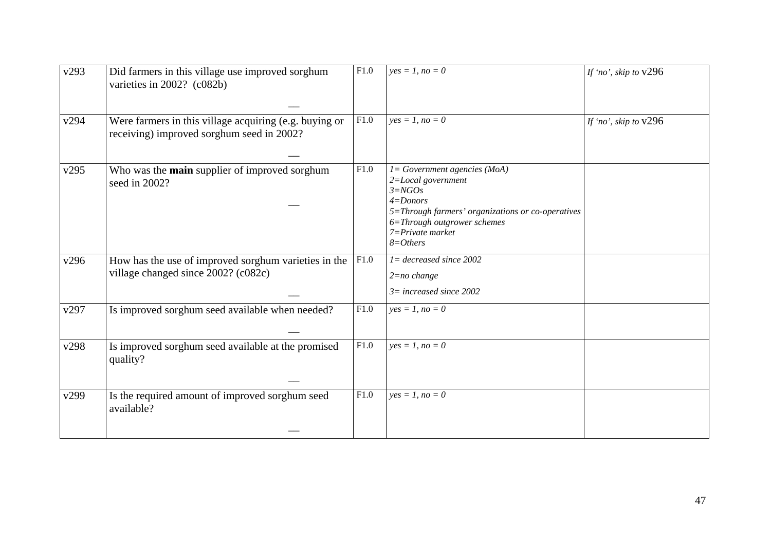| | | | | |
|---|---|---|---|---|
| v293 | Did farmers in this village use improved sorghum varieties in 2002? (c082b) __ | F1.0 | *yes = 1, no = 0* | *If 'no', skip to* v296 |
| v294 | Were farmers in this village acquiring (e.g. buying or receiving) improved sorghum seed in 2002? __ | F1.0 | *yes = 1, no = 0* | *If 'no', skip to* v296 |
| v295 | Who was the **main** supplier of improved sorghum seed in 2002? __ | F1.0 | *1= Government agencies (MoA)*<br>*2=Local government*<br>*3=NGOs*<br>*4=Donors*<br>*5=Through farmers' organizations or co-operatives*<br>*6=Through outgrower schemes*<br>*7=Private market*<br>*8=Others* | |
| v296 | How has the use of improved sorghum varieties in the village changed since 2002? (c082c) __ | F1.0 | *1= decreased since 2002*<br>*2=no change*<br>*3= increased since 2002* | |
| v297 | Is improved sorghum seed available when needed? __ | F1.0 | *yes = 1, no = 0* | |
| v298 | Is improved sorghum seed available at the promised quality? __ | F1.0 | *yes = 1, no = 0* | |
| v299 | Is the required amount of improved sorghum seed available? __ | F1.0 | *yes = 1, no = 0* | |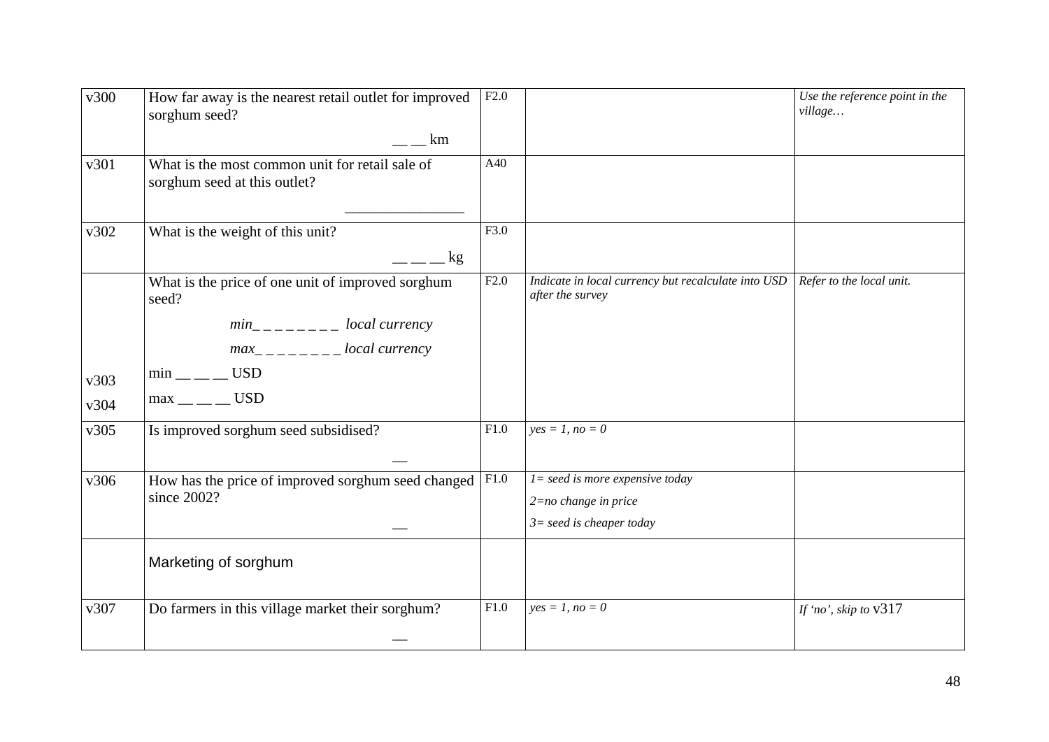| v300 | How far away is the nearest retail outlet for improved sorghum seed?<br>__ __ km | F2.0 | | *Use the reference point in the village…* |
|---|---|---|---|---|
| v301 | What is the most common unit for retail sale of sorghum seed at this outlet?<br>________________ | A40 | | |
| v302 | What is the weight of this unit?<br>__ __ __ kg | F3.0 | | |
| <br><br><br>v303<br>v304 | What is the price of one unit of improved sorghum seed?<br>*min_ _ _ _ _ _ _ _ _ local currency*<br>*max_ _ _ _ _ _ _ _ _ local currency*<br>min __ __ __ USD<br>max __ __ __ USD | F2.0 | *Indicate in local currency but recalculate into USD after the survey* | *Refer to the local unit.* |
| v305 | Is improved sorghum seed subsidised?<br>__ | F1.0 | *yes = 1, no = 0* | |
| v306 | How has the price of improved sorghum seed changed since 2002?<br>__ | F1.0 | *1= seed is more expensive today*<br>*2=no change in price*<br>*3= seed is cheaper today* | |
| | Marketing of sorghum | | | |
| v307 | Do farmers in this village market their sorghum?<br>__ | F1.0 | *yes = 1, no = 0* | *If 'no', skip to* v317 |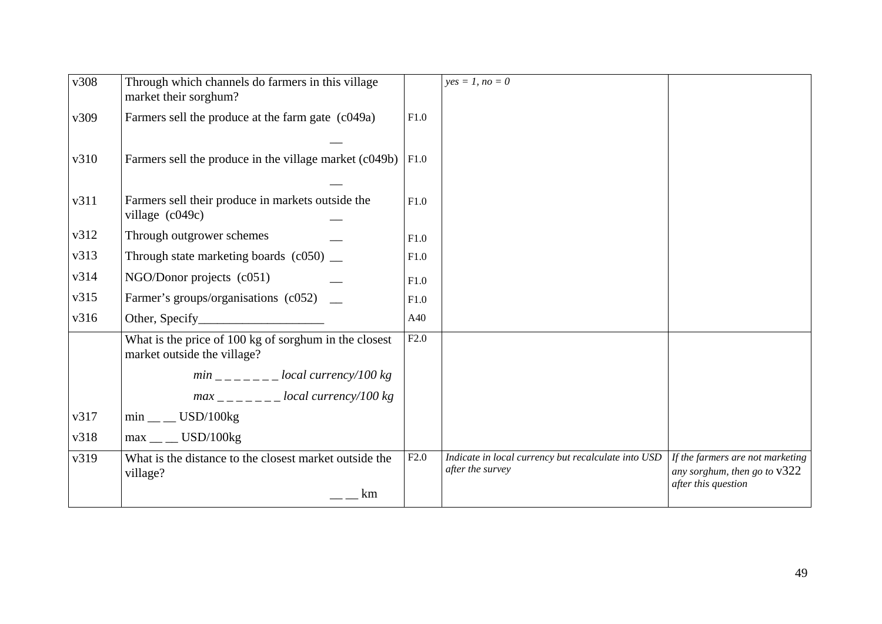| | | | | |
|---|---|---|---|---|
| v308 | Through which channels do farmers in this village market their sorghum? | | *yes = 1, no = 0* | |
| v309 | Farmers sell the produce at the farm gate (c049a) __ | F1.0 | | |
| v310 | Farmers sell the produce in the village market (c049b) __ | F1.0 | | |
| v311 | Farmers sell their produce in markets outside the village (c049c) __ | F1.0 | | |
| v312 | Through outgrower schemes __ | F1.0 | | |
| v313 | Through state marketing boards (c050) __ | F1.0 | | |
| v314 | NGO/Donor projects (c051) __ | F1.0 | | |
| v315 | Farmer's groups/organisations (c052) __ | F1.0 | | |
| v316 | Other, Specify___________________ | A40 | | |
| | What is the price of 100 kg of sorghum in the closest market outside the village? | F2.0 | | |
| | *min _ _ _ _ _ _ _ local currency/100 kg* | | | |
| | *max _ _ _ _ _ _ _ local currency/100 kg* | | | |
| v317 | min __ __ USD/100kg | | | |
| v318 | max __ __ USD/100kg | | | |
| v319 | What is the distance to the closest market outside the village? __ __ km | F2.0 | *Indicate in local currency but recalculate into USD after the survey* | *If the farmers are not marketing any sorghum, then go to v322 after this question* |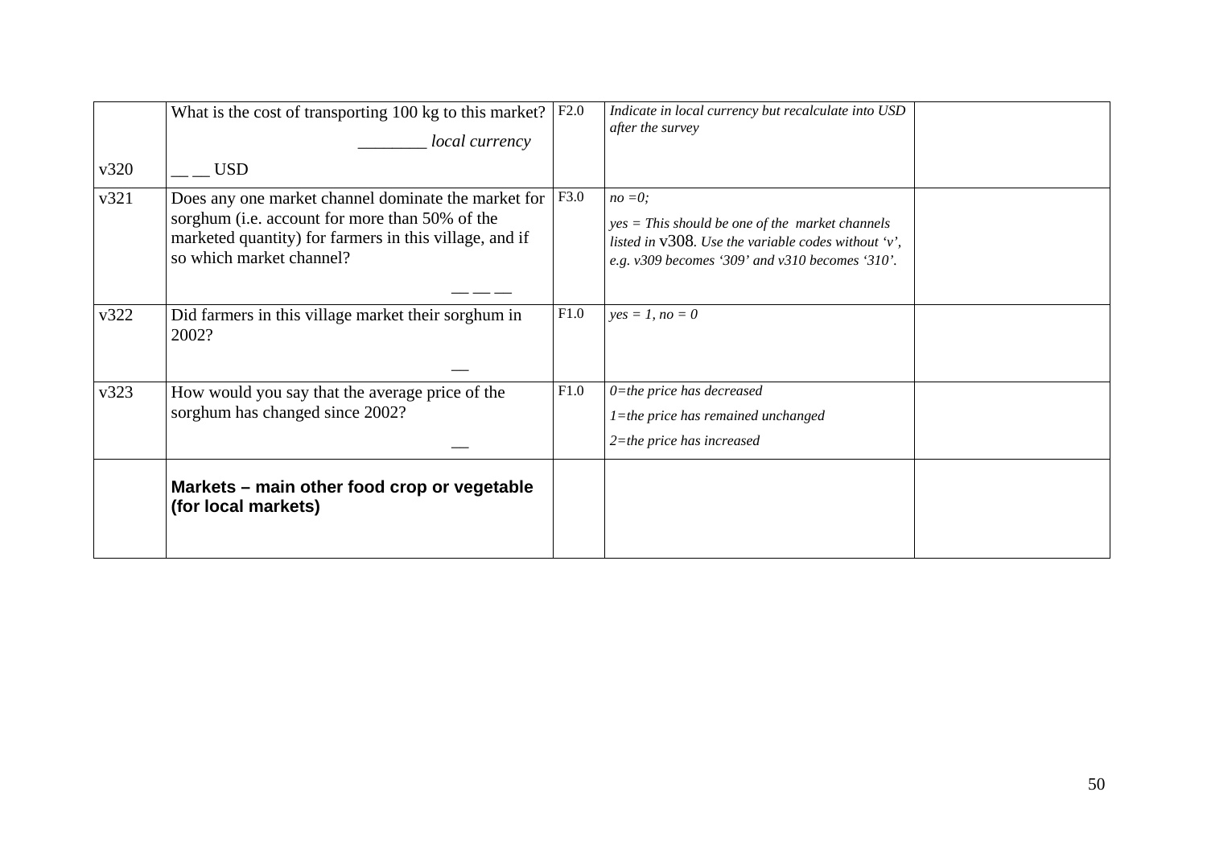| | | | | |
|---|---|---|---|---|
| v320 | What is the cost of transporting 100 kg to this market?<br>________ *local currency*<br>__ __ USD | F2.0 | *Indicate in local currency but recalculate into USD after the survey* | |
| v321 | Does any one market channel dominate the market for sorghum (i.e. account for more than 50% of the marketed quantity) for farmers in this village, and if so which market channel?<br>__ __ __ | F3.0 | *no =0;*<br>*yes = This should be one of the market channels listed in* v308*. Use the variable codes without 'v', e.g. v309 becomes '309' and v310 becomes '310'.* | |
| v322 | Did farmers in this village market their sorghum in 2002?<br>__ | F1.0 | *yes = 1, no = 0* | |
| v323 | How would you say that the average price of the sorghum has changed since 2002?<br>__ | F1.0 | *0=the price has decreased*<br>*1=the price has remained unchanged*<br>*2=the price has increased* | |
| | **Markets – main other food crop or vegetable (for local markets)** | | | |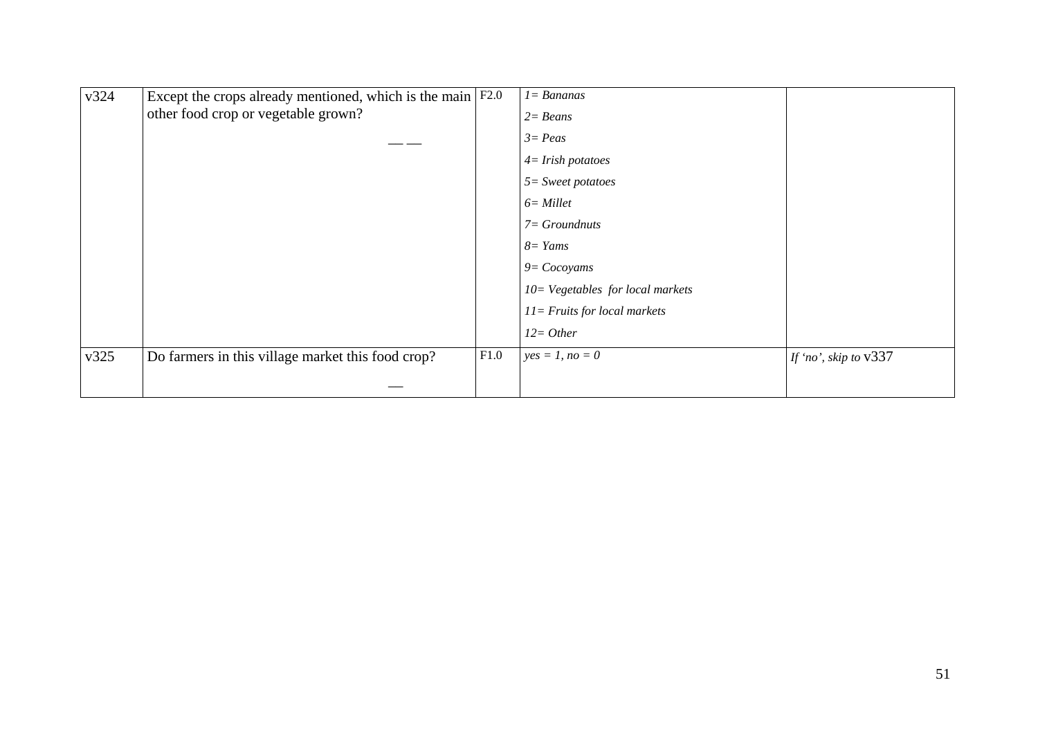| v324 | Except the crops already mentioned, which is the main other food crop or vegetable grown?<br><br>— — | F2.0 | *1= Bananas*<br>*2= Beans*<br>*3= Peas*<br>*4= Irish potatoes*<br>*5= Sweet potatoes*<br>*6= Millet*<br>*7= Groundnuts*<br>*8= Yams*<br>*9= Cocoyams*<br>*10= Vegetables for local markets*<br>*11= Fruits for local markets*<br>*12= Other* | |
|---|---|---|---|---|
| v325 | Do farmers in this village market this food crop?<br><br>— | F1.0 | *yes = 1, no = 0* | *If 'no', skip to* v337 |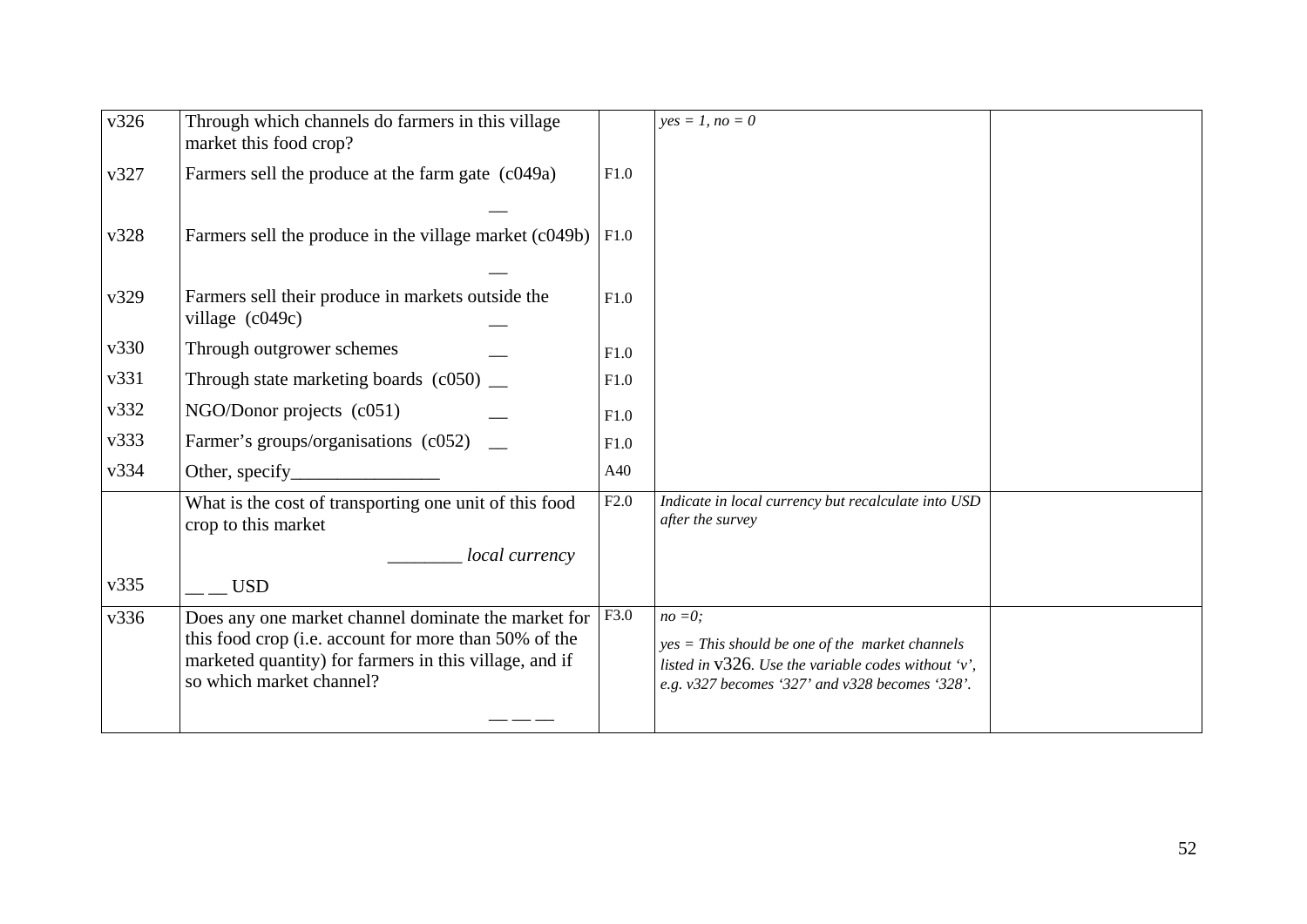| v326 | Through which channels do farmers in this village market this food crop? | | *yes = 1, no = 0* | |
|---|---|---|---|---|
| v327 | Farmers sell the produce at the farm gate (c049a) __ | F1.0 | | |
| v328 | Farmers sell the produce in the village market (c049b) __ | F1.0 | | |
| v329 | Farmers sell their produce in markets outside the village (c049c) __ | F1.0 | | |
| v330 | Through outgrower schemes __ | F1.0 | | |
| v331 | Through state marketing boards (c050) __ | F1.0 | | |
| v332 | NGO/Donor projects (c051) __ | F1.0 | | |
| v333 | Farmer's groups/organisations (c052) __ | F1.0 | | |
| v334 | Other, specify________________ | A40 | | |
| v335 | What is the cost of transporting one unit of this food crop to this market<br>________ *local currency*<br>__ __ USD | F2.0 | *Indicate in local currency but recalculate into USD after the survey* | |
| v336 | Does any one market channel dominate the market for this food crop (i.e. account for more than 50% of the marketed quantity) for farmers in this village, and if so which market channel?<br>__ __ __ | F3.0 | *no =0;*<br>*yes = This should be one of the market channels listed in* v326*. Use the variable codes without 'v', e.g. v327 becomes '327' and v328 becomes '328'.* | |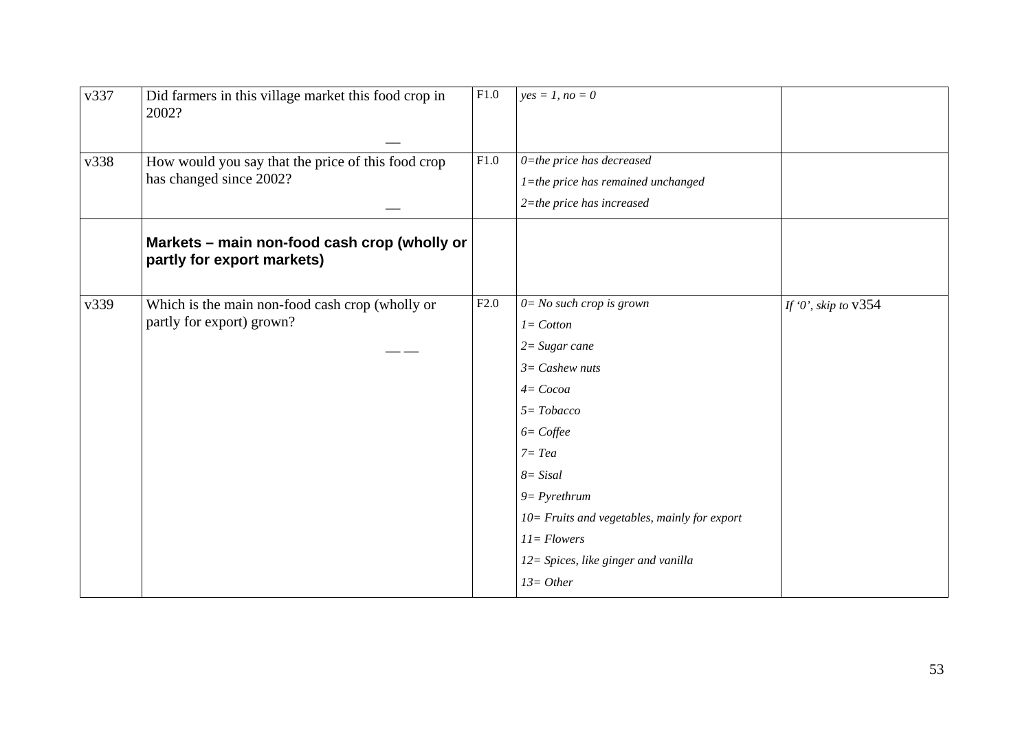| v337 | Did farmers in this village market this food crop in 2002?<br><br>__ | F1.0 | *yes = 1, no = 0* | |
|---|---|---|---|---|
| v338 | How would you say that the price of this food crop has changed since 2002?<br><br>__ | F1.0 | *0=the price has decreased*<br>*1=the price has remained unchanged*<br>*2=the price has increased* | |
| | **Markets – main non-food cash crop (wholly or partly for export markets)** | | | |
| v339 | Which is the main non-food cash crop (wholly or partly for export) grown?<br><br>__ __ | F2.0 | *0= No such crop is grown*<br>*1= Cotton*<br>*2= Sugar cane*<br>*3= Cashew nuts*<br>*4= Cocoa*<br>*5= Tobacco*<br>*6= Coffee*<br>*7= Tea*<br>*8= Sisal*<br>*9= Pyrethrum*<br>*10= Fruits and vegetables, mainly for export*<br>*11= Flowers*<br>*12= Spices, like ginger and vanilla*<br>*13= Other* | *If '0', skip to* v354 |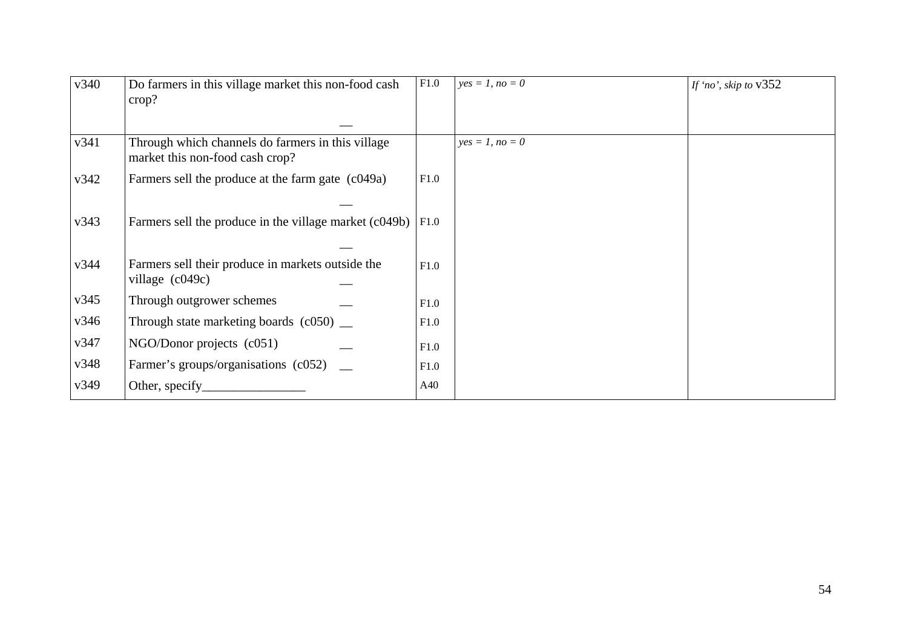| v340 | Do farmers in this village market this non-food cash crop? __ | F1.0 | *yes = 1, no = 0* | *If 'no', skip to* v352 |
|---|---|---|---|---|
| v341 | Through which channels do farmers in this village market this non-food cash crop? | | *yes = 1, no = 0* | |
| v342 | Farmers sell the produce at the farm gate (c049a) __ | F1.0 | | |
| v343 | Farmers sell the produce in the village market (c049b) __ | F1.0 | | |
| v344 | Farmers sell their produce in markets outside the village (c049c) __ | F1.0 | | |
| v345 | Through outgrower schemes __ | F1.0 | | |
| v346 | Through state marketing boards (c050) __ | F1.0 | | |
| v347 | NGO/Donor projects (c051) __ | F1.0 | | |
| v348 | Farmer's groups/organisations (c052) __ | F1.0 | | |
| v349 | Other, specify________________ | A40 | | |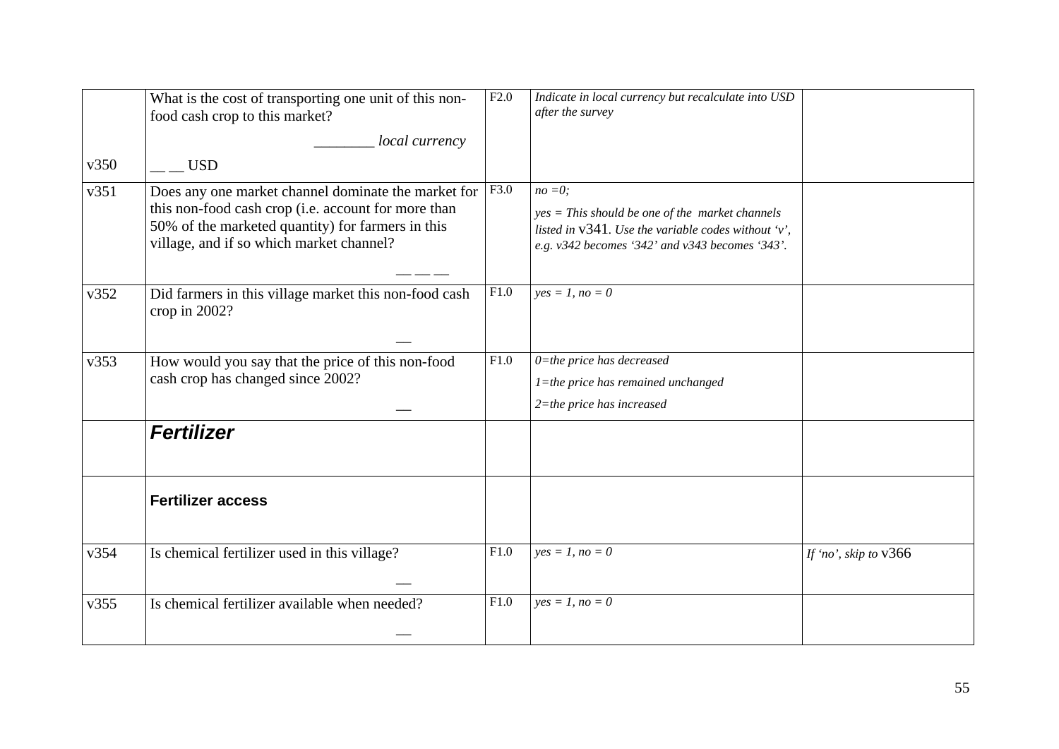| | | | | |
|---|---|---|---|---|
| v350 | What is the cost of transporting one unit of this non-food cash crop to this market?<br>________ *local currency*<br>__ __ USD | F2.0 | *Indicate in local currency but recalculate into USD after the survey* | |
| v351 | Does any one market channel dominate the market for this non-food cash crop (i.e. account for more than 50% of the marketed quantity) for farmers in this village, and if so which market channel?<br>— — — | F3.0 | *no =0;*<br>*yes = This should be one of the market channels listed in* v341. *Use the variable codes without 'v', e.g. v342 becomes '342' and v343 becomes '343'.* | |
| v352 | Did farmers in this village market this non-food cash crop in 2002?<br>— | F1.0 | *yes = 1, no = 0* | |
| v353 | How would you say that the price of this non-food cash crop has changed since 2002?<br>— | F1.0 | *0=the price has decreased*<br>*1=the price has remained unchanged*<br>*2=the price has increased* | |
| | ***Fertilizer*** | | | |
| | **Fertilizer access** | | | |
| v354 | Is chemical fertilizer used in this village?<br>— | F1.0 | *yes = 1, no = 0* | *If 'no', skip to* v366 |
| v355 | Is chemical fertilizer available when needed?<br>— | F1.0 | *yes = 1, no = 0* | |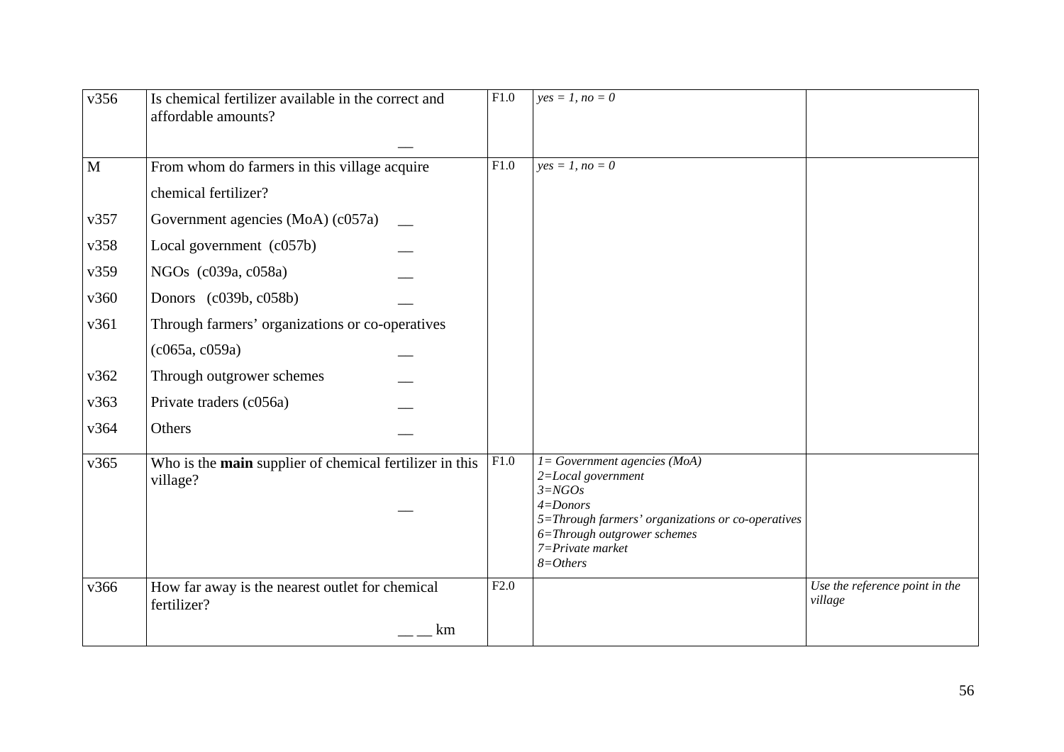| | | | | |
|---|---|---|---|---|
| v356 | Is chemical fertilizer available in the correct and affordable amounts? __ | F1.0 | *yes = 1, no = 0* | |
| M | From whom do farmers in this village acquire chemical fertilizer? | F1.0 | *yes = 1, no = 0* | |
| v357 | Government agencies (MoA) (c057a) __ | | | |
| v358 | Local government (c057b) __ | | | |
| v359 | NGOs (c039a, c058a) __ | | | |
| v360 | Donors (c039b, c058b) __ | | | |
| v361 | Through farmers' organizations or co-operatives (c065a, c059a) __ | | | |
| v362 | Through outgrower schemes __ | | | |
| v363 | Private traders (c056a) __ | | | |
| v364 | Others __ | | | |
| v365 | Who is the **main** supplier of chemical fertilizer in this village? __ | F1.0 | *1= Government agencies (MoA)*<br>*2=Local government*<br>*3=NGOs*<br>*4=Donors*<br>*5=Through farmers' organizations or co-operatives*<br>*6=Through outgrower schemes*<br>*7=Private market*<br>*8=Others* | |
| v366 | How far away is the nearest outlet for chemical fertilizer? __ __ km | F2.0 | | *Use the reference point in the village* |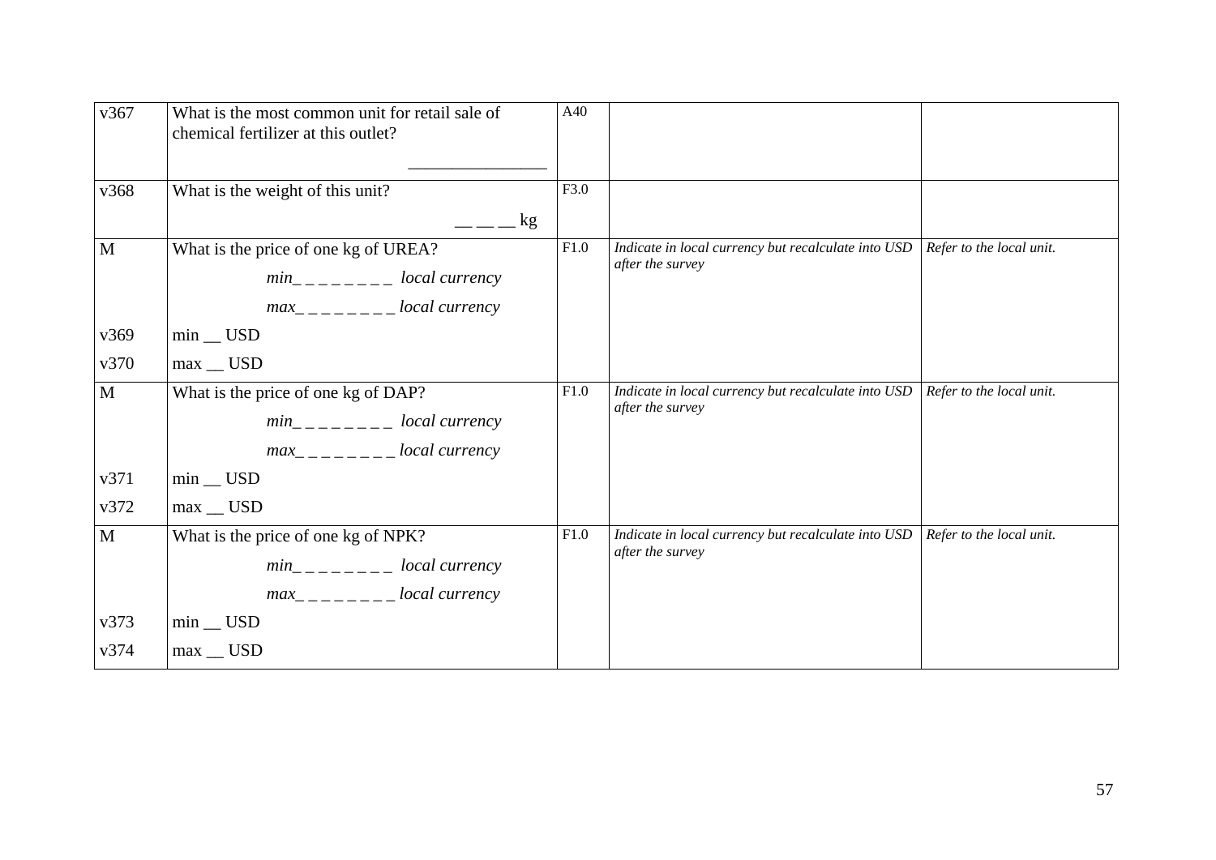| v367 | What is the most common unit for retail sale of chemical fertilizer at this outlet?<br><br>________________ | A40 | | |
|---|---|---|---|---|
| v368 | What is the weight of this unit?<br><br>__ __ __ kg | F3.0 | | |
| M | What is the price of one kg of UREA?<br>*min_ _ _ _ _ _ _ _ local currency*<br>*max_ _ _ _ _ _ _ _ local currency* | F1.0 | *Indicate in local currency but recalculate into USD after the survey* | *Refer to the local unit.* |
| v369 | min __ USD | | | |
| v370 | max __ USD | | | |
| M | What is the price of one kg of DAP?<br>*min_ _ _ _ _ _ _ _ local currency*<br>*max_ _ _ _ _ _ _ _ local currency* | F1.0 | *Indicate in local currency but recalculate into USD after the survey* | *Refer to the local unit.* |
| v371 | min __ USD | | | |
| v372 | max __ USD | | | |
| M | What is the price of one kg of NPK?<br>*min_ _ _ _ _ _ _ _ local currency*<br>*max_ _ _ _ _ _ _ _ local currency* | F1.0 | *Indicate in local currency but recalculate into USD after the survey* | *Refer to the local unit.* |
| v373 | min __ USD | | | |
| v374 | max __ USD | | | |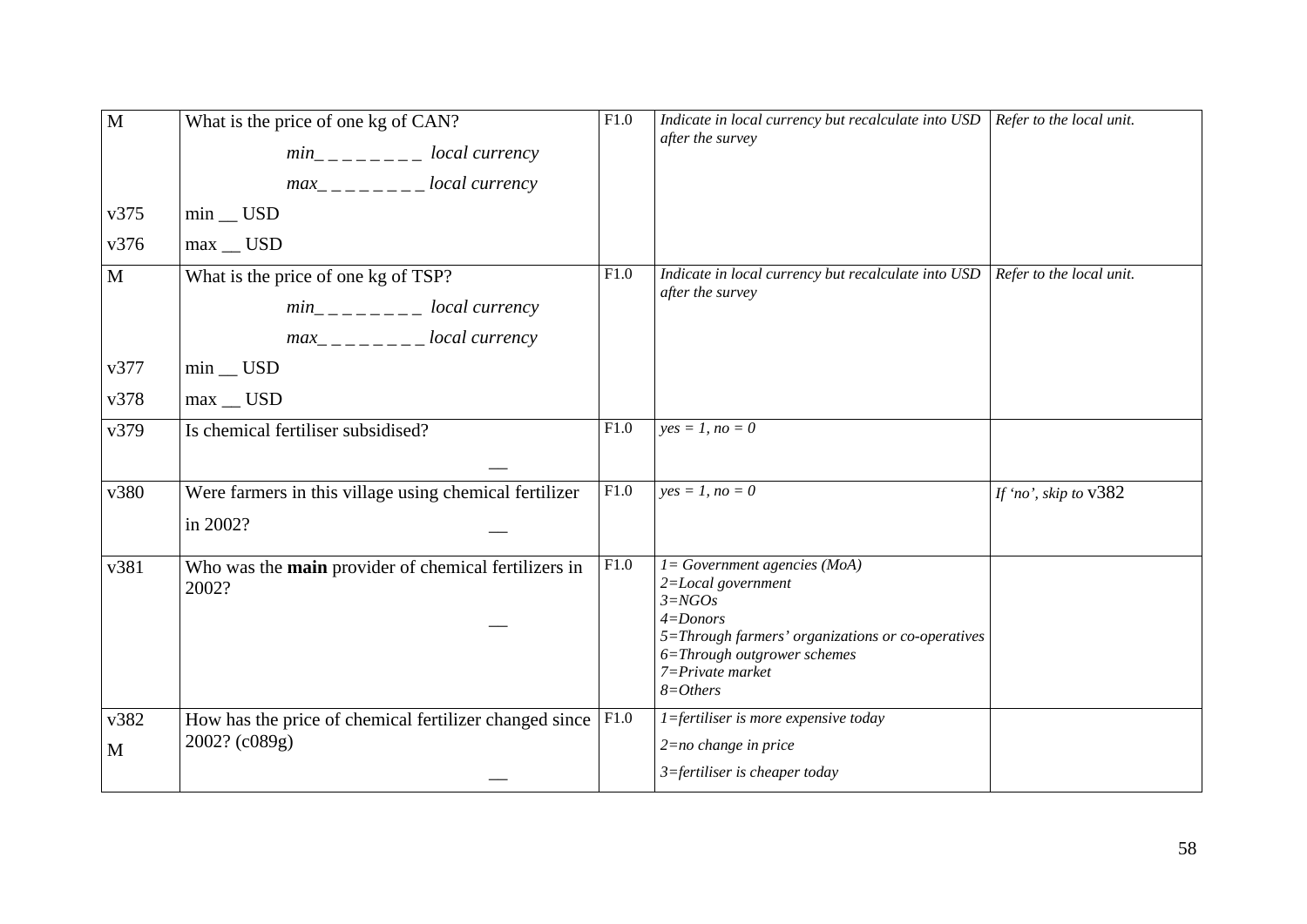| | | | | |
|---|---|---|---|---|
| M<br><br><br>v375<br>v376 | What is the price of one kg of CAN?<br>*min_ _ _ _ _ _ _ _ local currency*<br>*max_ _ _ _ _ _ _ _ local currency*<br>min __ USD<br>max __ USD | F1.0 | *Indicate in local currency but recalculate into USD after the survey* | *Refer to the local unit.* |
| M<br><br><br>v377<br>v378 | What is the price of one kg of TSP?<br>*min_ _ _ _ _ _ _ _ local currency*<br>*max_ _ _ _ _ _ _ _ local currency*<br>min __ USD<br>max __ USD | F1.0 | *Indicate in local currency but recalculate into USD after the survey* | *Refer to the local unit.* |
| v379 | Is chemical fertiliser subsidised?<br>__ | F1.0 | *yes = 1, no = 0* | |
| v380 | Were farmers in this village using chemical fertilizer in 2002?<br>__ | F1.0 | *yes = 1, no = 0* | *If 'no', skip to* v382 |
| v381 | Who was the **main** provider of chemical fertilizers in 2002?<br>__ | F1.0 | *1= Government agencies (MoA)*<br>*2=Local government*<br>*3=NGOs*<br>*4=Donors*<br>*5=Through farmers' organizations or co-operatives*<br>*6=Through outgrower schemes*<br>*7=Private market*<br>*8=Others* | |
| v382<br>M | How has the price of chemical fertilizer changed since 2002? (c089g)<br>__ | F1.0 | *1=fertiliser is more expensive today*<br>*2=no change in price*<br>*3=fertiliser is cheaper today* | |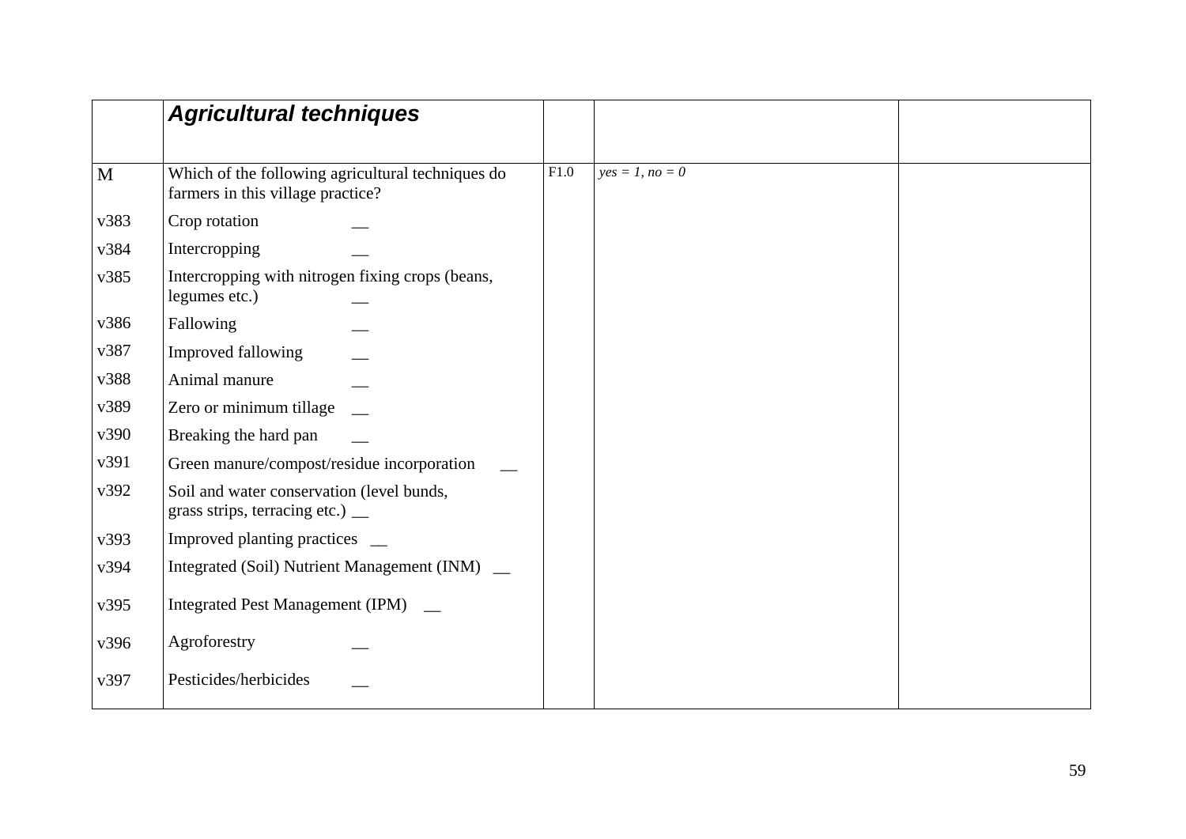|  | ***Agricultural techniques*** |  |  |  |
|---|---|---|---|---|
| M | Which of the following agricultural techniques do farmers in this village practice? | F1.0 | *yes = 1, no = 0* |  |
| v383 | Crop rotation __ |  |  |  |
| v384 | Intercropping __ |  |  |  |
| v385 | Intercropping with nitrogen fixing crops (beans, legumes etc.) __ |  |  |  |
| v386 | Fallowing __ |  |  |  |
| v387 | Improved fallowing __ |  |  |  |
| v388 | Animal manure __ |  |  |  |
| v389 | Zero or minimum tillage __ |  |  |  |
| v390 | Breaking the hard pan __ |  |  |  |
| v391 | Green manure/compost/residue incorporation __ |  |  |  |
| v392 | Soil and water conservation (level bunds, grass strips, terracing etc.) __ |  |  |  |
| v393 | Improved planting practices __ |  |  |  |
| v394 | Integrated (Soil) Nutrient Management (INM) __ |  |  |  |
| v395 | Integrated Pest Management (IPM) __ |  |  |  |
| v396 | Agroforestry __ |  |  |  |
| v397 | Pesticides/herbicides __ |  |  |  |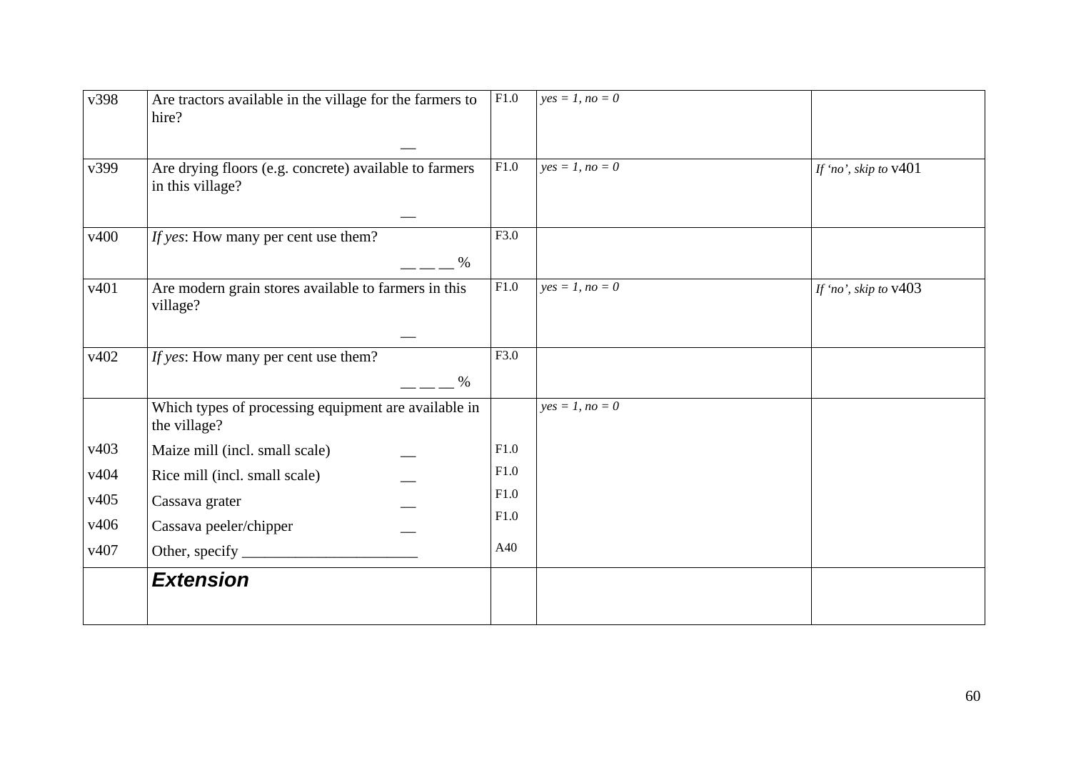| | | | | |
|---|---|---|---|---|
| v398 | Are tractors available in the village for the farmers to hire? __ | F1.0 | *yes = 1, no = 0* | |
| v399 | Are drying floors (e.g. concrete) available to farmers in this village? __ | F1.0 | *yes = 1, no = 0* | *If 'no', skip to* v401 |
| v400 | *If yes*: How many per cent use them? __ __ __ % | F3.0 | | |
| v401 | Are modern grain stores available to farmers in this village? __ | F1.0 | *yes = 1, no = 0* | *If 'no', skip to* v403 |
| v402 | *If yes*: How many per cent use them? __ __ __ % | F3.0 | | |
| | Which types of processing equipment are available in the village? | | *yes = 1, no = 0* | |
| v403 | Maize mill (incl. small scale) __ | F1.0 | | |
| v404 | Rice mill (incl. small scale) __ | F1.0 | | |
| v405 | Cassava grater __ | F1.0 | | |
| v406 | Cassava peeler/chipper __ | F1.0 | | |
| v407 | Other, specify ______________________ | A40 | | |
| | ***Extension*** | | | |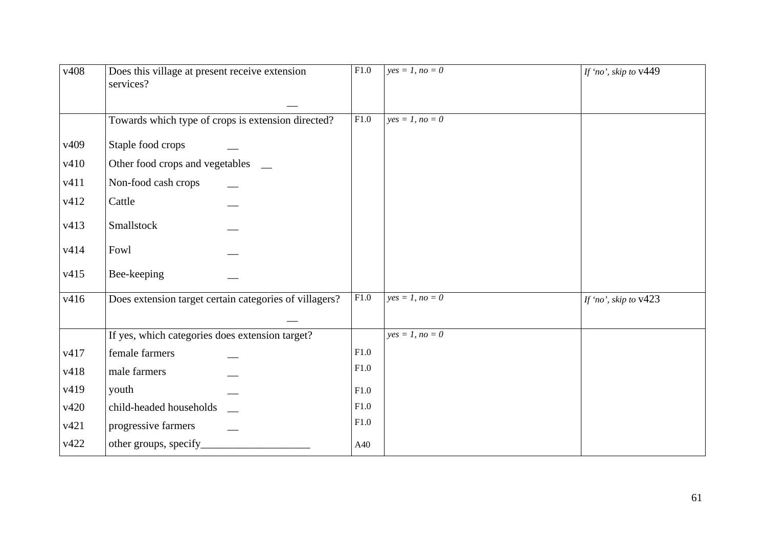| | | | | |
|---|---|---|---|---|
| v408 | Does this village at present receive extension services? __ | F1.0 | *yes = 1, no = 0* | *If 'no', skip to* v449 |
| | Towards which type of crops is extension directed? | F1.0 | *yes = 1, no = 0* | |
| v409 | Staple food crops __ | | | |
| v410 | Other food crops and vegetables __ | | | |
| v411 | Non-food cash crops __ | | | |
| v412 | Cattle __ | | | |
| v413 | Smallstock __ | | | |
| v414 | Fowl __ | | | |
| v415 | Bee-keeping __ | | | |
| v416 | Does extension target certain categories of villagers? __ | F1.0 | *yes = 1, no = 0* | *If 'no', skip to* v423 |
| | If yes, which categories does extension target? | | *yes = 1, no = 0* | |
| v417 | female farmers __ | F1.0 | | |
| v418 | male farmers __ | F1.0 | | |
| v419 | youth __ | F1.0 | | |
| v420 | child-headed households __ | F1.0 | | |
| v421 | progressive farmers __ | F1.0 | | |
| v422 | other groups, specify____________________ | A40 | | |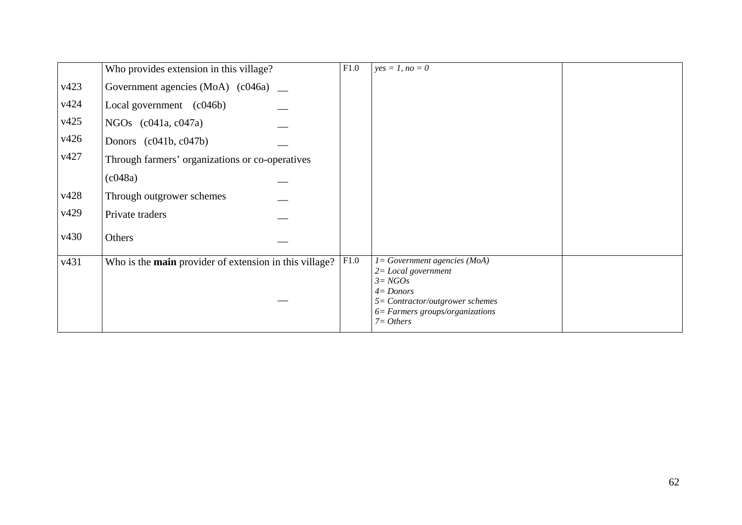| | | | | |
|---|---|---|---|---|
| | Who provides extension in this village? | F1.0 | *yes = 1, no = 0* | |
| v423 | Government agencies (MoA) (c046a) __ | | | |
| v424 | Local government (c046b) __ | | | |
| v425 | NGOs (c041a, c047a) __ | | | |
| v426 | Donors (c041b, c047b) __ | | | |
| v427 | Through farmers' organizations or co-operatives (c048a) __ | | | |
| v428 | Through outgrower schemes __ | | | |
| v429 | Private traders __ | | | |
| v430 | Others __ | | | |
| v431 | Who is the **main** provider of extension in this village? __ | F1.0 | *1= Government agencies (MoA)*<br>*2= Local government*<br>*3= NGOs*<br>*4= Donors*<br>*5= Contractor/outgrower schemes*<br>*6= Farmers groups/organizations*<br>*7= Others* | |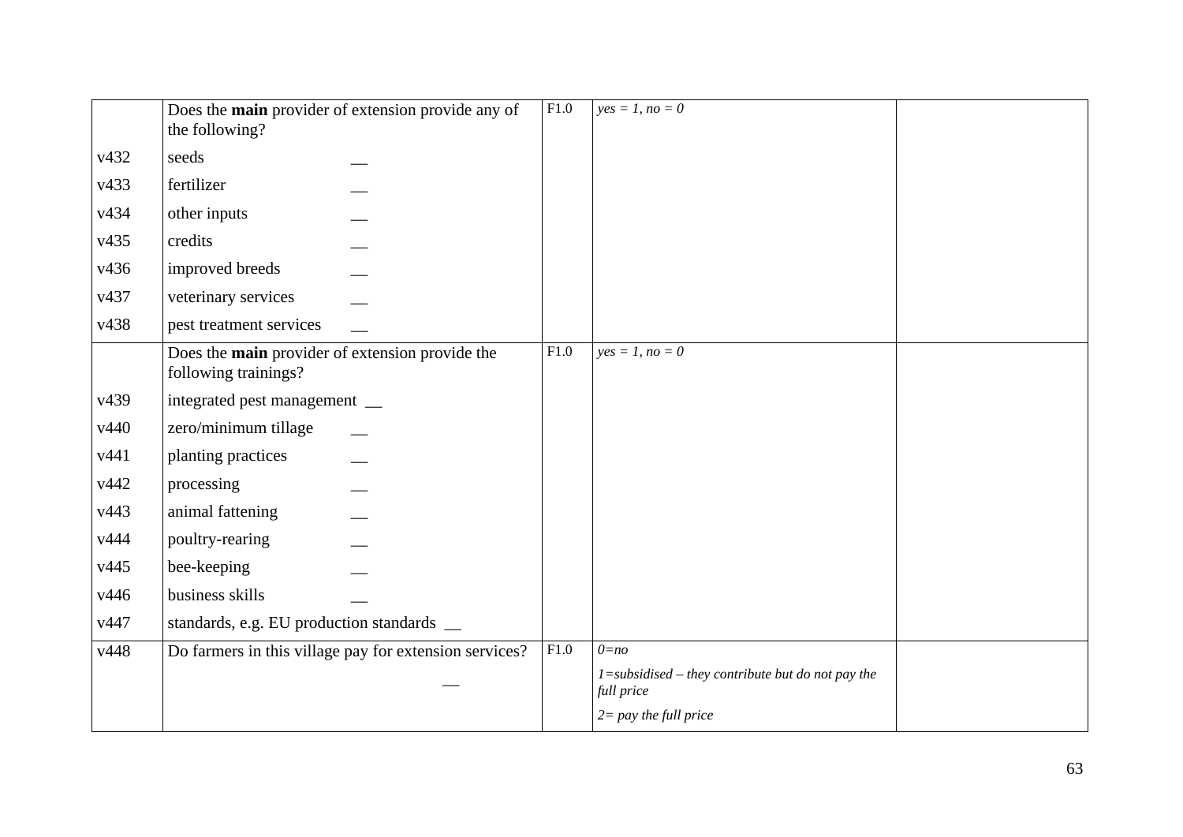| | | | | |
|---|---|---|---|---|
| | Does the **main** provider of extension provide any of the following? | F1.0 | *yes = 1, no = 0* | |
| v432 | seeds __ | | | |
| v433 | fertilizer __ | | | |
| v434 | other inputs __ | | | |
| v435 | credits __ | | | |
| v436 | improved breeds __ | | | |
| v437 | veterinary services __ | | | |
| v438 | pest treatment services __ | | | |
| | Does the **main** provider of extension provide the following trainings? | F1.0 | *yes = 1, no = 0* | |
| v439 | integrated pest management __ | | | |
| v440 | zero/minimum tillage __ | | | |
| v441 | planting practices __ | | | |
| v442 | processing __ | | | |
| v443 | animal fattening __ | | | |
| v444 | poultry-rearing __ | | | |
| v445 | bee-keeping __ | | | |
| v446 | business skills __ | | | |
| v447 | standards, e.g. EU production standards __ | | | |
| v448 | Do farmers in this village pay for extension services? __ | F1.0 | *0=no*<br>*1=subsidised – they contribute but do not pay the full price*<br>*2= pay the full price* | |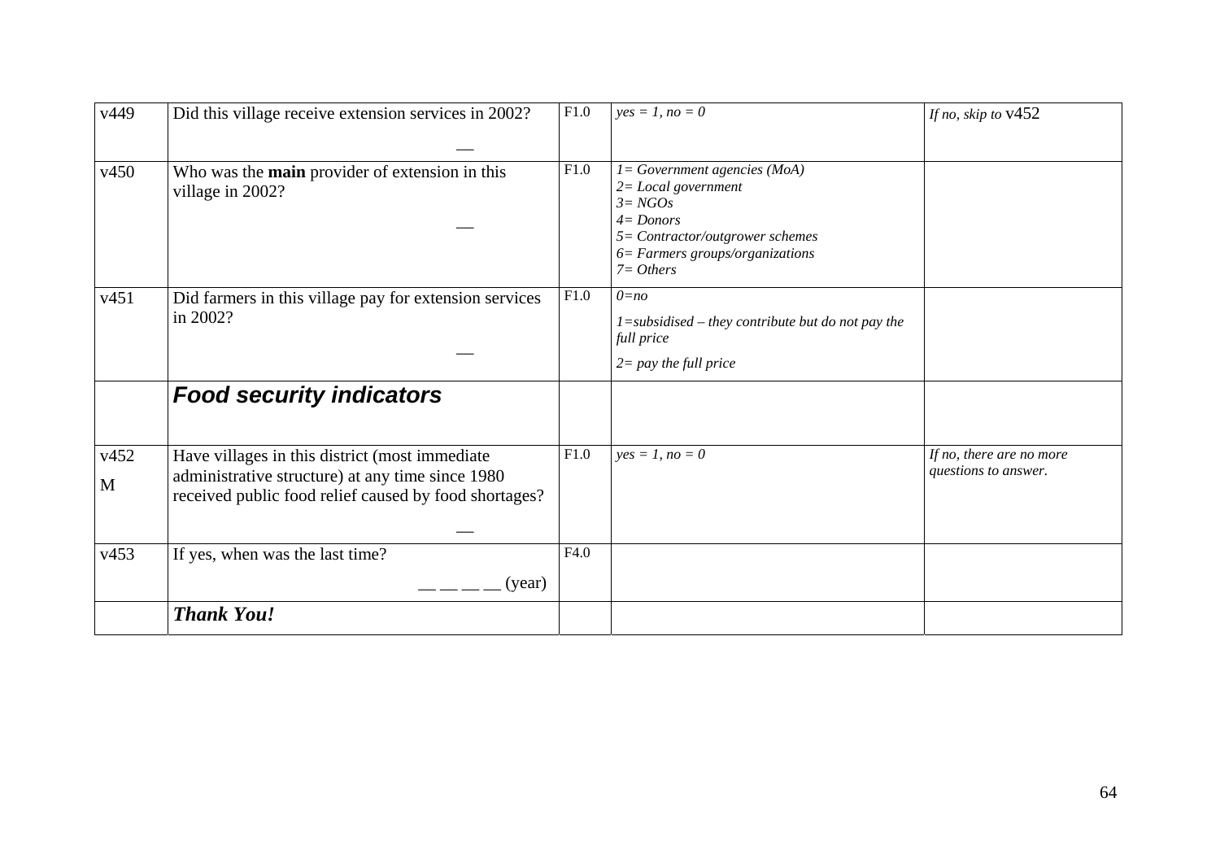| v449 | Did this village receive extension services in 2002? \_\_ | F1.0 | *yes = 1, no = 0* | *If no, skip to* v452 |
|---|---|---|---|---|
| v450 | Who was the **main** provider of extension in this village in 2002? \_\_ | F1.0 | *1= Government agencies (MoA)*<br>*2= Local government*<br>*3= NGOs*<br>*4= Donors*<br>*5= Contractor/outgrower schemes*<br>*6= Farmers groups/organizations*<br>*7= Others* | |
| v451 | Did farmers in this village pay for extension services in 2002? \_\_ | F1.0 | *0=no*<br>*1=subsidised – they contribute but do not pay the full price*<br>*2= pay the full price* | |
| | ***Food security indicators*** | | | |
| v452<br>M | Have villages in this district (most immediate administrative structure) at any time since 1980 received public food relief caused by food shortages? \_\_ | F1.0 | *yes = 1, no = 0* | *If no, there are no more questions to answer.* |
| v453 | If yes, when was the last time? \_\_ \_\_ \_\_ \_\_ (year) | F4.0 | | |
| | ***Thank You!*** | | | |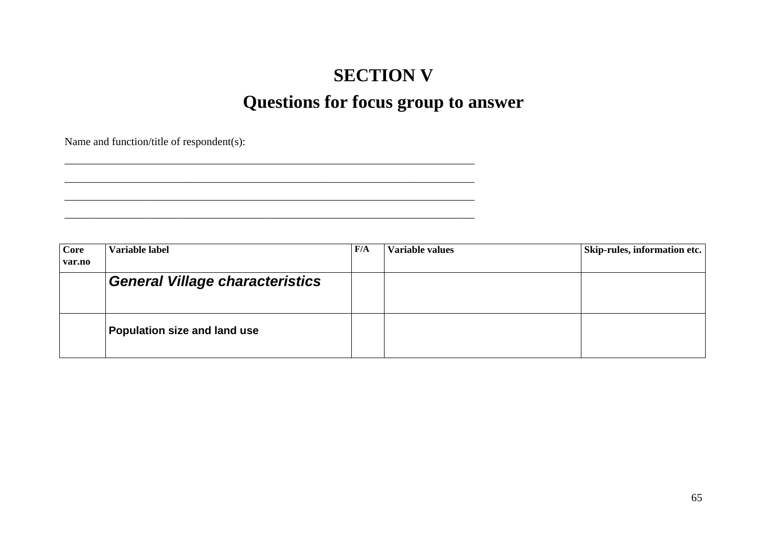# SECTION V

# Questions for focus group to answer

Name and function/title of respondent(s):

___________________________________________________________________________

___________________________________________________________________________

___________________________________________________________________________

___________________________________________________________________________

| Core var.no | Variable label | F/A | Variable values | Skip-rules, information etc. |
|---|---|---|---|---|
| | ***General Village characteristics*** | | | |
| | **Population size and land use** | | | |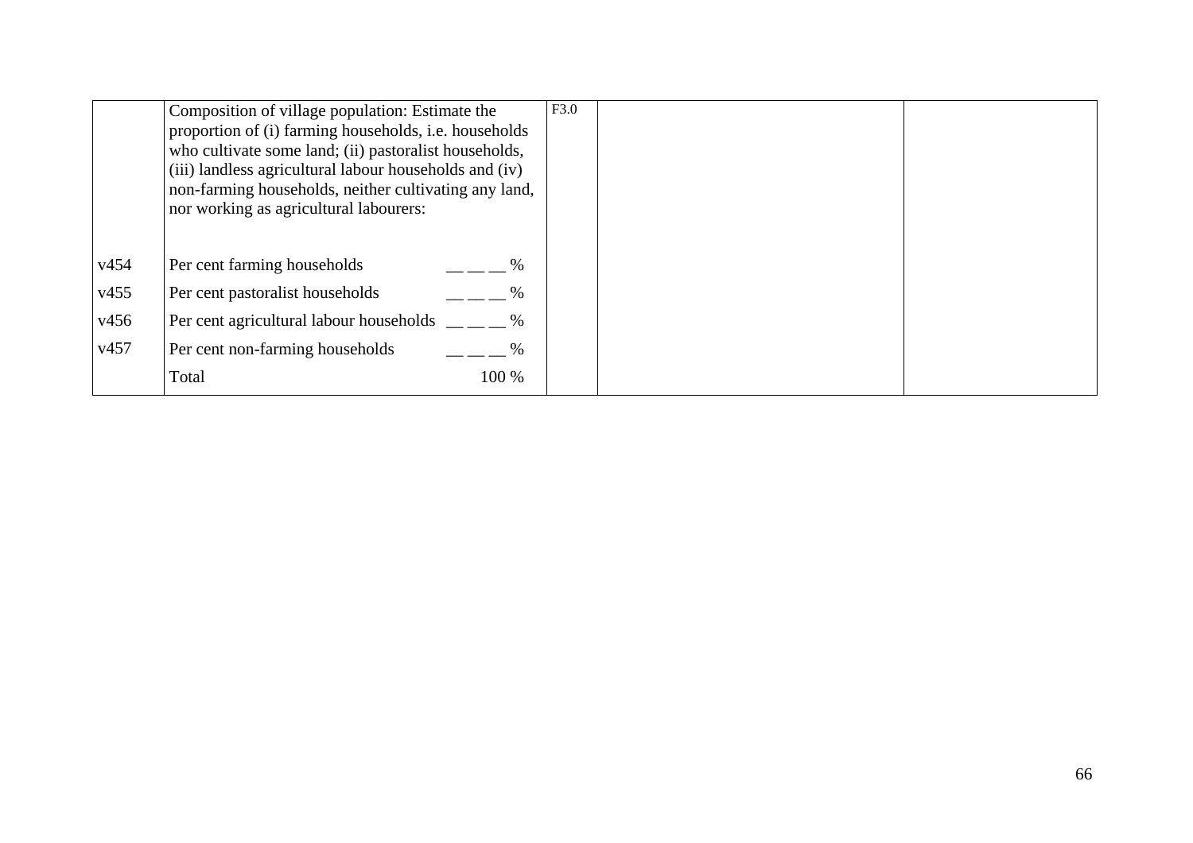| | | | | |
|---|---|---|---|---|
| | Composition of village population: Estimate the proportion of (i) farming households, i.e. households who cultivate some land; (ii) pastoralist households, (iii) landless agricultural labour households and (iv) non-farming households, neither cultivating any land, nor working as agricultural labourers: | F3.0 | | |
| v454 | Per cent farming households __ __ __ % | | | |
| v455 | Per cent pastoralist households __ __ __ % | | | |
| v456 | Per cent agricultural labour households __ __ __ % | | | |
| v457 | Per cent non-farming households __ __ __ % | | | |
| | Total 100 % | | | |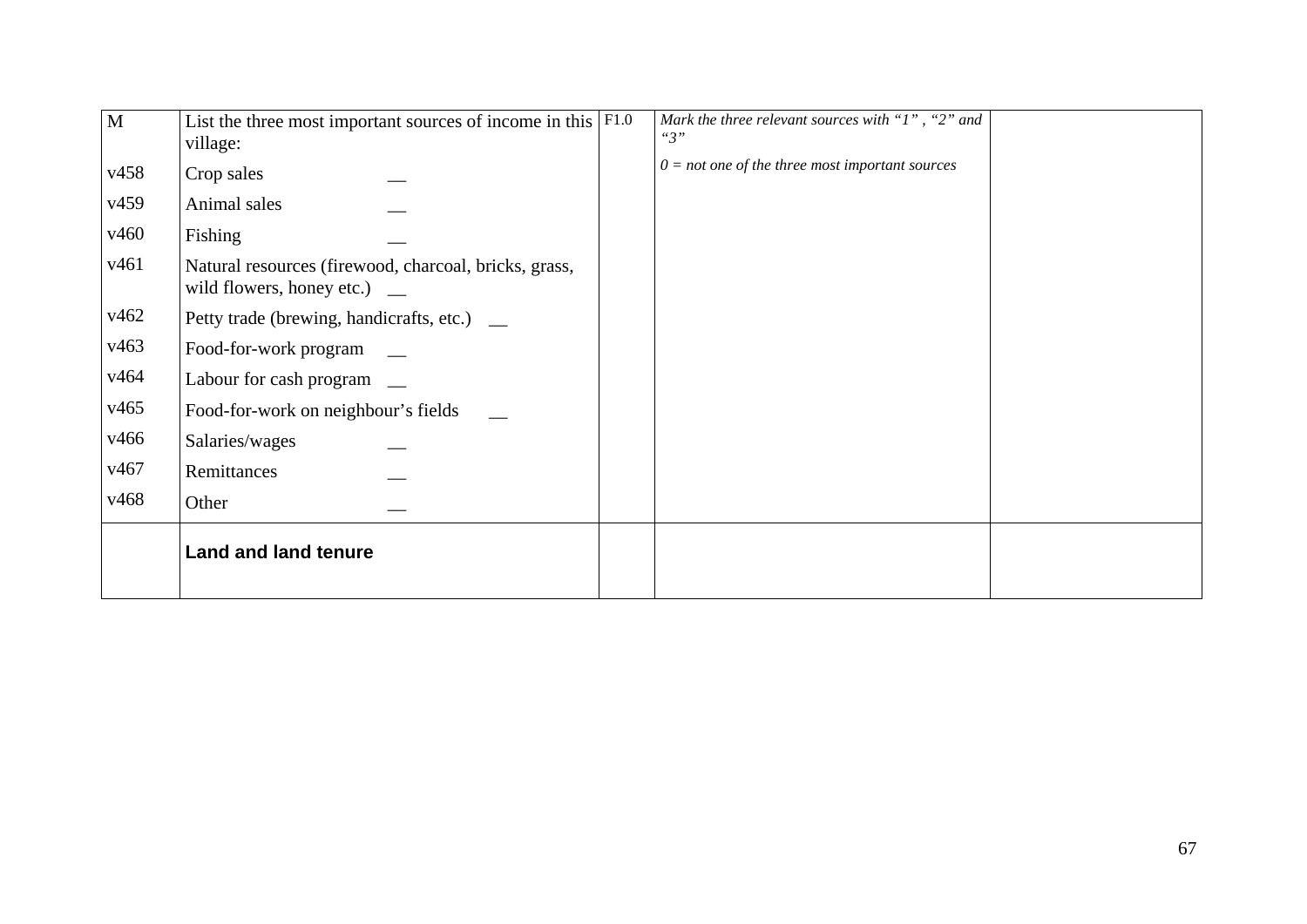| M | List the three most important sources of income in this village: | F1.0 | *Mark the three relevant sources with "1" , "2" and "3"* | |
|---|---|---|---|---|
| v458 | Crop sales __ | | *0 = not one of the three most important sources* | |
| v459 | Animal sales __ | | | |
| v460 | Fishing __ | | | |
| v461 | Natural resources (firewood, charcoal, bricks, grass, wild flowers, honey etc.) __ | | | |
| v462 | Petty trade (brewing, handicrafts, etc.) __ | | | |
| v463 | Food-for-work program __ | | | |
| v464 | Labour for cash program __ | | | |
| v465 | Food-for-work on neighbour's fields __ | | | |
| v466 | Salaries/wages __ | | | |
| v467 | Remittances __ | | | |
| v468 | Other __ | | | |
| | **Land and land tenure** | | | |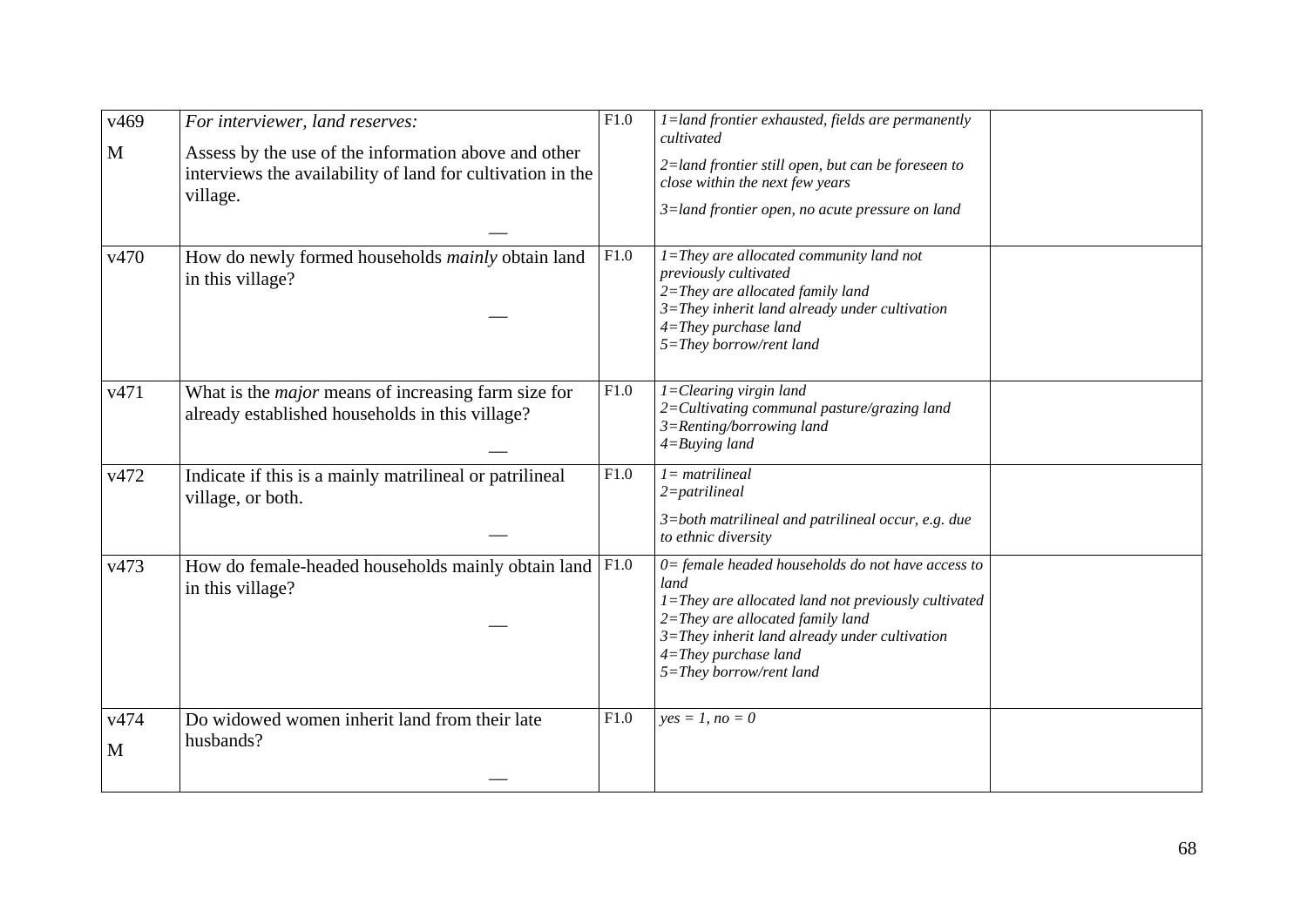| | | | | |
|---|---|---|---|---|
| v469<br><br>M | *For interviewer, land reserves:*<br><br>Assess by the use of the information above and other interviews the availability of land for cultivation in the village.<br><br>__ | F1.0 | *1=land frontier exhausted, fields are permanently cultivated*<br><br>*2=land frontier still open, but can be foreseen to close within the next few years*<br><br>*3=land frontier open, no acute pressure on land* | |
| v470 | How do newly formed households *mainly* obtain land in this village?<br><br>__ | F1.0 | *1=They are allocated community land not previously cultivated*<br>*2=They are allocated family land*<br>*3=They inherit land already under cultivation*<br>*4=They purchase land*<br>*5=They borrow/rent land* | |
| v471 | What is the *major* means of increasing farm size for already established households in this village?<br><br>__ | F1.0 | *1=Clearing virgin land*<br>*2=Cultivating communal pasture/grazing land*<br>*3=Renting/borrowing land*<br>*4=Buying land* | |
| v472 | Indicate if this is a mainly matrilineal or patrilineal village, or both.<br><br>__ | F1.0 | *1= matrilineal*<br>*2=patrilineal*<br><br>*3=both matrilineal and patrilineal occur, e.g. due to ethnic diversity* | |
| v473 | How do female-headed households mainly obtain land in this village?<br><br>__ | F1.0 | *0= female headed households do not have access to land*<br>*1=They are allocated land not previously cultivated*<br>*2=They are allocated family land*<br>*3=They inherit land already under cultivation*<br>*4=They purchase land*<br>*5=They borrow/rent land* | |
| v474<br><br>M | Do widowed women inherit land from their late husbands?<br><br>__ | F1.0 | *yes = 1, no = 0* | |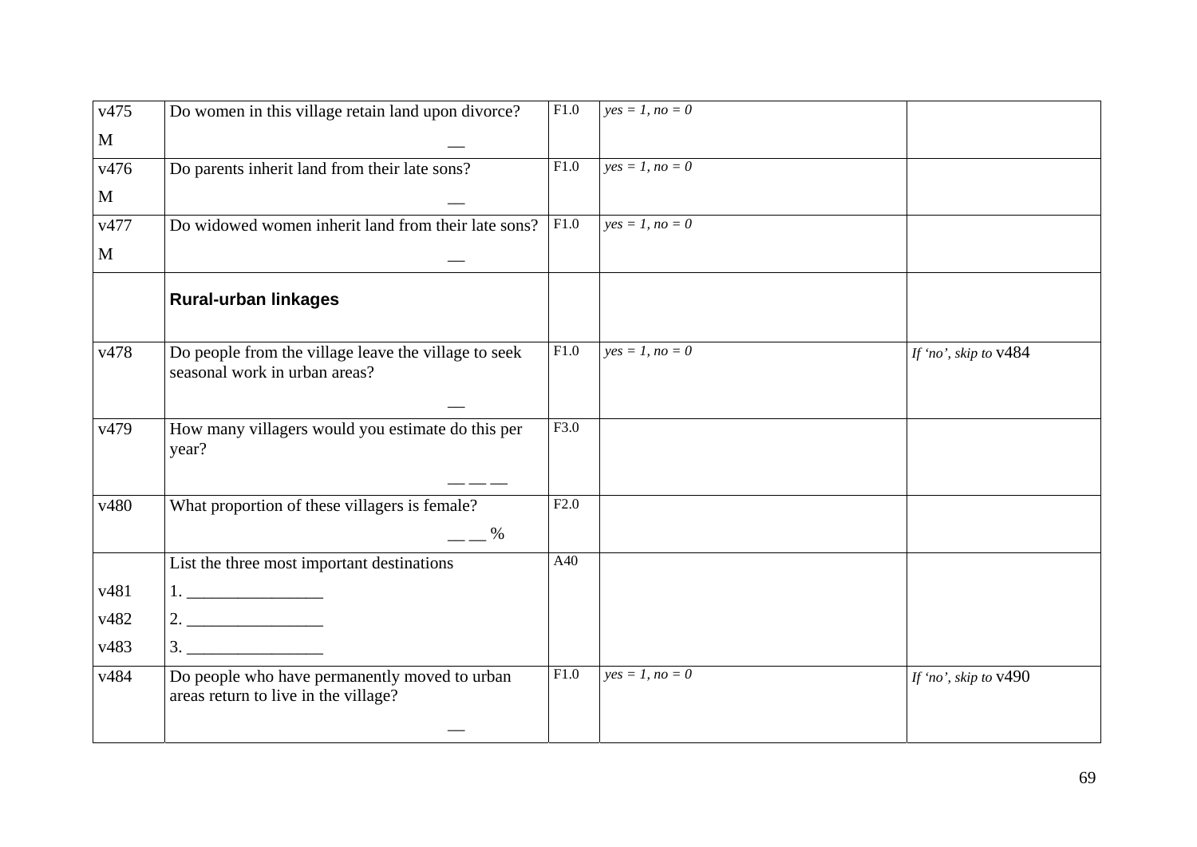| | | | | |
|---|---|---|---|---|
| v475<br>M | Do women in this village retain land upon divorce?<br>__ | F1.0 | *yes = 1, no = 0* | |
| v476<br>M | Do parents inherit land from their late sons?<br>__ | F1.0 | *yes = 1, no = 0* | |
| v477<br>M | Do widowed women inherit land from their late sons?<br>__ | F1.0 | *yes = 1, no = 0* | |
| | **Rural-urban linkages** | | | |
| v478 | Do people from the village leave the village to seek seasonal work in urban areas?<br>__ | F1.0 | *yes = 1, no = 0* | *If 'no', skip to* v484 |
| v479 | How many villagers would you estimate do this per year?<br>__ __ __ | F3.0 | | |
| v480 | What proportion of these villagers is female?<br>__ __ % | F2.0 | | |
| | List the three most important destinations | A40 | | |
| v481 | 1. ________________ | | | |
| v482 | 2. ________________ | | | |
| v483 | 3. ________________ | | | |
| v484 | Do people who have permanently moved to urban areas return to live in the village?<br>__ | F1.0 | *yes = 1, no = 0* | *If 'no', skip to* v490 |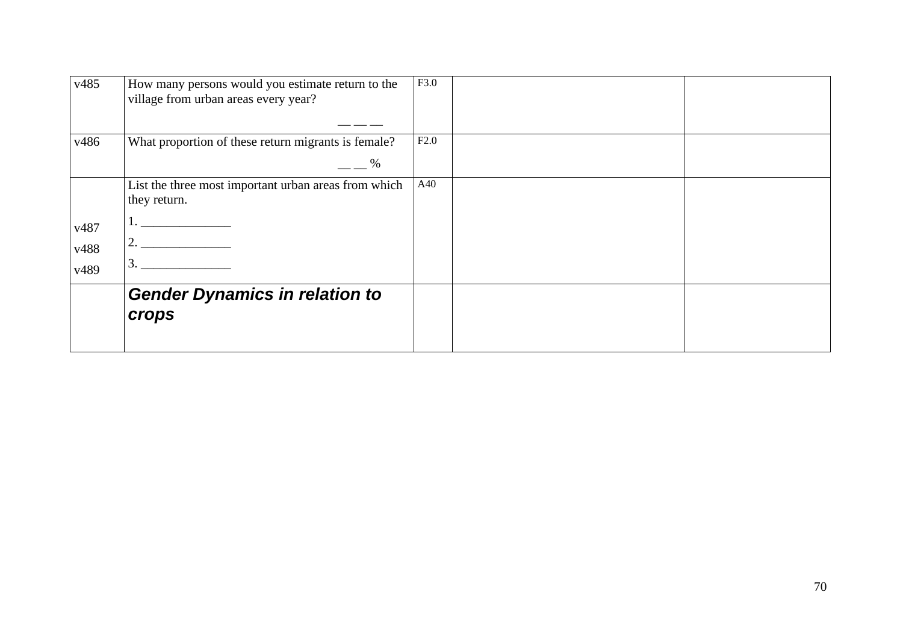| | | | | |
|---|---|---|---|---|
| v485 | How many persons would you estimate return to the village from urban areas every year? — — — | F3.0 | | |
| v486 | What proportion of these return migrants is female? __ __ % | F2.0 | | |
| v487<br>v488<br>v489 | List the three most important urban areas from which they return.<br>1. ______________<br>2. ______________<br>3. ______________ | A40 | | |
| | ***Gender Dynamics in relation to crops*** | | | |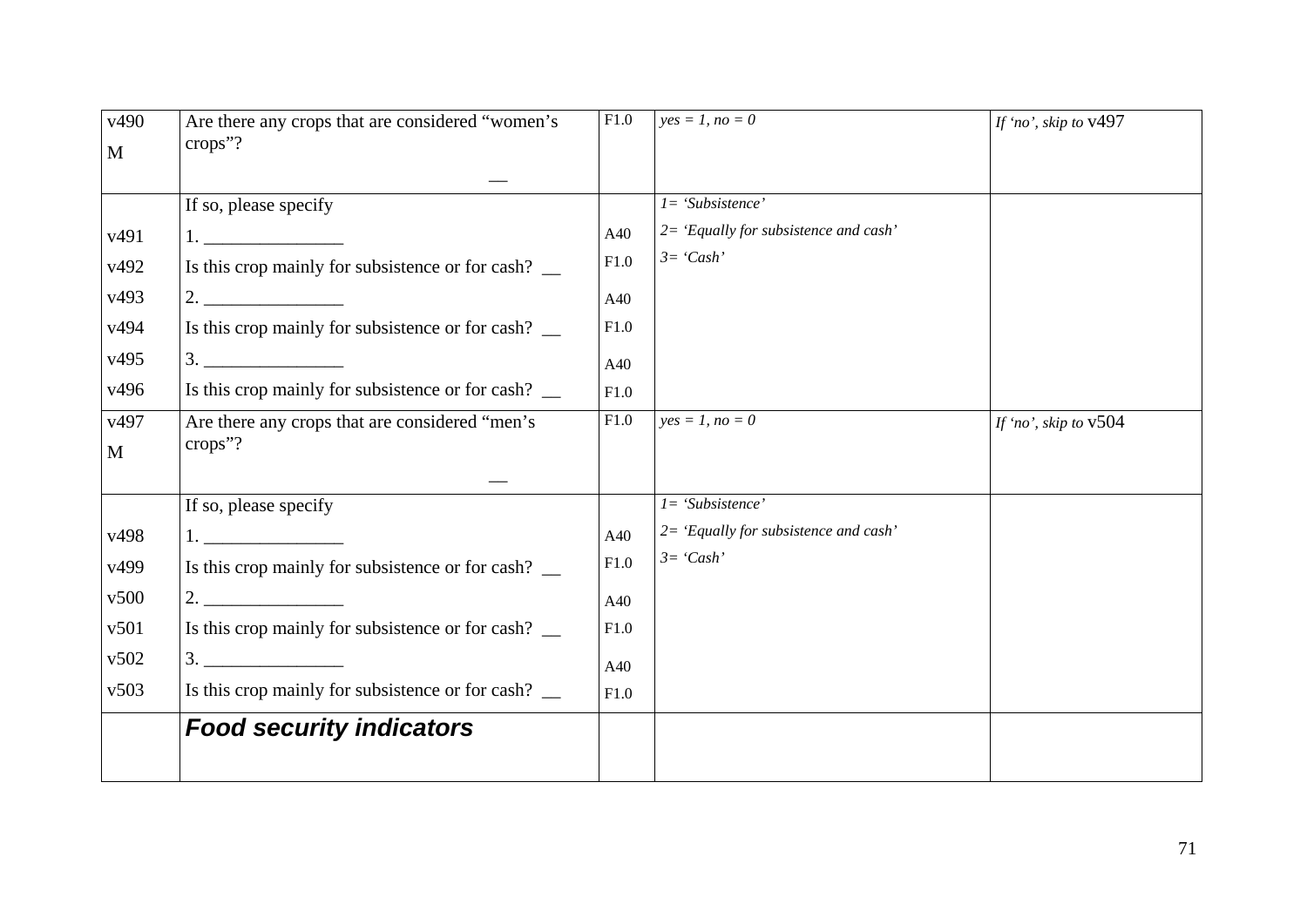| | | | | |
|---|---|---|---|---|
| v490<br>M | Are there any crops that are considered "women's crops"?<br>__ | F1.0 | *yes = 1, no = 0* | *If 'no', skip to* v497 |
| | If so, please specify | | *1= 'Subsistence'*<br>*2= 'Equally for subsistence and cash'*<br>*3= 'Cash'* | |
| v491 | 1. _______________ | A40 | | |
| v492 | Is this crop mainly for subsistence or for cash? __ | F1.0 | | |
| v493 | 2. _______________ | A40 | | |
| v494 | Is this crop mainly for subsistence or for cash? __ | F1.0 | | |
| v495 | 3. _______________ | A40 | | |
| v496 | Is this crop mainly for subsistence or for cash? __ | F1.0 | | |
| v497<br>M | Are there any crops that are considered "men's crops"?<br>__ | F1.0 | *yes = 1, no = 0* | *If 'no', skip to* v504 |
| | If so, please specify | | *1= 'Subsistence'*<br>*2= 'Equally for subsistence and cash'*<br>*3= 'Cash'* | |
| v498 | 1. _______________ | A40 | | |
| v499 | Is this crop mainly for subsistence or for cash? __ | F1.0 | | |
| v500 | 2. _______________ | A40 | | |
| v501 | Is this crop mainly for subsistence or for cash? __ | F1.0 | | |
| v502 | 3. _______________ | A40 | | |
| v503 | Is this crop mainly for subsistence or for cash? __ | F1.0 | | |
| | ***Food security indicators*** | | | |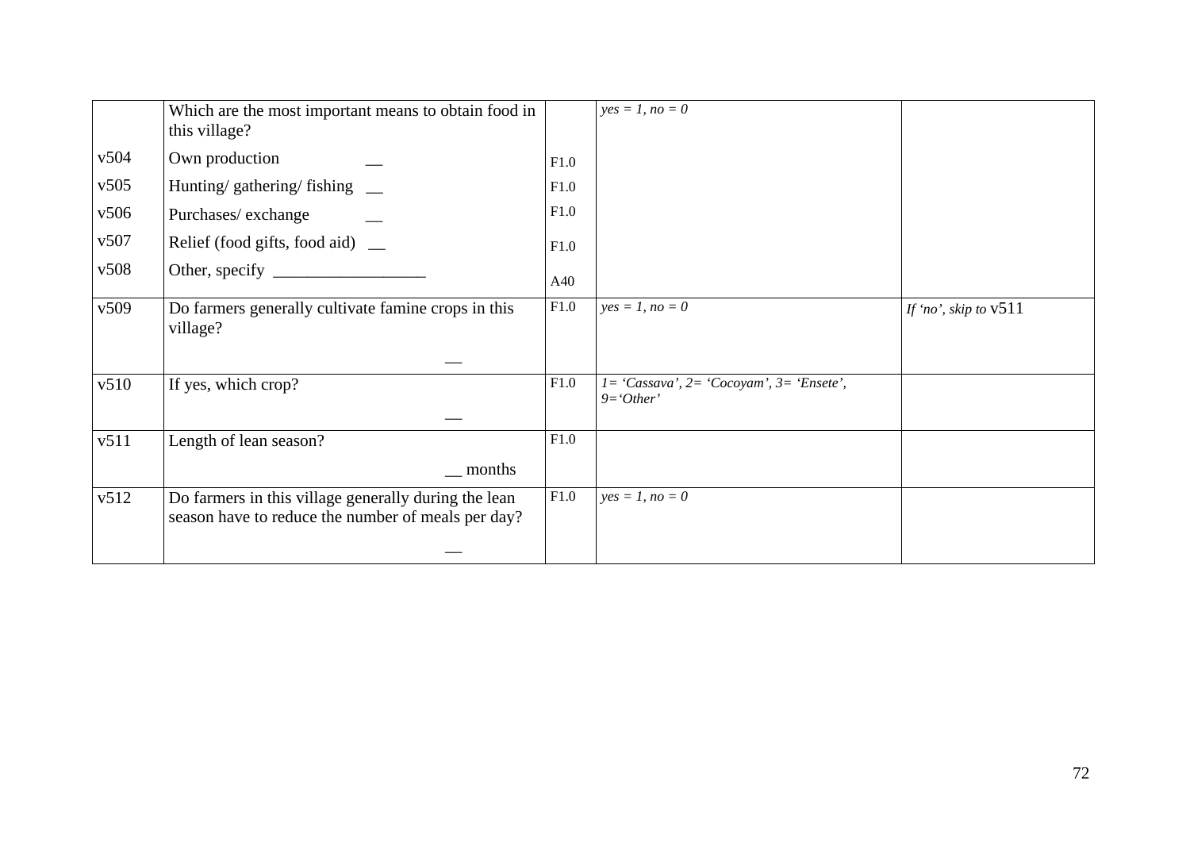| | | | | |
|---|---|---|---|---|
| | Which are the most important means to obtain food in this village? | | *yes = 1, no = 0* | |
| v504 | Own production __ | F1.0 | | |
| v505 | Hunting/ gathering/ fishing __ | F1.0 | | |
| v506 | Purchases/ exchange __ | F1.0 | | |
| v507 | Relief (food gifts, food aid) __ | F1.0 | | |
| v508 | Other, specify ________________ | A40 | | |
| v509 | Do farmers generally cultivate famine crops in this village? __ | F1.0 | *yes = 1, no = 0* | *If 'no', skip to* v511 |
| v510 | If yes, which crop? __ | F1.0 | *1= 'Cassava', 2= 'Cocoyam', 3= 'Ensete', 9='Other'* | |
| v511 | Length of lean season? __ months | F1.0 | | |
| v512 | Do farmers in this village generally during the lean season have to reduce the number of meals per day? __ | F1.0 | *yes = 1, no = 0* | |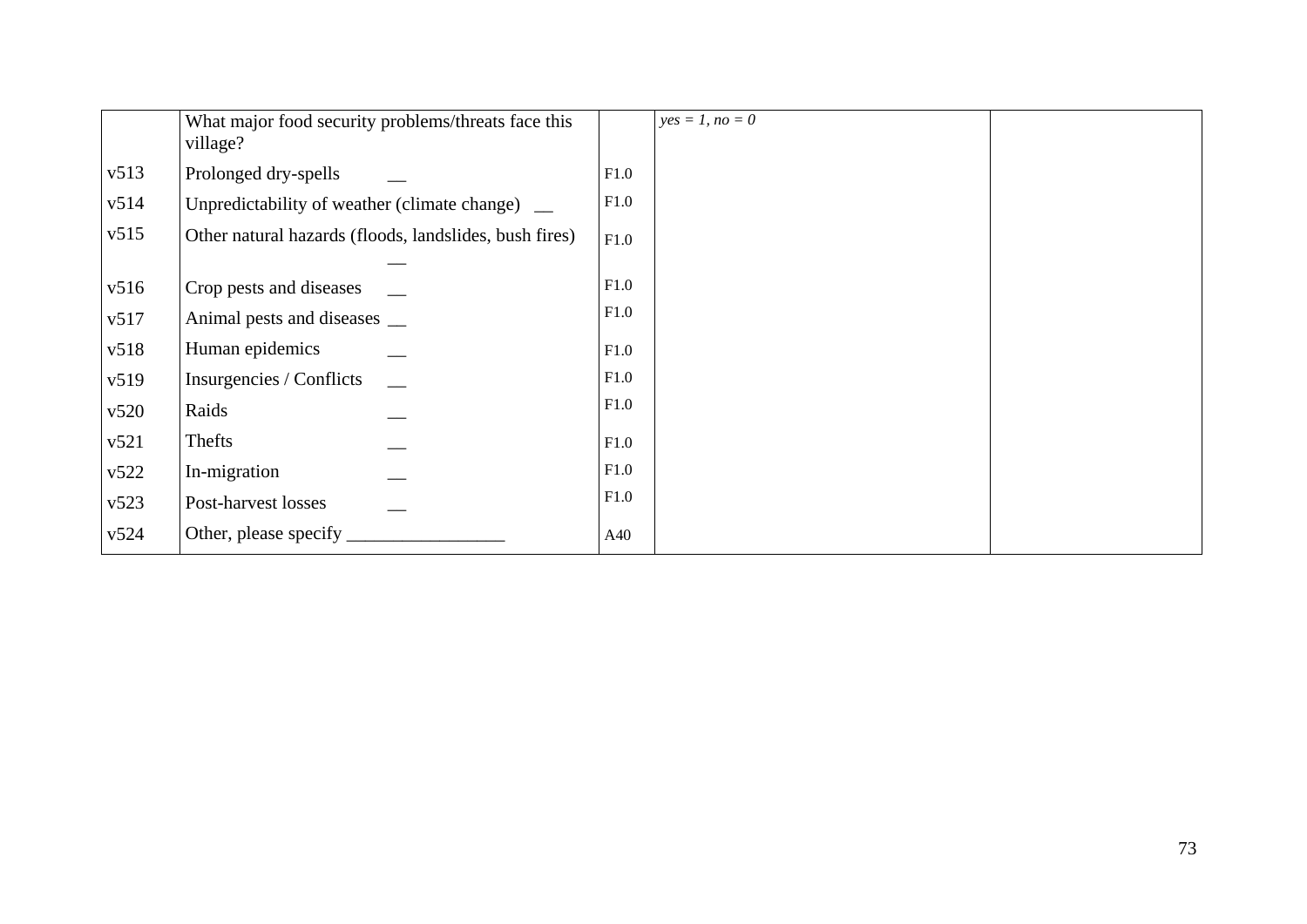| | | | | |
|---|---|---|---|---|
| | What major food security problems/threats face this village? | | *yes = 1, no = 0* | |
| v513 | Prolonged dry-spells __ | F1.0 | | |
| v514 | Unpredictability of weather (climate change) __ | F1.0 | | |
| v515 | Other natural hazards (floods, landslides, bush fires) __ | F1.0 | | |
| v516 | Crop pests and diseases __ | F1.0 | | |
| v517 | Animal pests and diseases __ | F1.0 | | |
| v518 | Human epidemics __ | F1.0 | | |
| v519 | Insurgencies / Conflicts __ | F1.0 | | |
| v520 | Raids __ | F1.0 | | |
| v521 | Thefts __ | F1.0 | | |
| v522 | In-migration __ | F1.0 | | |
| v523 | Post-harvest losses __ | F1.0 | | |
| v524 | Other, please specify _________________ | A40 | | |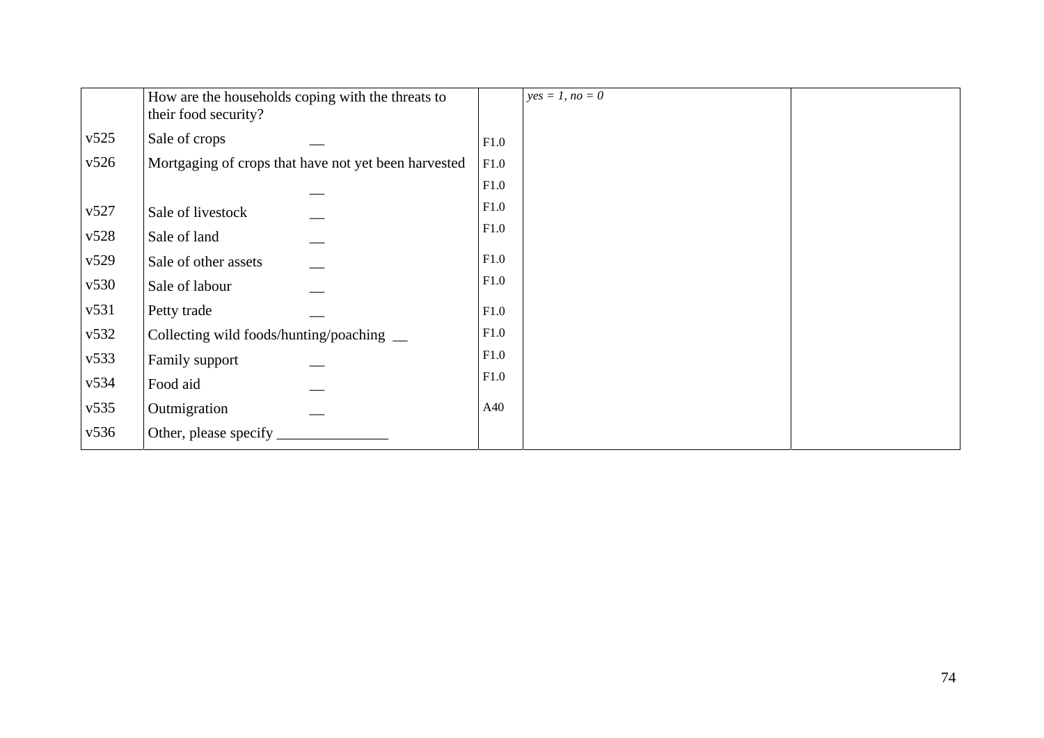| | How are the households coping with the threats to their food security? | | *yes = 1, no = 0* | |
|---|---|---|---|---|
| v525 | Sale of crops __ | F1.0 | | |
| v526 | Mortgaging of crops that have not yet been harvested __ | F1.0 | | |
| | | F1.0 | | |
| v527 | Sale of livestock __ | F1.0 | | |
| v528 | Sale of land __ | F1.0 | | |
| v529 | Sale of other assets __ | F1.0 | | |
| v530 | Sale of labour __ | F1.0 | | |
| v531 | Petty trade __ | F1.0 | | |
| v532 | Collecting wild foods/hunting/poaching __ | F1.0 | | |
| v533 | Family support __ | F1.0 | | |
| v534 | Food aid __ | F1.0 | | |
| v535 | Outmigration __ | A40 | | |
| v536 | Other, please specify _______________ | | | |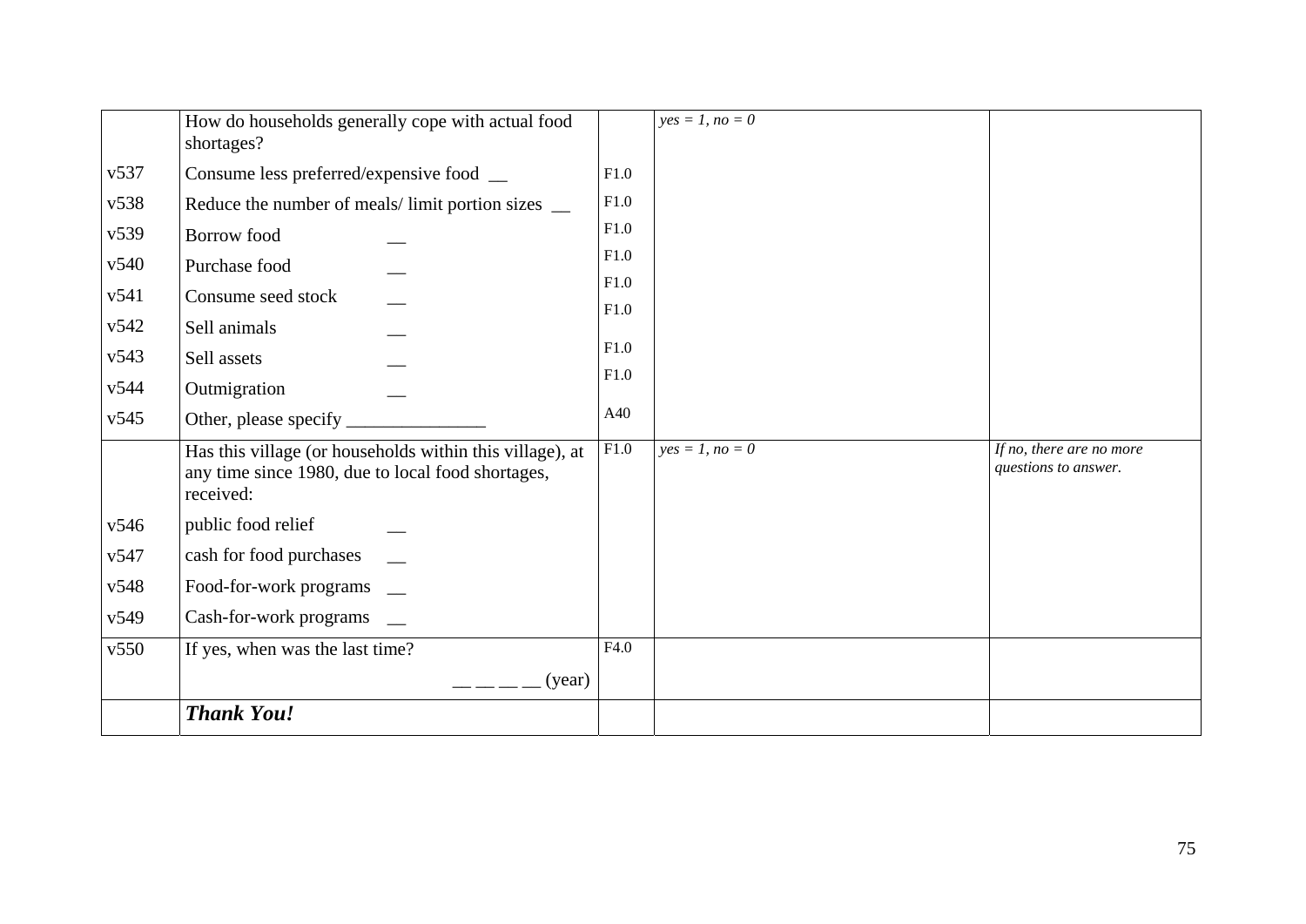| | | | | |
|---|---|---|---|---|
| | How do households generally cope with actual food shortages? | | *yes = 1, no = 0* | |
| v537 | Consume less preferred/expensive food __ | F1.0 | | |
| v538 | Reduce the number of meals/ limit portion sizes __ | F1.0 | | |
| v539 | Borrow food __ | F1.0 | | |
| v540 | Purchase food __ | F1.0 | | |
| v541 | Consume seed stock __ | F1.0 | | |
| v542 | Sell animals __ | F1.0 | | |
| v543 | Sell assets __ | F1.0 | | |
| v544 | Outmigration __ | F1.0 | | |
| v545 | Other, please specify _______________ | A40 | | |
| | Has this village (or households within this village), at any time since 1980, due to local food shortages, received: | F1.0 | *yes = 1, no = 0* | *If no, there are no more questions to answer.* |
| v546 | public food relief __ | | | |
| v547 | cash for food purchases __ | | | |
| v548 | Food-for-work programs __ | | | |
| v549 | Cash-for-work programs __ | | | |
| v550 | If yes, when was the last time? __ __ __ __ (year) | F4.0 | | |
| | ***Thank You!*** | | | |